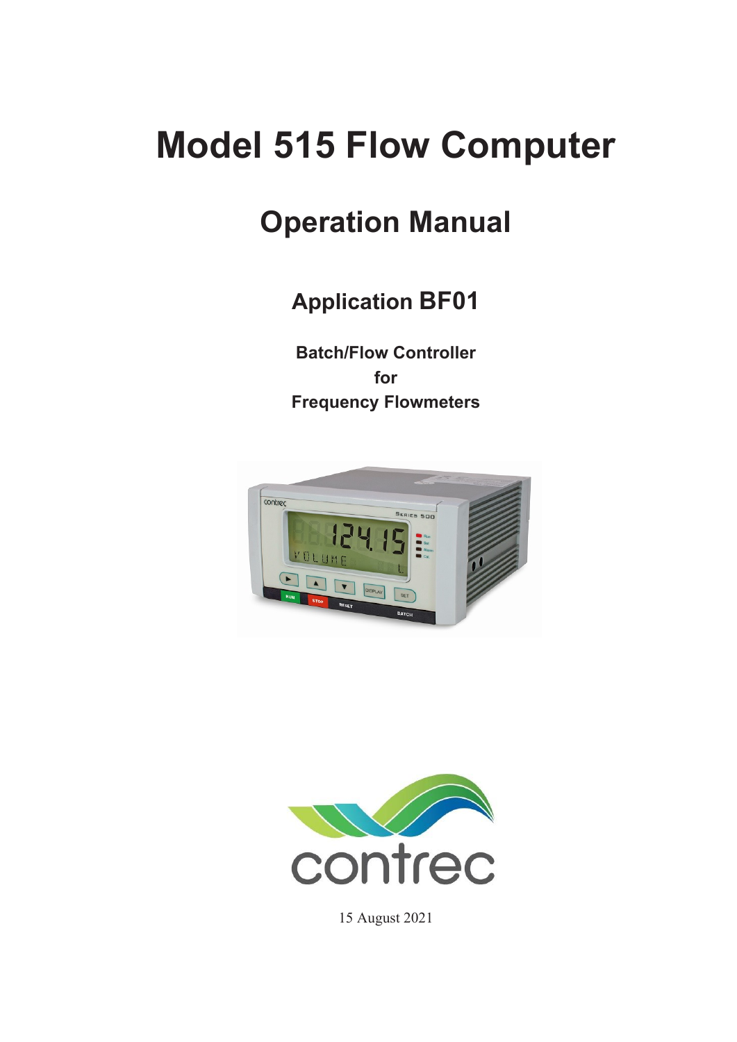# Model 515 Flow Computer

## Operation Manual

### Application BF01

**Batch/Flow Controller**
**for**
**Frequency Flowmeters**

15 August 2021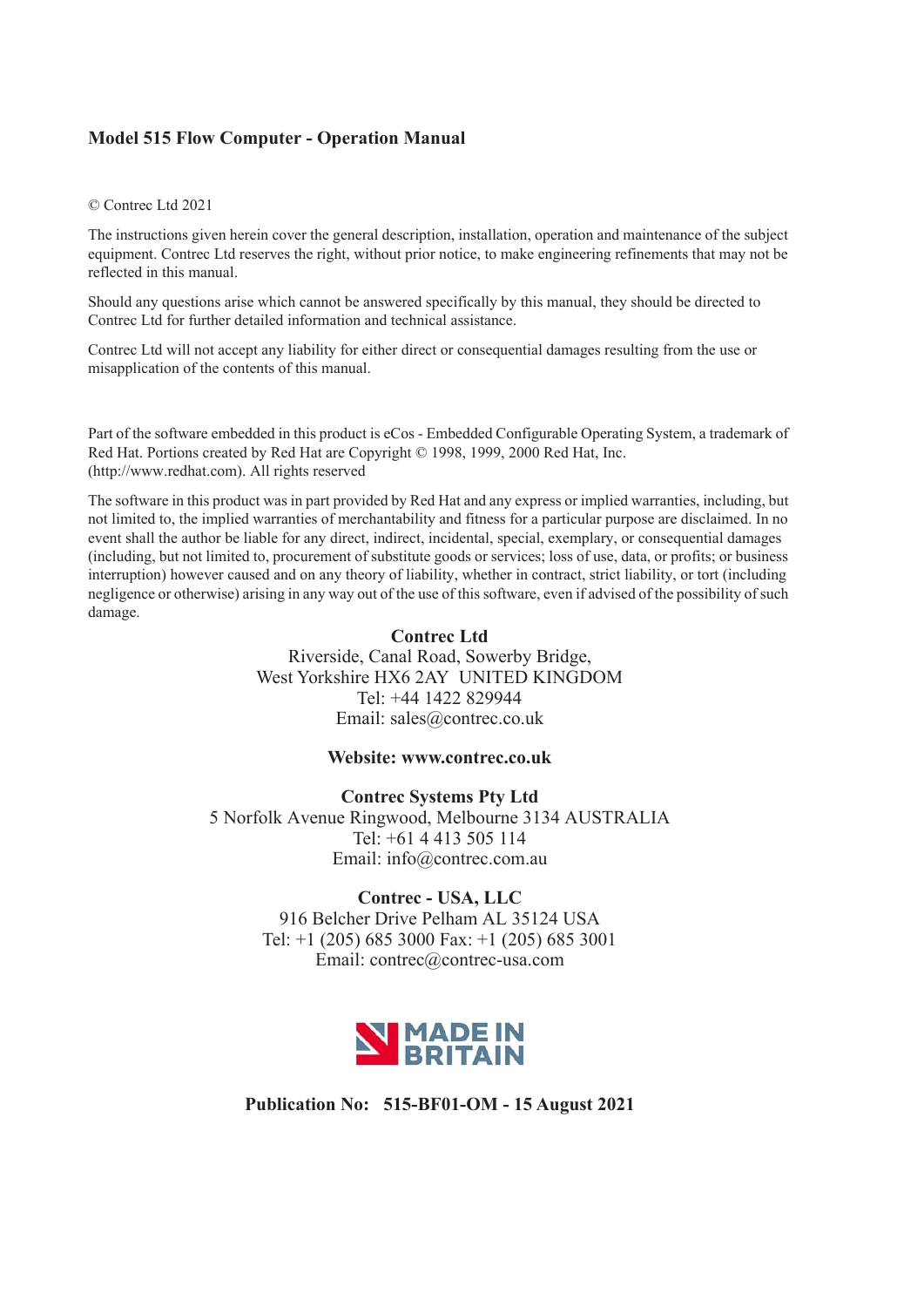**Model 515 Flow Computer - Operation Manual**

© Contrec Ltd 2021

The instructions given herein cover the general description, installation, operation and maintenance of the subject equipment. Contrec Ltd reserves the right, without prior notice, to make engineering refinements that may not be reflected in this manual.

Should any questions arise which cannot be answered specifically by this manual, they should be directed to Contrec Ltd for further detailed information and technical assistance.

Contrec Ltd will not accept any liability for either direct or consequential damages resulting from the use or misapplication of the contents of this manual.

Part of the software embedded in this product is eCos - Embedded Configurable Operating System, a trademark of Red Hat. Portions created by Red Hat are Copyright © 1998, 1999, 2000 Red Hat, Inc. (http://www.redhat.com). All rights reserved

The software in this product was in part provided by Red Hat and any express or implied warranties, including, but not limited to, the implied warranties of merchantability and fitness for a particular purpose are disclaimed. In no event shall the author be liable for any direct, indirect, incidental, special, exemplary, or consequential damages (including, but not limited to, procurement of substitute goods or services; loss of use, data, or profits; or business interruption) however caused and on any theory of liability, whether in contract, strict liability, or tort (including negligence or otherwise) arising in any way out of the use of this software, even if advised of the possibility of such damage.

**Contrec Ltd**
Riverside, Canal Road, Sowerby Bridge,
West Yorkshire HX6 2AY UNITED KINGDOM
Tel: +44 1422 829944
Email: sales@contrec.co.uk

**Website: www.contrec.co.uk**

**Contrec Systems Pty Ltd**
5 Norfolk Avenue Ringwood, Melbourne 3134 AUSTRALIA
Tel: +61 4 413 505 114
Email: info@contrec.com.au

**Contrec - USA, LLC**
916 Belcher Drive Pelham AL 35124 USA
Tel: +1 (205) 685 3000 Fax: +1 (205) 685 3001
Email: contrec@contrec-usa.com

MADE IN BRITAIN

**Publication No: 515-BF01-OM - 15 August 2021**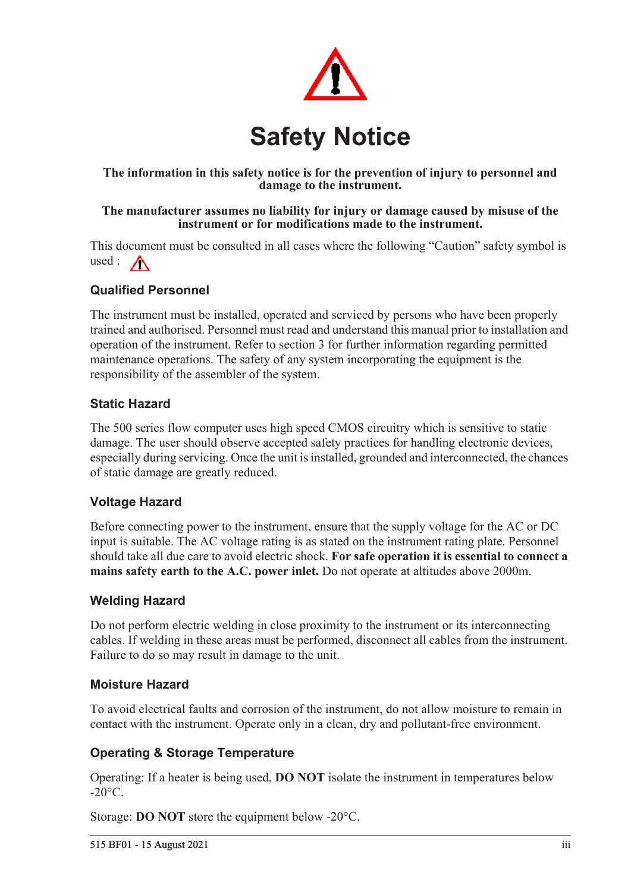# Safety Notice

**The information in this safety notice is for the prevention of injury to personnel and damage to the instrument.**

**The manufacturer assumes no liability for injury or damage caused by misuse of the instrument or for modifications made to the instrument.**

This document must be consulted in all cases where the following "Caution" safety symbol is used :

### Qualified Personnel

The instrument must be installed, operated and serviced by persons who have been properly trained and authorised. Personnel must read and understand this manual prior to installation and operation of the instrument. Refer to section 3 for further information regarding permitted maintenance operations. The safety of any system incorporating the equipment is the responsibility of the assembler of the system.

### Static Hazard

The 500 series flow computer uses high speed CMOS circuitry which is sensitive to static damage. The user should observe accepted safety practices for handling electronic devices, especially during servicing. Once the unit is installed, grounded and interconnected, the chances of static damage are greatly reduced.

### Voltage Hazard

Before connecting power to the instrument, ensure that the supply voltage for the AC or DC input is suitable. The AC voltage rating is as stated on the instrument rating plate. Personnel should take all due care to avoid electric shock. **For safe operation it is essential to connect a mains safety earth to the A.C. power inlet.** Do not operate at altitudes above 2000m.

### Welding Hazard

Do not perform electric welding in close proximity to the instrument or its interconnecting cables. If welding in these areas must be performed, disconnect all cables from the instrument. Failure to do so may result in damage to the unit.

### Moisture Hazard

To avoid electrical faults and corrosion of the instrument, do not allow moisture to remain in contact with the instrument. Operate only in a clean, dry and pollutant-free environment.

### Operating & Storage Temperature

Operating: If a heater is being used, **DO NOT** isolate the instrument in temperatures below -20°C.

Storage: **DO NOT** store the equipment below -20°C.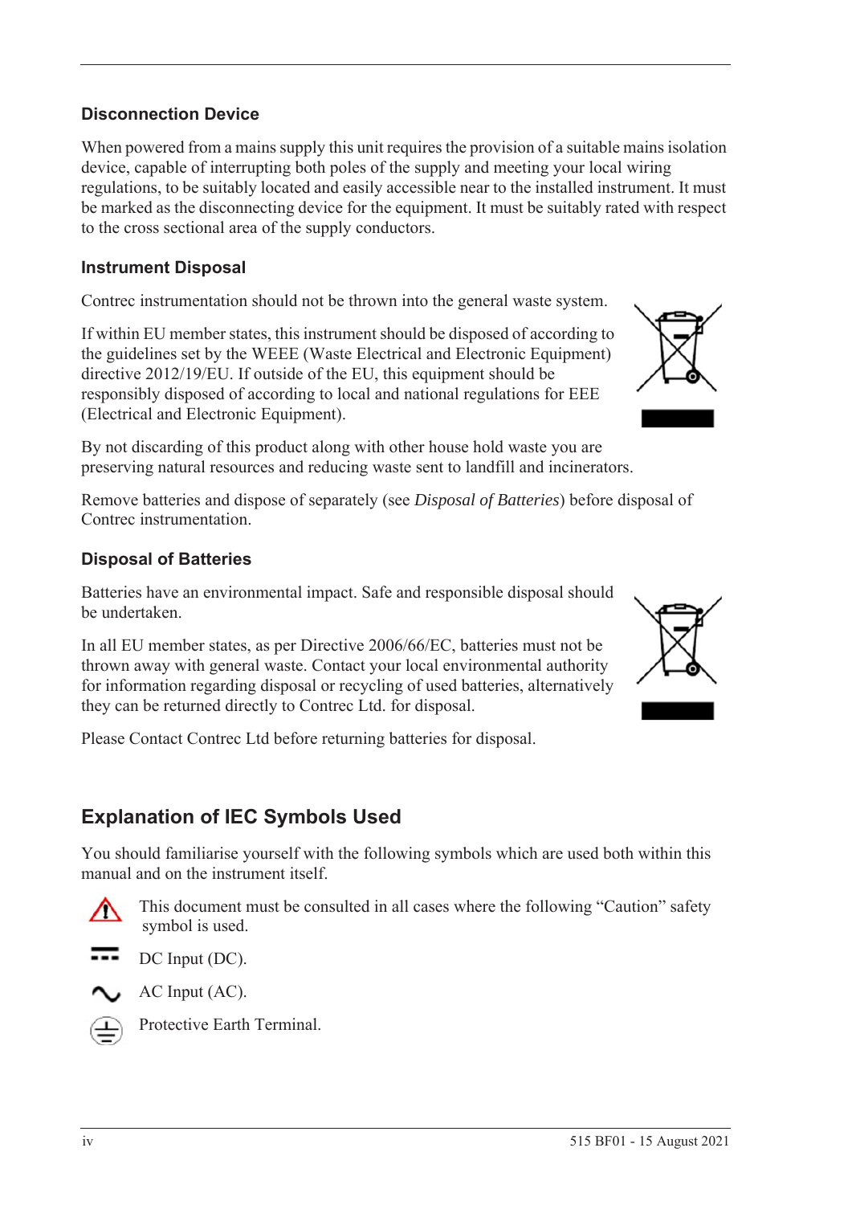### Disconnection Device

When powered from a mains supply this unit requires the provision of a suitable mains isolation device, capable of interrupting both poles of the supply and meeting your local wiring regulations, to be suitably located and easily accessible near to the installed instrument. It must be marked as the disconnecting device for the equipment. It must be suitably rated with respect to the cross sectional area of the supply conductors.

### Instrument Disposal

Contrec instrumentation should not be thrown into the general waste system.

If within EU member states, this instrument should be disposed of according to the guidelines set by the WEEE (Waste Electrical and Electronic Equipment) directive 2012/19/EU. If outside of the EU, this equipment should be responsibly disposed of according to local and national regulations for EEE (Electrical and Electronic Equipment).

By not discarding of this product along with other house hold waste you are preserving natural resources and reducing waste sent to landfill and incinerators.

Remove batteries and dispose of separately (see *Disposal of Batteries*) before disposal of Contrec instrumentation.

### Disposal of Batteries

Batteries have an environmental impact. Safe and responsible disposal should be undertaken.

In all EU member states, as per Directive 2006/66/EC, batteries must not be thrown away with general waste. Contact your local environmental authority for information regarding disposal or recycling of used batteries, alternatively they can be returned directly to Contrec Ltd. for disposal.

Please Contact Contrec Ltd before returning batteries for disposal.

## Explanation of IEC Symbols Used

You should familiarise yourself with the following symbols which are used both within this manual and on the instrument itself.

This document must be consulted in all cases where the following "Caution" safety symbol is used.

DC Input (DC).

AC Input (AC).

Protective Earth Terminal.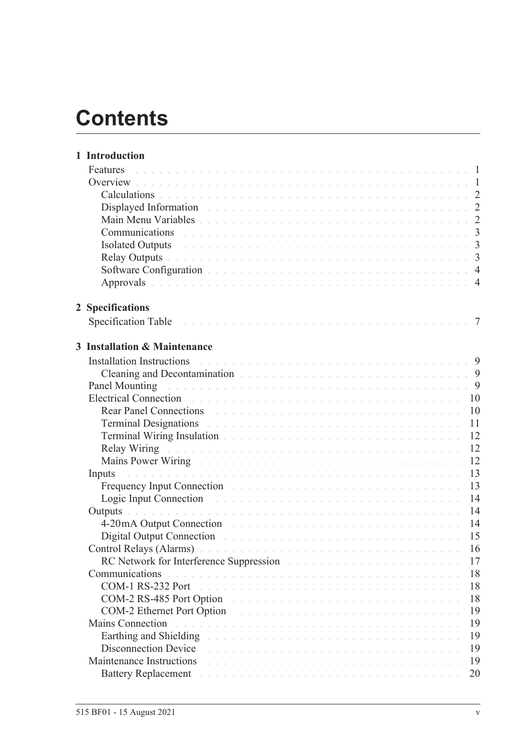# Contents

**1 Introduction**

- Features . . . 1
- Overview . . . 1
  - Calculations . . . 2
  - Displayed Information . . . 2
  - Main Menu Variables . . . 2
  - Communications . . . 3
  - Isolated Outputs . . . 3
  - Relay Outputs . . . 3
  - Software Configuration . . . 4
  - Approvals . . . 4

**2 Specifications**

- Specification Table . . . 7

**3 Installation & Maintenance**

- Installation Instructions . . . 9
  - Cleaning and Decontamination . . . 9
- Panel Mounting . . . 9
- Electrical Connection . . . 10
  - Rear Panel Connections . . . 10
  - Terminal Designations . . . 11
  - Terminal Wiring Insulation . . . 12
  - Relay Wiring . . . 12
  - Mains Power Wiring . . . 12
- Inputs . . . 13
  - Frequency Input Connection . . . 13
  - Logic Input Connection . . . 14
- Outputs . . . 14
  - 4-20mA Output Connection . . . 14
  - Digital Output Connection . . . 15
- Control Relays (Alarms) . . . 16
  - RC Network for Interference Suppression . . . 17
- Communications . . . 18
  - COM-1 RS-232 Port . . . 18
  - COM-2 RS-485 Port Option . . . 18
  - COM-2 Ethernet Port Option . . . 19
- Mains Connection . . . 19
  - Earthing and Shielding . . . 19
  - Disconnection Device . . . 19
- Maintenance Instructions . . . 19
  - Battery Replacement . . . 20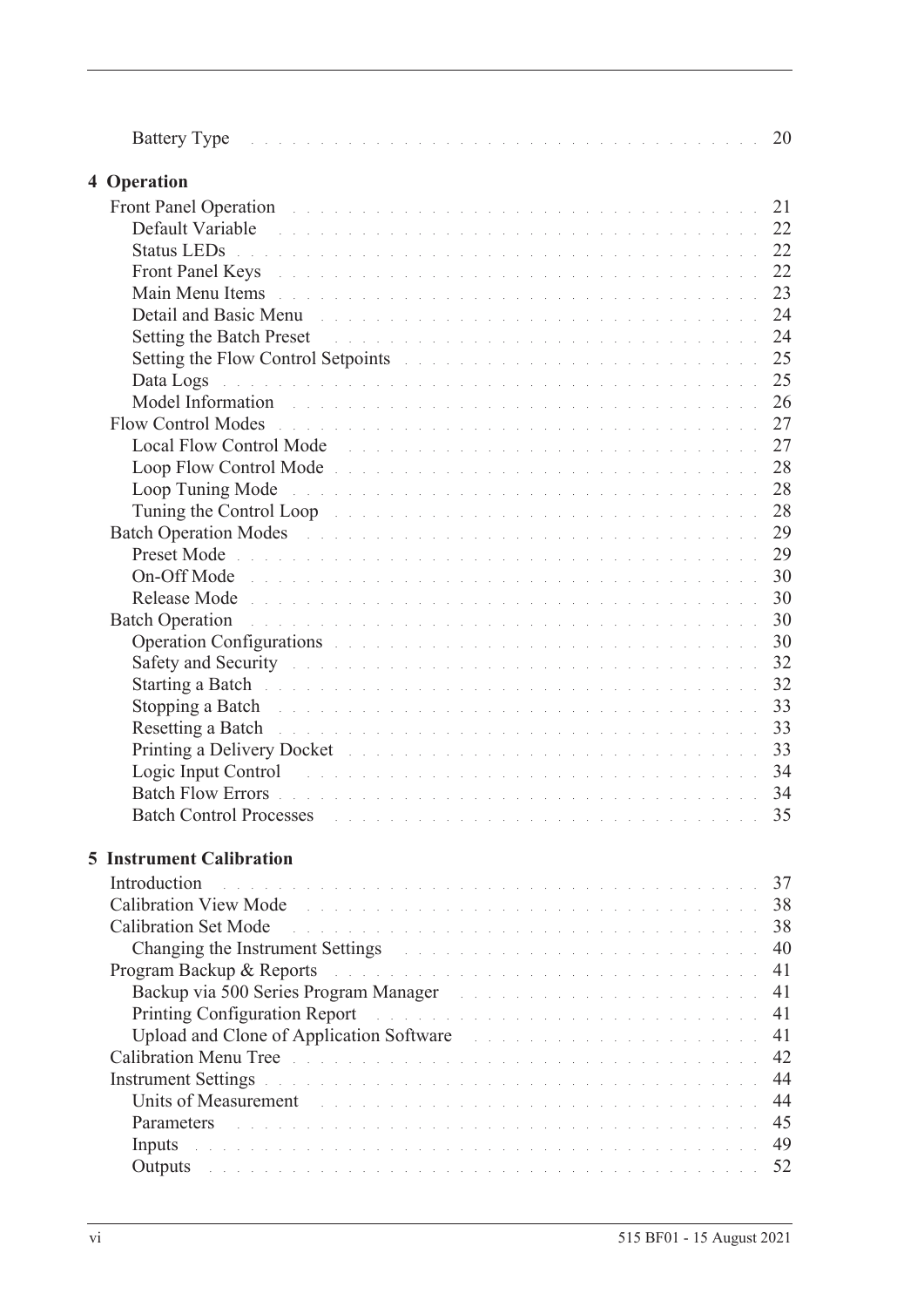Battery Type . . . . . . . . . . . . . . . . . . . . . . . . . . . . . . . . . . . 20

**4 Operation**

Front Panel Operation . . . . . . . . . . . . . . . . . . . . . . . . . . . . . . . 21
- Default Variable . . . . . . . . . . . . . . . . . . . . . . . . . . . . . . . 22
- Status LEDs . . . . . . . . . . . . . . . . . . . . . . . . . . . . . . . . . 22
- Front Panel Keys . . . . . . . . . . . . . . . . . . . . . . . . . . . . . . . 22
- Main Menu Items . . . . . . . . . . . . . . . . . . . . . . . . . . . . . . . 23
- Detail and Basic Menu . . . . . . . . . . . . . . . . . . . . . . . . . . . . 24
- Setting the Batch Preset . . . . . . . . . . . . . . . . . . . . . . . . . . . 24
- Setting the Flow Control Setpoints . . . . . . . . . . . . . . . . . . . . . 25
- Data Logs . . . . . . . . . . . . . . . . . . . . . . . . . . . . . . . . . . 25
- Model Information . . . . . . . . . . . . . . . . . . . . . . . . . . . . . . 26

Flow Control Modes . . . . . . . . . . . . . . . . . . . . . . . . . . . . . . . . 27
- Local Flow Control Mode . . . . . . . . . . . . . . . . . . . . . . . . . . . 27
- Loop Flow Control Mode . . . . . . . . . . . . . . . . . . . . . . . . . . . 28
- Loop Tuning Mode . . . . . . . . . . . . . . . . . . . . . . . . . . . . . . 28
- Tuning the Control Loop . . . . . . . . . . . . . . . . . . . . . . . . . . . 28

Batch Operation Modes . . . . . . . . . . . . . . . . . . . . . . . . . . . . . . 29
- Preset Mode . . . . . . . . . . . . . . . . . . . . . . . . . . . . . . . . . 29
- On-Off Mode . . . . . . . . . . . . . . . . . . . . . . . . . . . . . . . . . 30
- Release Mode . . . . . . . . . . . . . . . . . . . . . . . . . . . . . . . . 30

Batch Operation . . . . . . . . . . . . . . . . . . . . . . . . . . . . . . . . . . 30
- Operation Configurations . . . . . . . . . . . . . . . . . . . . . . . . . . . 30
- Safety and Security . . . . . . . . . . . . . . . . . . . . . . . . . . . . . . 32
- Starting a Batch . . . . . . . . . . . . . . . . . . . . . . . . . . . . . . . . 32
- Stopping a Batch . . . . . . . . . . . . . . . . . . . . . . . . . . . . . . . 33
- Resetting a Batch . . . . . . . . . . . . . . . . . . . . . . . . . . . . . . . 33
- Printing a Delivery Docket . . . . . . . . . . . . . . . . . . . . . . . . . . 33
- Logic Input Control . . . . . . . . . . . . . . . . . . . . . . . . . . . . . . 34
- Batch Flow Errors . . . . . . . . . . . . . . . . . . . . . . . . . . . . . . . 34
- Batch Control Processes . . . . . . . . . . . . . . . . . . . . . . . . . . . 35

**5 Instrument Calibration**

Introduction . . . . . . . . . . . . . . . . . . . . . . . . . . . . . . . . . . . . 37

Calibration View Mode . . . . . . . . . . . . . . . . . . . . . . . . . . . . . . . 38

Calibration Set Mode . . . . . . . . . . . . . . . . . . . . . . . . . . . . . . . . 38
- Changing the Instrument Settings . . . . . . . . . . . . . . . . . . . . . . 40

Program Backup & Reports . . . . . . . . . . . . . . . . . . . . . . . . . . . . 41
- Backup via 500 Series Program Manager . . . . . . . . . . . . . . . . . . 41
- Printing Configuration Report . . . . . . . . . . . . . . . . . . . . . . . . 41
- Upload and Clone of Application Software . . . . . . . . . . . . . . . . . 41

Calibration Menu Tree . . . . . . . . . . . . . . . . . . . . . . . . . . . . . . . 42

Instrument Settings . . . . . . . . . . . . . . . . . . . . . . . . . . . . . . . . . 44
- Units of Measurement . . . . . . . . . . . . . . . . . . . . . . . . . . . . . 44
- Parameters . . . . . . . . . . . . . . . . . . . . . . . . . . . . . . . . . . 45
- Inputs . . . . . . . . . . . . . . . . . . . . . . . . . . . . . . . . . . . . . 49
- Outputs . . . . . . . . . . . . . . . . . . . . . . . . . . . . . . . . . . . . 52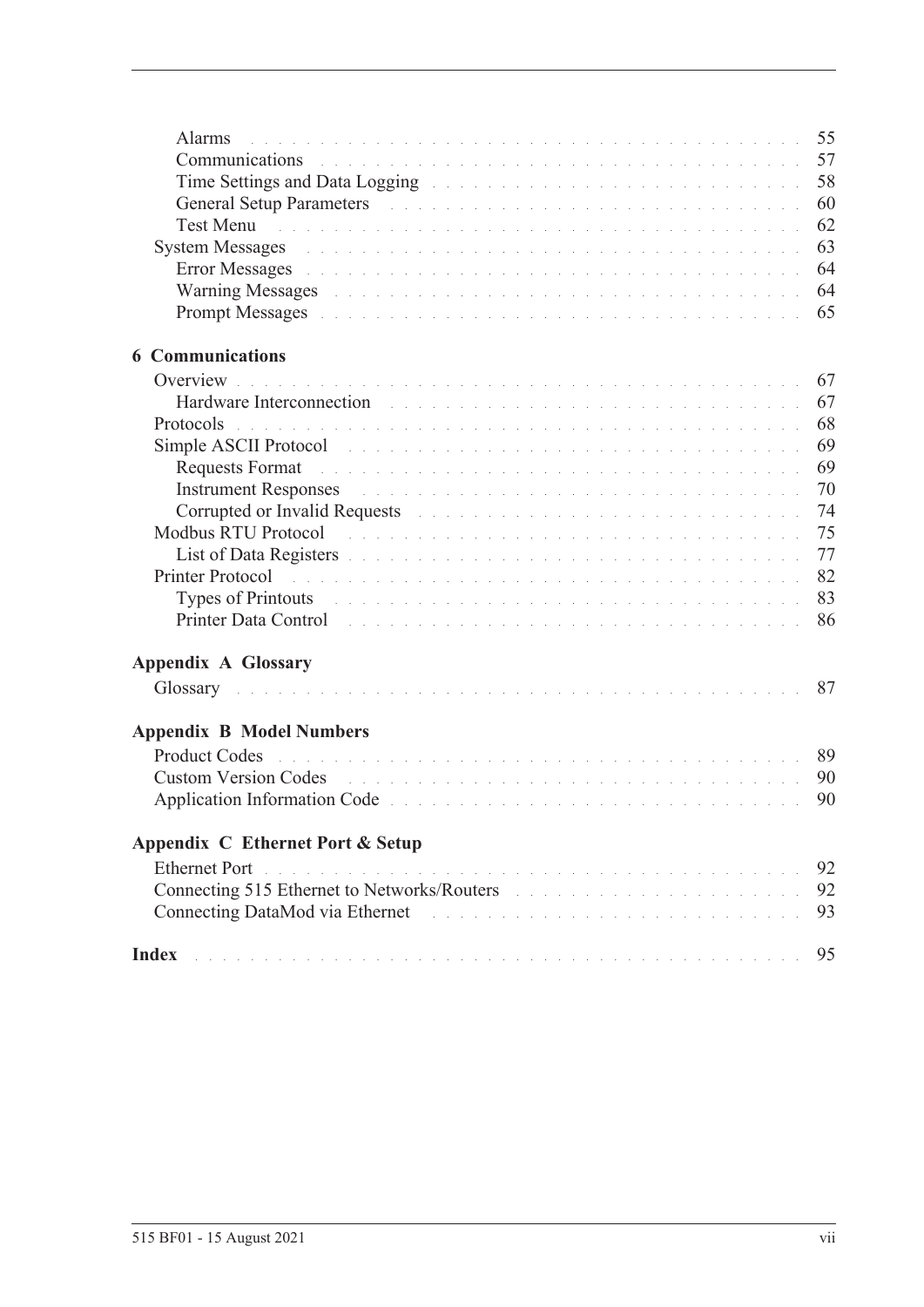Alarms . . . . . . . . . . . . . . . . . . . . . . . . . . . . . . . . . . . . . 55
Communications . . . . . . . . . . . . . . . . . . . . . . . . . . . . . . . . . . 57
Time Settings and Data Logging . . . . . . . . . . . . . . . . . . . . . . . . 58
General Setup Parameters . . . . . . . . . . . . . . . . . . . . . . . . . . . . 60
Test Menu . . . . . . . . . . . . . . . . . . . . . . . . . . . . . . . . . . . . 62
System Messages . . . . . . . . . . . . . . . . . . . . . . . . . . . . . . . . . 63
Error Messages . . . . . . . . . . . . . . . . . . . . . . . . . . . . . . . . . 64
Warning Messages . . . . . . . . . . . . . . . . . . . . . . . . . . . . . . . 64
Prompt Messages . . . . . . . . . . . . . . . . . . . . . . . . . . . . . . . . 65

**6 Communications**

Overview . . . . . . . . . . . . . . . . . . . . . . . . . . . . . . . . . . . . . 67
Hardware Interconnection . . . . . . . . . . . . . . . . . . . . . . . . . . . 67
Protocols . . . . . . . . . . . . . . . . . . . . . . . . . . . . . . . . . . . . 68
Simple ASCII Protocol . . . . . . . . . . . . . . . . . . . . . . . . . . . . . 69
Requests Format . . . . . . . . . . . . . . . . . . . . . . . . . . . . . . . . 69
Instrument Responses . . . . . . . . . . . . . . . . . . . . . . . . . . . . . 70
Corrupted or Invalid Requests . . . . . . . . . . . . . . . . . . . . . . . . 74
Modbus RTU Protocol . . . . . . . . . . . . . . . . . . . . . . . . . . . . . 75
List of Data Registers . . . . . . . . . . . . . . . . . . . . . . . . . . . . . 77
Printer Protocol . . . . . . . . . . . . . . . . . . . . . . . . . . . . . . . . . 82
Types of Printouts . . . . . . . . . . . . . . . . . . . . . . . . . . . . . . . 83
Printer Data Control . . . . . . . . . . . . . . . . . . . . . . . . . . . . . . 86

**Appendix A Glossary**

Glossary . . . . . . . . . . . . . . . . . . . . . . . . . . . . . . . . . . . . . 87

**Appendix B Model Numbers**

Product Codes . . . . . . . . . . . . . . . . . . . . . . . . . . . . . . . . . . 89
Custom Version Codes . . . . . . . . . . . . . . . . . . . . . . . . . . . . . 90
Application Information Code . . . . . . . . . . . . . . . . . . . . . . . . . 90

**Appendix C Ethernet Port & Setup**

Ethernet Port . . . . . . . . . . . . . . . . . . . . . . . . . . . . . . . . . . 92
Connecting 515 Ethernet to Networks/Routers . . . . . . . . . . . . . . . . 92
Connecting DataMod via Ethernet . . . . . . . . . . . . . . . . . . . . . . . 93

**Index** . . . . . . . . . . . . . . . . . . . . . . . . . . . . . . . . . . . . . . 95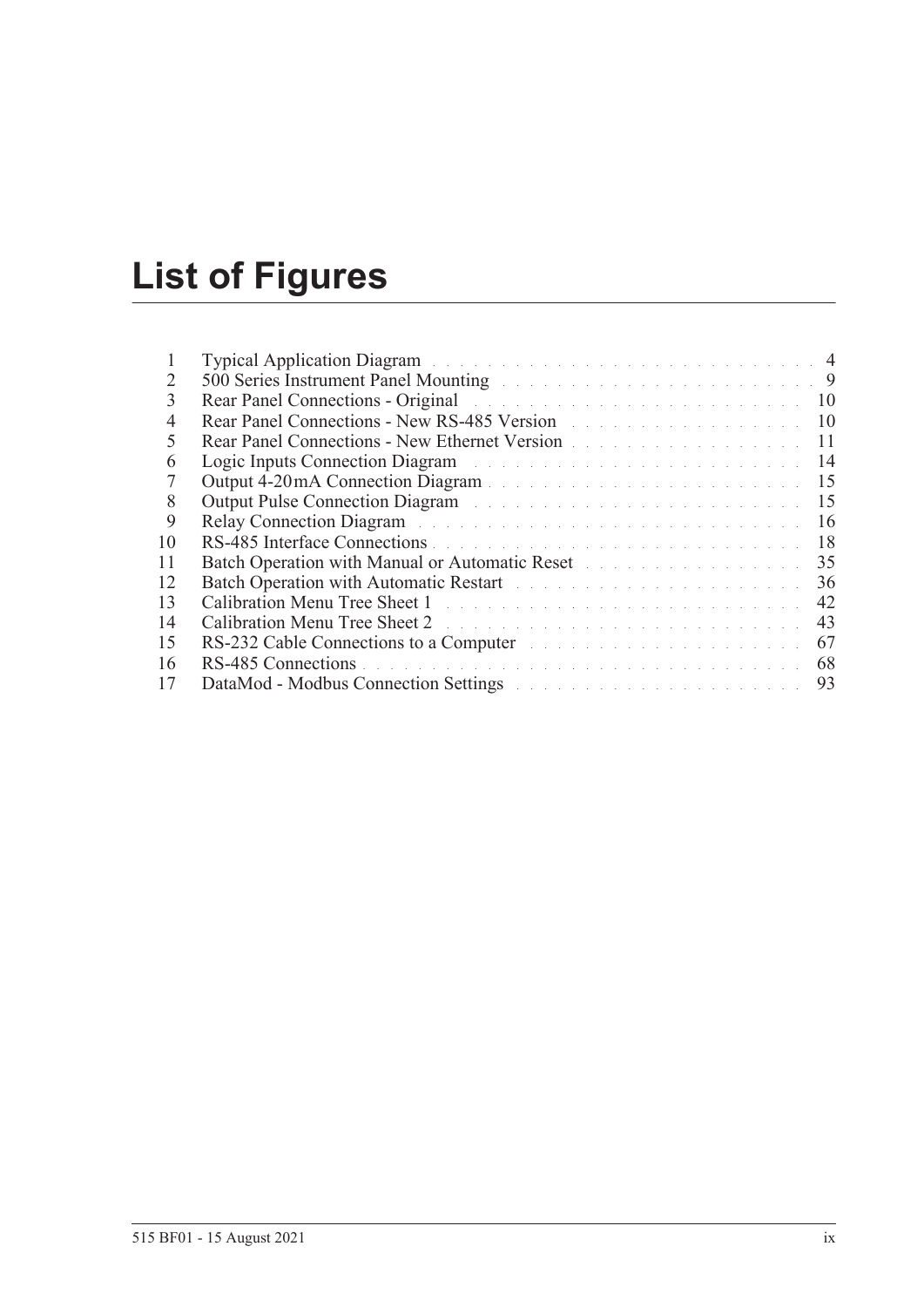# List of Figures

| | | |
|---|---|---|
| 1 | Typical Application Diagram | 4 |
| 2 | 500 Series Instrument Panel Mounting | 9 |
| 3 | Rear Panel Connections - Original | 10 |
| 4 | Rear Panel Connections - New RS-485 Version | 10 |
| 5 | Rear Panel Connections - New Ethernet Version | 11 |
| 6 | Logic Inputs Connection Diagram | 14 |
| 7 | Output 4-20 mA Connection Diagram | 15 |
| 8 | Output Pulse Connection Diagram | 15 |
| 9 | Relay Connection Diagram | 16 |
| 10 | RS-485 Interface Connections | 18 |
| 11 | Batch Operation with Manual or Automatic Reset | 35 |
| 12 | Batch Operation with Automatic Restart | 36 |
| 13 | Calibration Menu Tree Sheet 1 | 42 |
| 14 | Calibration Menu Tree Sheet 2 | 43 |
| 15 | RS-232 Cable Connections to a Computer | 67 |
| 16 | RS-485 Connections | 68 |
| 17 | DataMod - Modbus Connection Settings | 93 |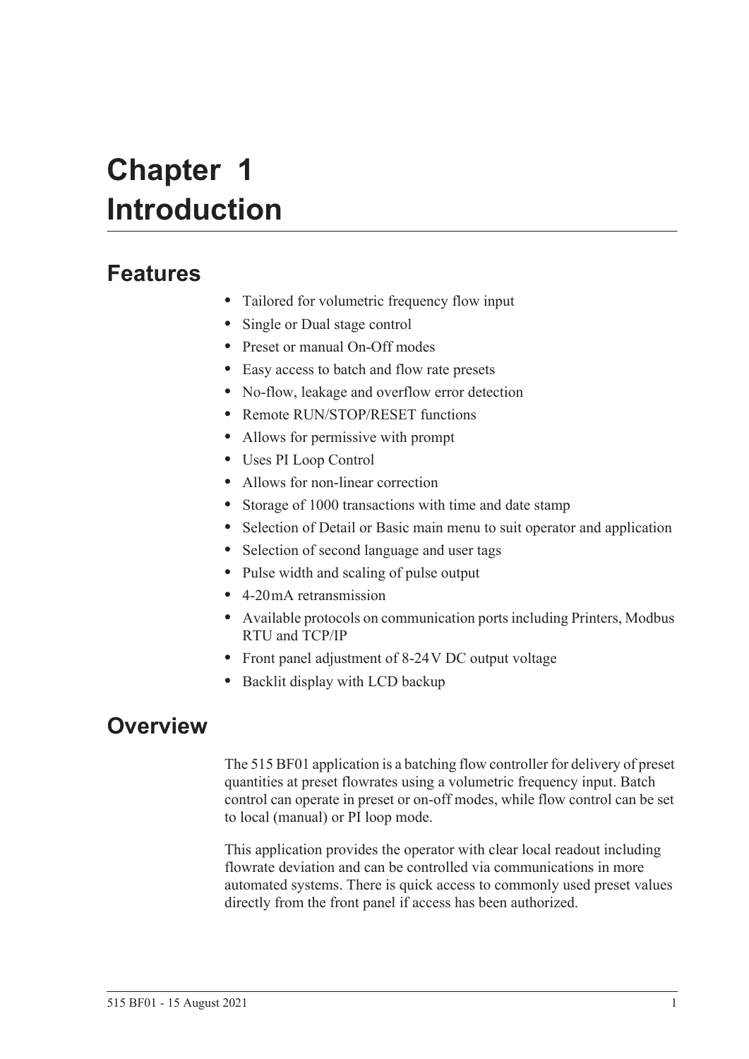# Chapter 1 Introduction

## Features

- Tailored for volumetric frequency flow input
- Single or Dual stage control
- Preset or manual On-Off modes
- Easy access to batch and flow rate presets
- No-flow, leakage and overflow error detection
- Remote RUN/STOP/RESET functions
- Allows for permissive with prompt
- Uses PI Loop Control
- Allows for non-linear correction
- Storage of 1000 transactions with time and date stamp
- Selection of Detail or Basic main menu to suit operator and application
- Selection of second language and user tags
- Pulse width and scaling of pulse output
- 4-20 mA retransmission
- Available protocols on communication ports including Printers, Modbus RTU and TCP/IP
- Front panel adjustment of 8-24 V DC output voltage
- Backlit display with LCD backup

## Overview

The 515 BF01 application is a batching flow controller for delivery of preset quantities at preset flowrates using a volumetric frequency input. Batch control can operate in preset or on-off modes, while flow control can be set to local (manual) or PI loop mode.

This application provides the operator with clear local readout including flowrate deviation and can be controlled via communications in more automated systems. There is quick access to commonly used preset values directly from the front panel if access has been authorized.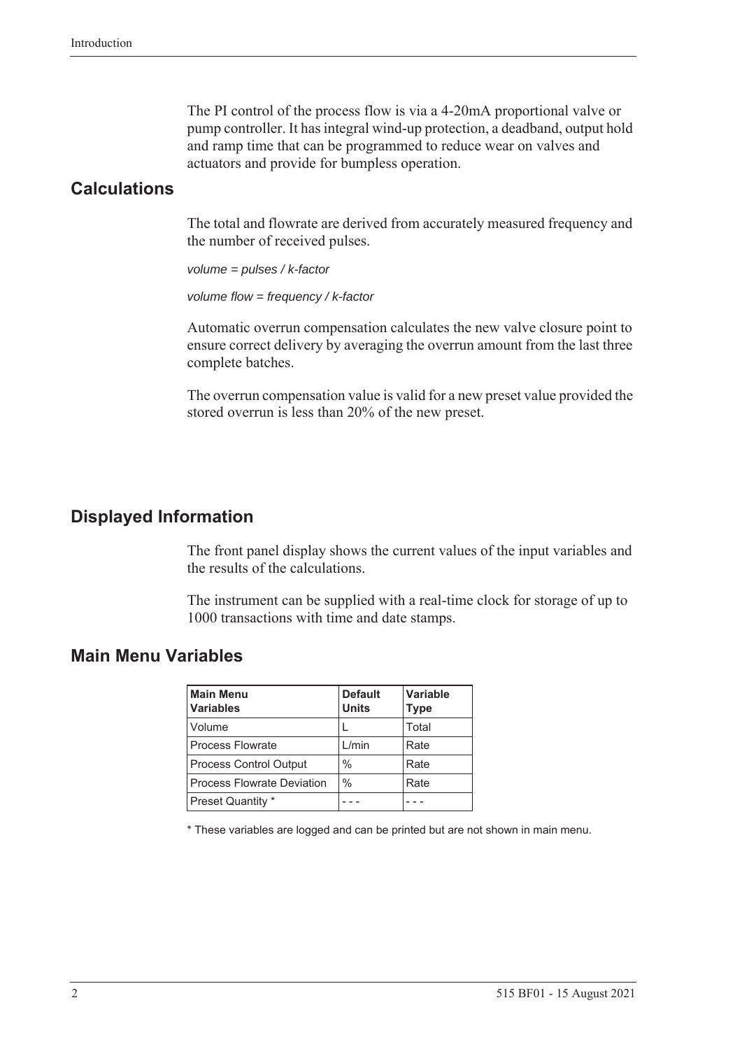The PI control of the process flow is via a 4-20mA proportional valve or pump controller. It has integral wind-up protection, a deadband, output hold and ramp time that can be programmed to reduce wear on valves and actuators and provide for bumpless operation.

## Calculations

The total and flowrate are derived from accurately measured frequency and the number of received pulses.

*volume = pulses / k-factor*

*volume flow = frequency / k-factor*

Automatic overrun compensation calculates the new valve closure point to ensure correct delivery by averaging the overrun amount from the last three complete batches.

The overrun compensation value is valid for a new preset value provided the stored overrun is less than 20% of the new preset.

## Displayed Information

The front panel display shows the current values of the input variables and the results of the calculations.

The instrument can be supplied with a real-time clock for storage of up to 1000 transactions with time and date stamps.

## Main Menu Variables

| Main Menu Variables | Default Units | Variable Type |
|---|---|---|
| Volume | L | Total |
| Process Flowrate | L/min | Rate |
| Process Control Output | % | Rate |
| Process Flowrate Deviation | % | Rate |
| Preset Quantity * | - - - | - - - |

* These variables are logged and can be printed but are not shown in main menu.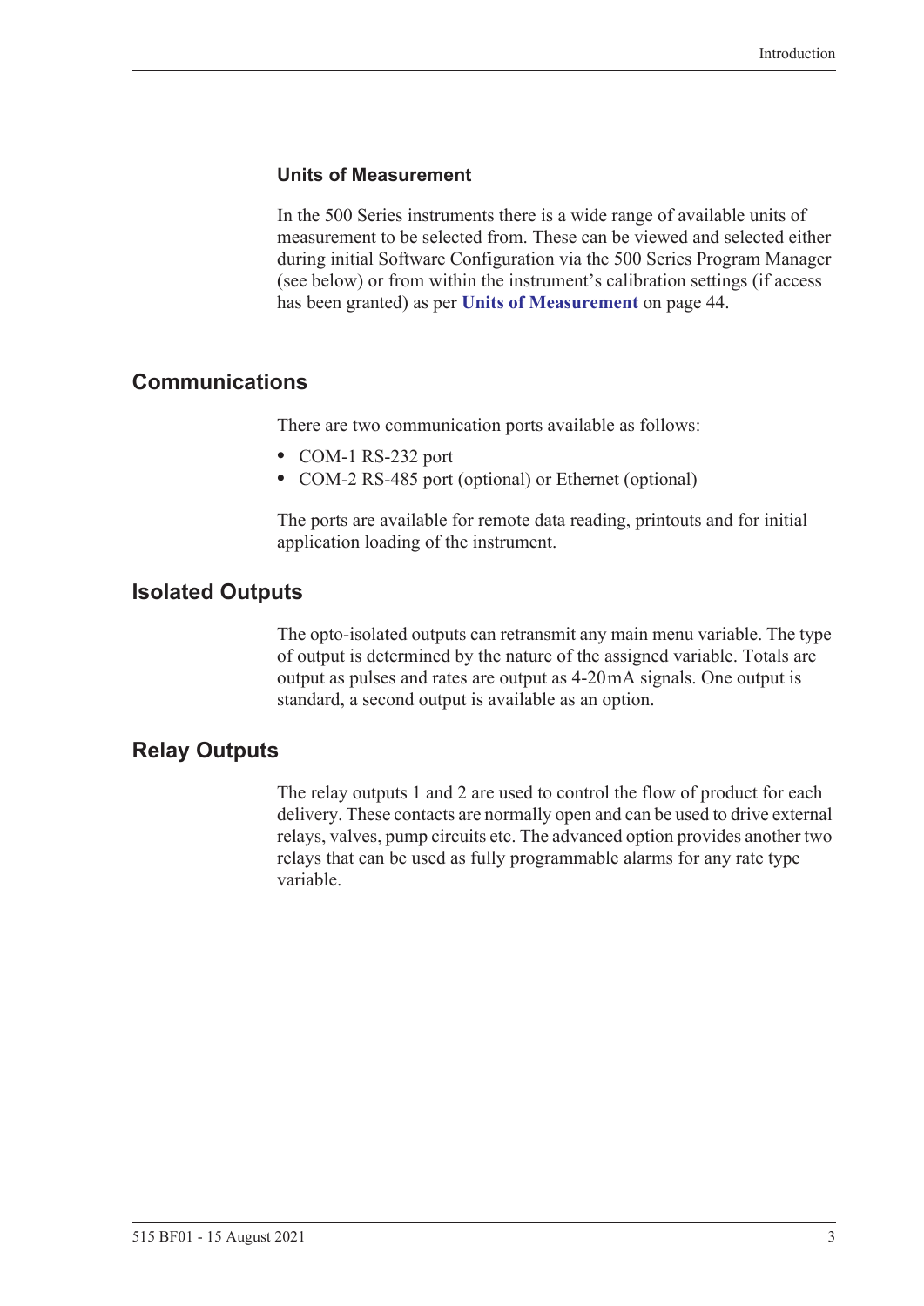### Units of Measurement

In the 500 Series instruments there is a wide range of available units of measurement to be selected from. These can be viewed and selected either during initial Software Configuration via the 500 Series Program Manager (see below) or from within the instrument's calibration settings (if access has been granted) as per **Units of Measurement** on page 44.

## Communications

There are two communication ports available as follows:

- COM-1 RS-232 port
- COM-2 RS-485 port (optional) or Ethernet (optional)

The ports are available for remote data reading, printouts and for initial application loading of the instrument.

## Isolated Outputs

The opto-isolated outputs can retransmit any main menu variable. The type of output is determined by the nature of the assigned variable. Totals are output as pulses and rates are output as 4-20 mA signals. One output is standard, a second output is available as an option.

## Relay Outputs

The relay outputs 1 and 2 are used to control the flow of product for each delivery. These contacts are normally open and can be used to drive external relays, valves, pump circuits etc. The advanced option provides another two relays that can be used as fully programmable alarms for any rate type variable.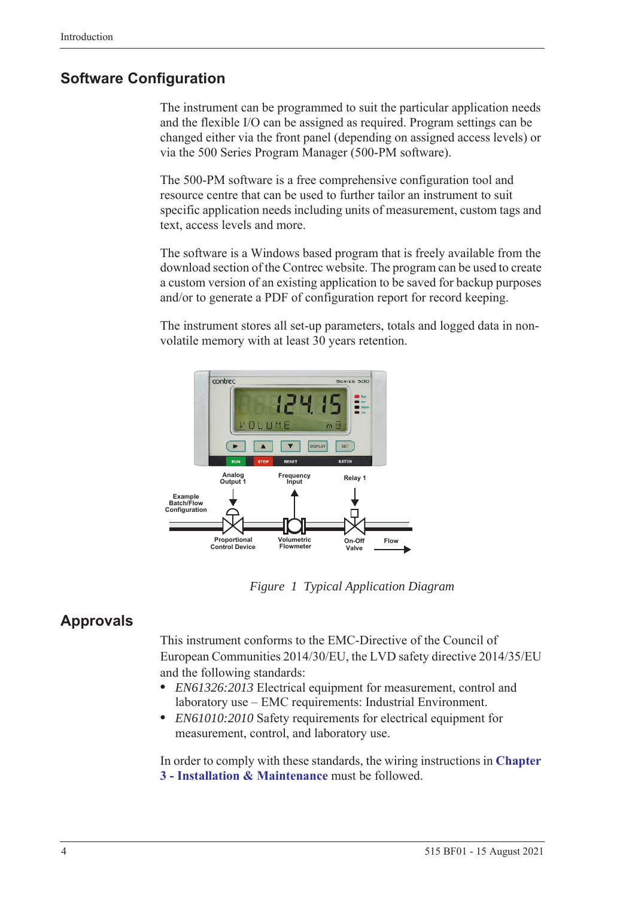## Software Configuration

The instrument can be programmed to suit the particular application needs and the flexible I/O can be assigned as required. Program settings can be changed either via the front panel (depending on assigned access levels) or via the 500 Series Program Manager (500-PM software).

The 500-PM software is a free comprehensive configuration tool and resource centre that can be used to further tailor an instrument to suit specific application needs including units of measurement, custom tags and text, access levels and more.

The software is a Windows based program that is freely available from the download section of the Contrec website. The program can be used to create a custom version of an existing application to be saved for backup purposes and/or to generate a PDF of configuration report for record keeping.

The instrument stores all set-up parameters, totals and logged data in non-volatile memory with at least 30 years retention.

*Figure 1 Typical Application Diagram*

## Approvals

This instrument conforms to the EMC-Directive of the Council of European Communities 2014/30/EU, the LVD safety directive 2014/35/EU and the following standards:

- *EN61326:2013* Electrical equipment for measurement, control and laboratory use – EMC requirements: Industrial Environment.
- *EN61010:2010* Safety requirements for electrical equipment for measurement, control, and laboratory use.

In order to comply with these standards, the wiring instructions in **Chapter 3 - Installation & Maintenance** must be followed.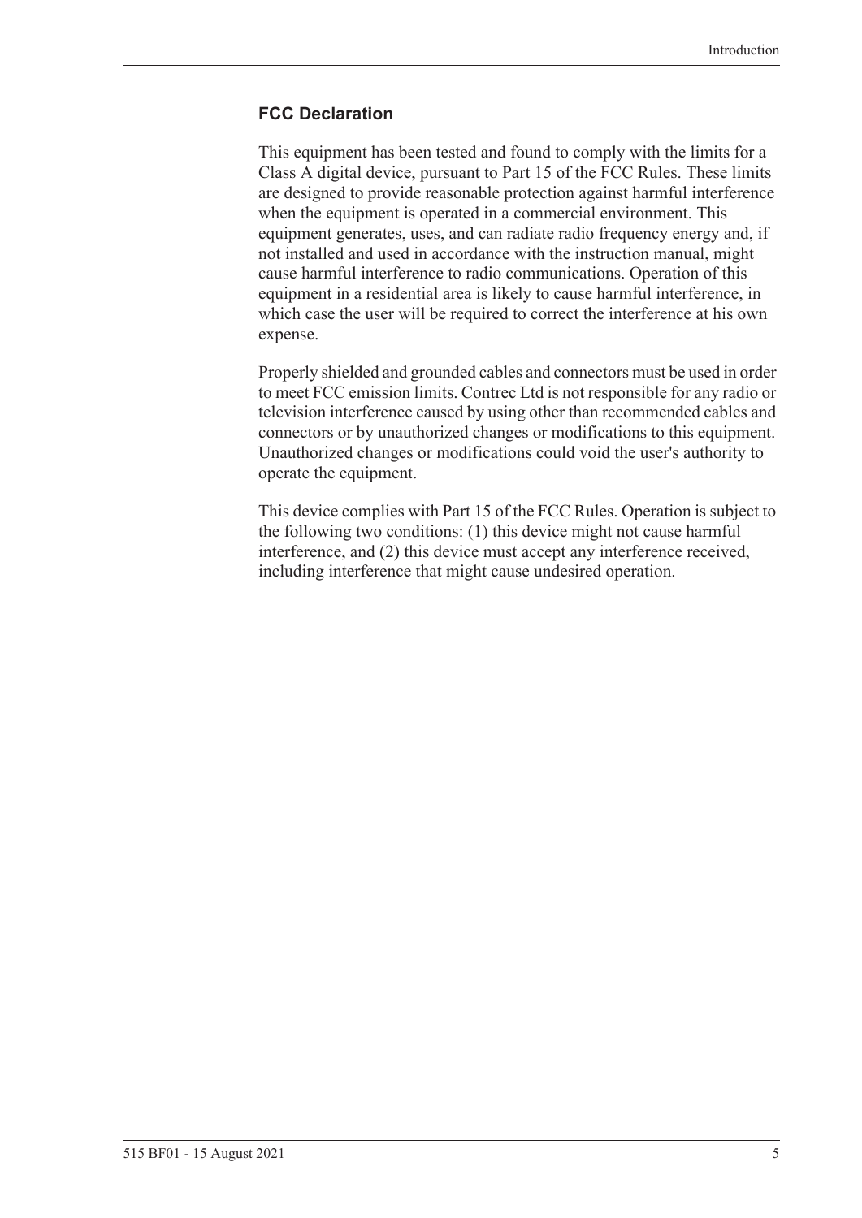### FCC Declaration

This equipment has been tested and found to comply with the limits for a Class A digital device, pursuant to Part 15 of the FCC Rules. These limits are designed to provide reasonable protection against harmful interference when the equipment is operated in a commercial environment. This equipment generates, uses, and can radiate radio frequency energy and, if not installed and used in accordance with the instruction manual, might cause harmful interference to radio communications. Operation of this equipment in a residential area is likely to cause harmful interference, in which case the user will be required to correct the interference at his own expense.

Properly shielded and grounded cables and connectors must be used in order to meet FCC emission limits. Contrec Ltd is not responsible for any radio or television interference caused by using other than recommended cables and connectors or by unauthorized changes or modifications to this equipment. Unauthorized changes or modifications could void the user's authority to operate the equipment.

This device complies with Part 15 of the FCC Rules. Operation is subject to the following two conditions: (1) this device might not cause harmful interference, and (2) this device must accept any interference received, including interference that might cause undesired operation.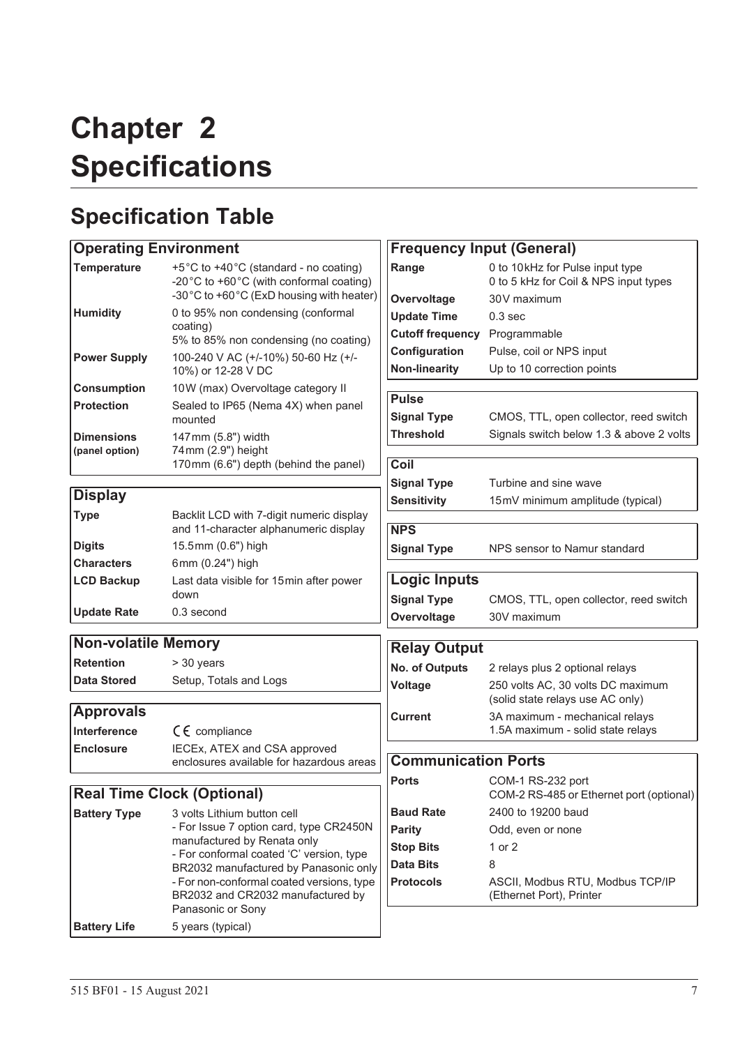# Chapter 2 Specifications

## Specification Table

| **Operating Environment** | |
|---|---|
| **Temperature** | +5°C to +40°C (standard - no coating)<br>-20°C to +60°C (with conformal coating)<br>-30°C to +60°C (ExD housing with heater) |
| **Humidity** | 0 to 95% non condensing (conformal coating)<br>5% to 85% non condensing (no coating) |
| **Power Supply** | 100-240 V AC (+/-10%) 50-60 Hz (+/-10%) or 12-28 V DC |
| **Consumption** | 10W (max) Overvoltage category II |
| **Protection** | Sealed to IP65 (Nema 4X) when panel mounted |
| **Dimensions (panel option)** | 147mm (5.8") width<br>74mm (2.9") height<br>170mm (6.6") depth (behind the panel) |

| **Display** | |
|---|---|
| **Type** | Backlit LCD with 7-digit numeric display and 11-character alphanumeric display |
| **Digits** | 15.5mm (0.6") high |
| **Characters** | 6mm (0.24") high |
| **LCD Backup** | Last data visible for 15min after power down |
| **Update Rate** | 0.3 second |

| **Non-volatile Memory** | |
|---|---|
| **Retention** | > 30 years |
| **Data Stored** | Setup, Totals and Logs |

| **Approvals** | |
|---|---|
| **Interference** | CE compliance |
| **Enclosure** | IECEx, ATEX and CSA approved enclosures available for hazardous areas |

| **Real Time Clock (Optional)** | |
|---|---|
| **Battery Type** | 3 volts Lithium button cell<br>- For Issue 7 option card, type CR2450N manufactured by Renata only<br>- For conformal coated 'C' version, type BR2032 manufactured by Panasonic only<br>- For non-conformal coated versions, type BR2032 and CR2032 manufactured by Panasonic or Sony |
| **Battery Life** | 5 years (typical) |

| **Frequency Input (General)** | |
|---|---|
| **Range** | 0 to 10kHz for Pulse input type<br>0 to 5 kHz for Coil & NPS input types |
| **Overvoltage** | 30V maximum |
| **Update Time** | 0.3 sec |
| **Cutoff frequency** | Programmable |
| **Configuration** | Pulse, coil or NPS input |
| **Non-linearity** | Up to 10 correction points |

| **Pulse** | |
|---|---|
| **Signal Type** | CMOS, TTL, open collector, reed switch |
| **Threshold** | Signals switch below 1.3 & above 2 volts |

| **Coil** | |
|---|---|
| **Signal Type** | Turbine and sine wave |
| **Sensitivity** | 15mV minimum amplitude (typical) |

| **NPS** | |
|---|---|
| **Signal Type** | NPS sensor to Namur standard |

| **Logic Inputs** | |
|---|---|
| **Signal Type** | CMOS, TTL, open collector, reed switch |
| **Overvoltage** | 30V maximum |

| **Relay Output** | |
|---|---|
| **No. of Outputs** | 2 relays plus 2 optional relays |
| **Voltage** | 250 volts AC, 30 volts DC maximum (solid state relays use AC only) |
| **Current** | 3A maximum - mechanical relays<br>1.5A maximum - solid state relays |

| **Communication Ports** | |
|---|---|
| **Ports** | COM-1 RS-232 port<br>COM-2 RS-485 or Ethernet port (optional) |
| **Baud Rate** | 2400 to 19200 baud |
| **Parity** | Odd, even or none |
| **Stop Bits** | 1 or 2 |
| **Data Bits** | 8 |
| **Protocols** | ASCII, Modbus RTU, Modbus TCP/IP (Ethernet Port), Printer |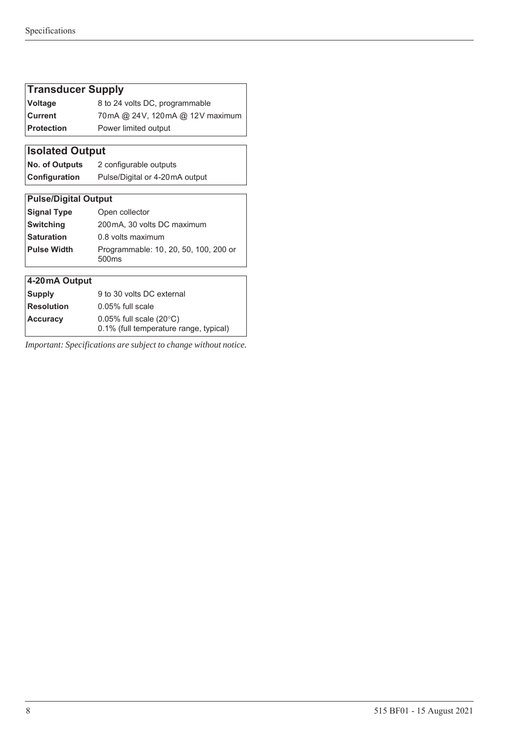| Transducer Supply | |
|---|---|
| **Voltage** | 8 to 24 volts DC, programmable |
| **Current** | 70mA @ 24V, 120mA @ 12V maximum |
| **Protection** | Power limited output |

| Isolated Output | |
|---|---|
| **No. of Outputs** | 2 configurable outputs |
| **Configuration** | Pulse/Digital or 4-20mA output |

| Pulse/Digital Output | |
|---|---|
| **Signal Type** | Open collector |
| **Switching** | 200mA, 30 volts DC maximum |
| **Saturation** | 0.8 volts maximum |
| **Pulse Width** | Programmable: 10, 20, 50, 100, 200 or 500ms |

| 4-20mA Output | |
|---|---|
| **Supply** | 9 to 30 volts DC external |
| **Resolution** | 0.05% full scale |
| **Accuracy** | 0.05% full scale (20°C)<br>0.1% (full temperature range, typical) |

*Important: Specifications are subject to change without notice.*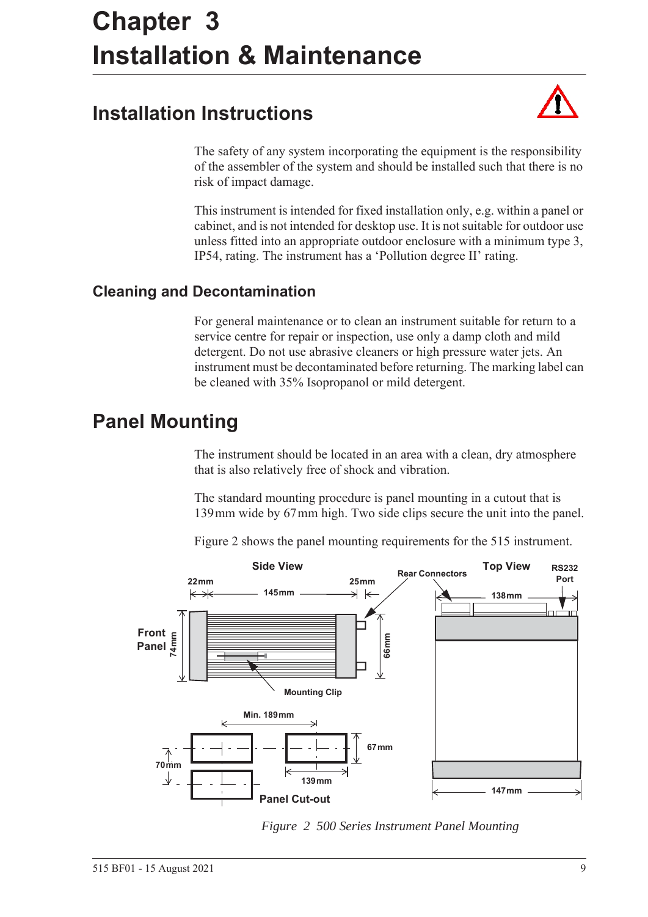# Chapter 3 Installation & Maintenance

## Installation Instructions

The safety of any system incorporating the equipment is the responsibility of the assembler of the system and should be installed such that there is no risk of impact damage.

This instrument is intended for fixed installation only, e.g. within a panel or cabinet, and is not intended for desktop use. It is not suitable for outdoor use unless fitted into an appropriate outdoor enclosure with a minimum type 3, IP54, rating. The instrument has a 'Pollution degree II' rating.

### Cleaning and Decontamination

For general maintenance or to clean an instrument suitable for return to a service centre for repair or inspection, use only a damp cloth and mild detergent. Do not use abrasive cleaners or high pressure water jets. An instrument must be decontaminated before returning. The marking label can be cleaned with 35% Isopropanol or mild detergent.

## Panel Mounting

The instrument should be located in an area with a clean, dry atmosphere that is also relatively free of shock and vibration.

The standard mounting procedure is panel mounting in a cutout that is 139 mm wide by 67 mm high. Two side clips secure the unit into the panel.

Figure 2 shows the panel mounting requirements for the 515 instrument.

*Figure 2 500 Series Instrument Panel Mounting*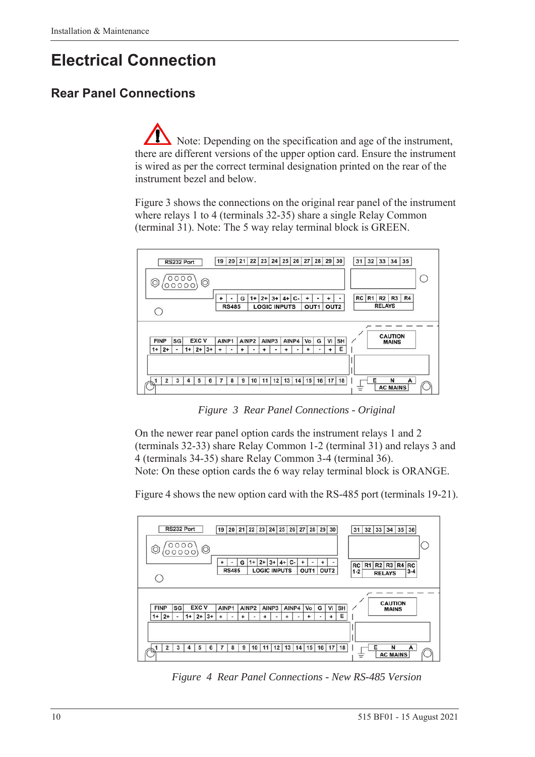# Electrical Connection

## Rear Panel Connections

Note: Depending on the specification and age of the instrument, there are different versions of the upper option card. Ensure the instrument is wired as per the correct terminal designation printed on the rear of the instrument bezel and below.

Figure 3 shows the connections on the original rear panel of the instrument where relays 1 to 4 (terminals 32-35) share a single Relay Common (terminal 31). Note: The 5 way relay terminal block is GREEN.

*Figure 3 Rear Panel Connections - Original*

On the newer rear panel option cards the instrument relays 1 and 2 (terminals 32-33) share Relay Common 1-2 (terminal 31) and relays 3 and 4 (terminals 34-35) share Relay Common 3-4 (terminal 36).
Note: On these option cards the 6 way relay terminal block is ORANGE.

Figure 4 shows the new option card with the RS-485 port (terminals 19-21).

*Figure 4 Rear Panel Connections - New RS-485 Version*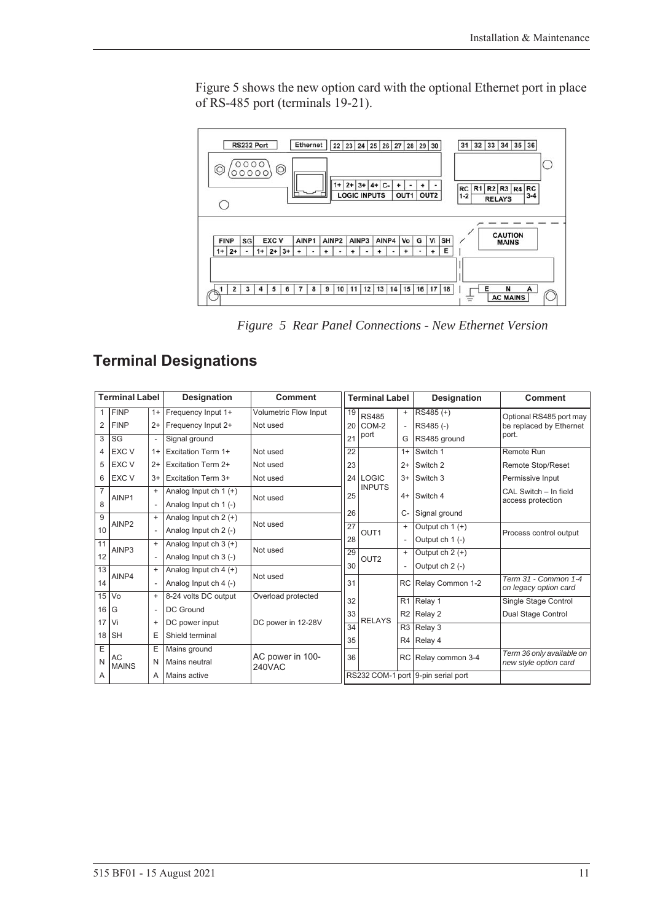Figure 5 shows the new option card with the optional Ethernet port in place of RS-485 port (terminals 19-21).

*Figure 5 Rear Panel Connections - New Ethernet Version*

## Terminal Designations

| Terminal Label | | | Designation | Comment |
|---|---|---|---|---|
| 1 | FINP | 1+ | Frequency Input 1+ | Volumetric Flow Input |
| 2 | FINP | 2+ | Frequency Input 2+ | Not used |
| 3 | SG | - | Signal ground | |
| 4 | EXC V | 1+ | Excitation Term 1+ | Not used |
| 5 | EXC V | 2+ | Excitation Term 2+ | Not used |
| 6 | EXC V | 3+ | Excitation Term 3+ | Not used |
| 7 | AINP1 | + | Analog Input ch 1 (+) | Not used |
| 8 | | - | Analog Input ch 1 (-) | |
| 9 | AINP2 | + | Analog Input ch 2 (+) | Not used |
| 10 | | - | Analog Input ch 2 (-) | |
| 11 | AINP3 | + | Analog Input ch 3 (+) | Not used |
| 12 | | - | Analog Input ch 3 (-) | |
| 13 | AINP4 | + | Analog Input ch 4 (+) | Not used |
| 14 | | - | Analog Input ch 4 (-) | |
| 15 | Vo | + | 8-24 volts DC output | Overload protected |
| 16 | G | - | DC Ground | |
| 17 | Vi | + | DC power input | DC power in 12-28V |
| 18 | SH | E | Shield terminal | |
| E | AC MAINS | E | Mains ground | AC power in 100-240VAC |
| N | | N | Mains neutral | |
| A | | A | Mains active | |

| Terminal Label | | | Designation | Comment |
|---|---|---|---|---|
| 19 | RS485 COM-2 port | + | RS485 (+) | Optional RS485 port may be replaced by Ethernet port. |
| 20 | | - | RS485 (-) | |
| 21 | | G | RS485 ground | |
| 22 | LOGIC INPUTS | 1+ | Switch 1 | Remote Run |
| 23 | | 2+ | Switch 2 | Remote Stop/Reset |
| 24 | | 3+ | Switch 3 | Permissive Input |
| 25 | | 4+ | Switch 4 | CAL Switch – In field access protection |
| 26 | | C- | Signal ground | |
| 27 | OUT1 | + | Output ch 1 (+) | Process control output |
| 28 | | - | Output ch 1 (-) | |
| 29 | OUT2 | + | Output ch 2 (+) | |
| 30 | | - | Output ch 2 (-) | |
| 31 | RELAYS | RC | Relay Common 1-2 | *Term 31 - Common 1-4 on legacy option card* |
| 32 | | R1 | Relay 1 | Single Stage Control |
| 33 | | R2 | Relay 2 | Dual Stage Control |
| 34 | | R3 | Relay 3 | |
| 35 | | R4 | Relay 4 | |
| 36 | | RC | Relay common 3-4 | *Term 36 only available on new style option card* |
| RS232 COM-1 port | | | 9-pin serial port | |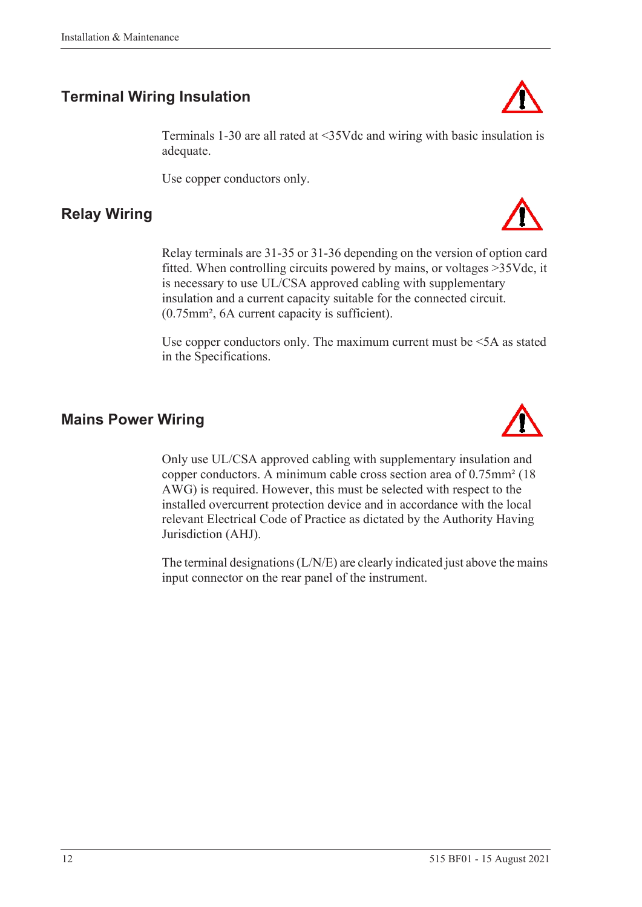## Terminal Wiring Insulation

Terminals 1-30 are all rated at <35Vdc and wiring with basic insulation is adequate.

Use copper conductors only.

## Relay Wiring

Relay terminals are 31-35 or 31-36 depending on the version of option card fitted. When controlling circuits powered by mains, or voltages >35Vdc, it is necessary to use UL/CSA approved cabling with supplementary insulation and a current capacity suitable for the connected circuit. (0.75mm², 6A current capacity is sufficient).

Use copper conductors only. The maximum current must be <5A as stated in the Specifications.

## Mains Power Wiring

Only use UL/CSA approved cabling with supplementary insulation and copper conductors. A minimum cable cross section area of 0.75mm² (18 AWG) is required. However, this must be selected with respect to the installed overcurrent protection device and in accordance with the local relevant Electrical Code of Practice as dictated by the Authority Having Jurisdiction (AHJ).

The terminal designations (L/N/E) are clearly indicated just above the mains input connector on the rear panel of the instrument.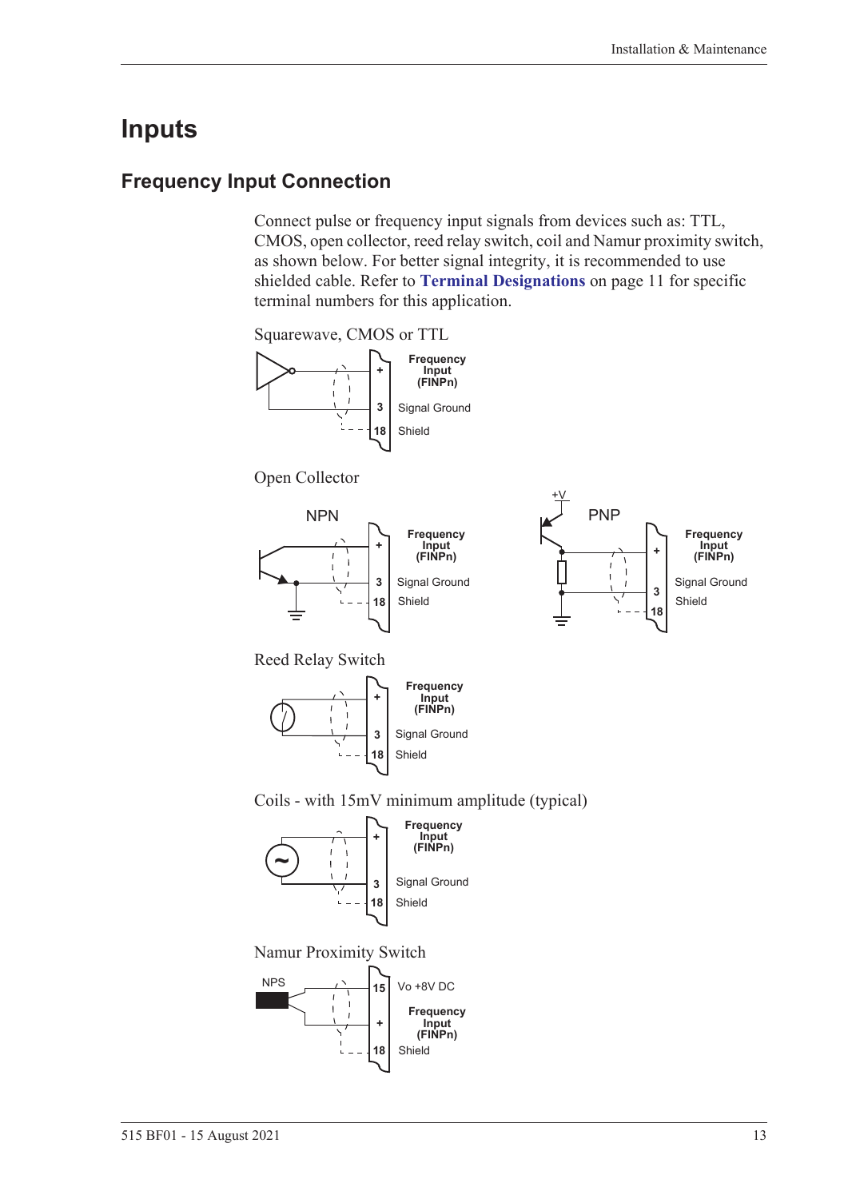# Inputs

## Frequency Input Connection

Connect pulse or frequency input signals from devices such as: TTL, CMOS, open collector, reed relay switch, coil and Namur proximity switch, as shown below. For better signal integrity, it is recommended to use shielded cable. Refer to **Terminal Designations** on page 11 for specific terminal numbers for this application.

Squarewave, CMOS or TTL

| Terminal | Function |
|---|---|
| + | Frequency Input (FINPn) |
| 3 | Signal Ground |
| 18 | Shield |

Open Collector

NPN

| Terminal | Function |
|---|---|
| + | Frequency Input (FINPn) |
| 3 | Signal Ground |
| 18 | Shield |

PNP (+V)

| Terminal | Function |
|---|---|
| + | Frequency Input (FINPn) |
| 3 | Signal Ground |
| 18 | Shield |

Reed Relay Switch

| Terminal | Function |
|---|---|
| + | Frequency Input (FINPn) |
| 3 | Signal Ground |
| 18 | Shield |

Coils - with 15mV minimum amplitude (typical)

| Terminal | Function |
|---|---|
| + | Frequency Input (FINPn) |
| 3 | Signal Ground |
| 18 | Shield |

Namur Proximity Switch

NPS

| Terminal | Function |
|---|---|
| 15 | Vo +8V DC |
| + | Frequency Input (FINPn) |
| 18 | Shield |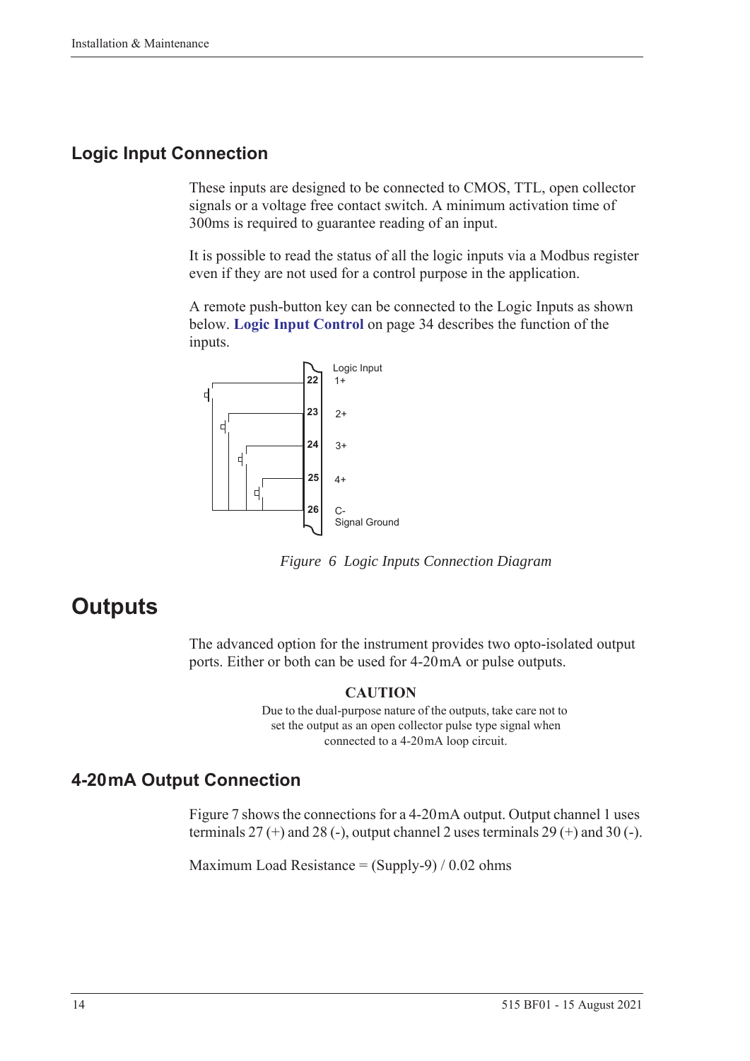## Logic Input Connection

These inputs are designed to be connected to CMOS, TTL, open collector signals or a voltage free contact switch. A minimum activation time of 300ms is required to guarantee reading of an input.

It is possible to read the status of all the logic inputs via a Modbus register even if they are not used for a control purpose in the application.

A remote push-button key can be connected to the Logic Inputs as shown below. **Logic Input Control** on page 34 describes the function of the inputs.

Logic Input

22 1+

23 2+

24 3+

25 4+

26 C- Signal Ground

*Figure 6 Logic Inputs Connection Diagram*

# Outputs

The advanced option for the instrument provides two opto-isolated output ports. Either or both can be used for 4-20 mA or pulse outputs.

**CAUTION**

Due to the dual-purpose nature of the outputs, take care not to set the output as an open collector pulse type signal when connected to a 4-20 mA loop circuit.

## 4-20 mA Output Connection

Figure 7 shows the connections for a 4-20 mA output. Output channel 1 uses terminals 27 (+) and 28 (-), output channel 2 uses terminals 29 (+) and 30 (-).

Maximum Load Resistance = (Supply-9) / 0.02 ohms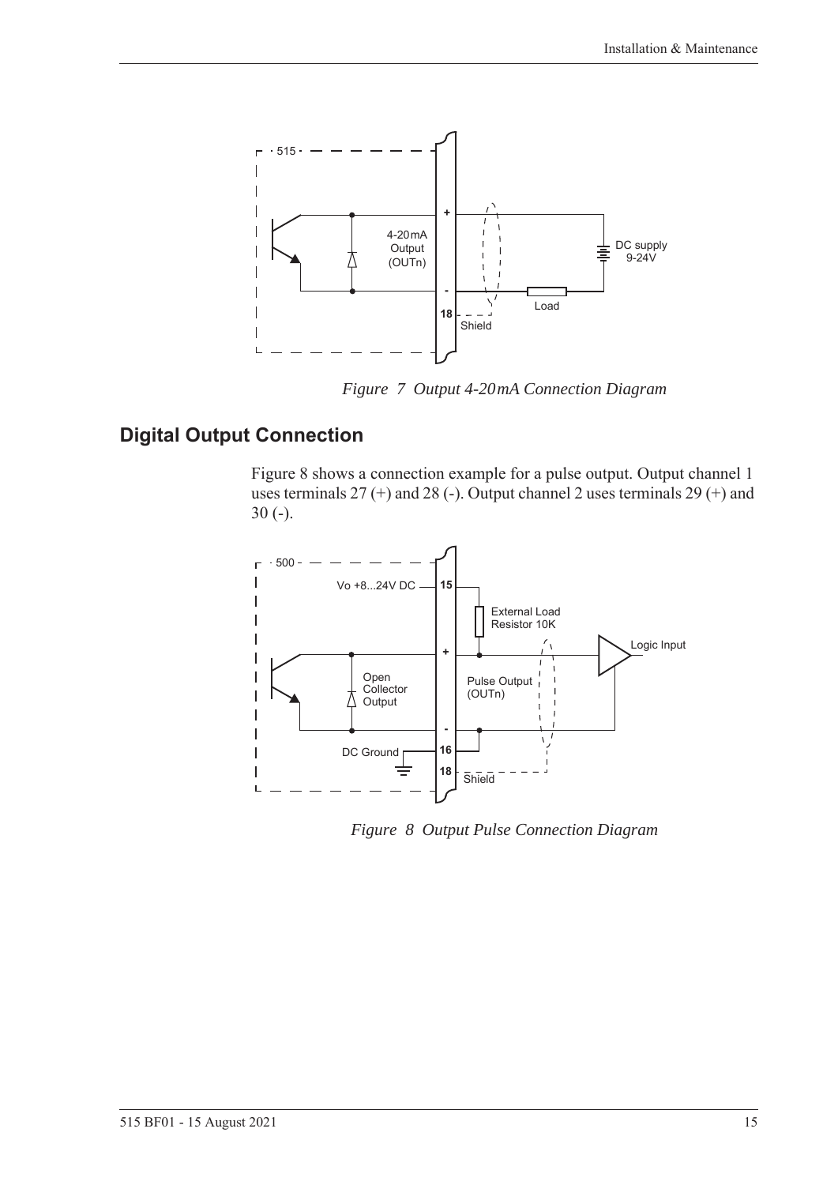*Figure 7 Output 4-20mA Connection Diagram*

## Digital Output Connection

Figure 8 shows a connection example for a pulse output. Output channel 1 uses terminals 27 (+) and 28 (-). Output channel 2 uses terminals 29 (+) and 30 (-).

*Figure 8 Output Pulse Connection Diagram*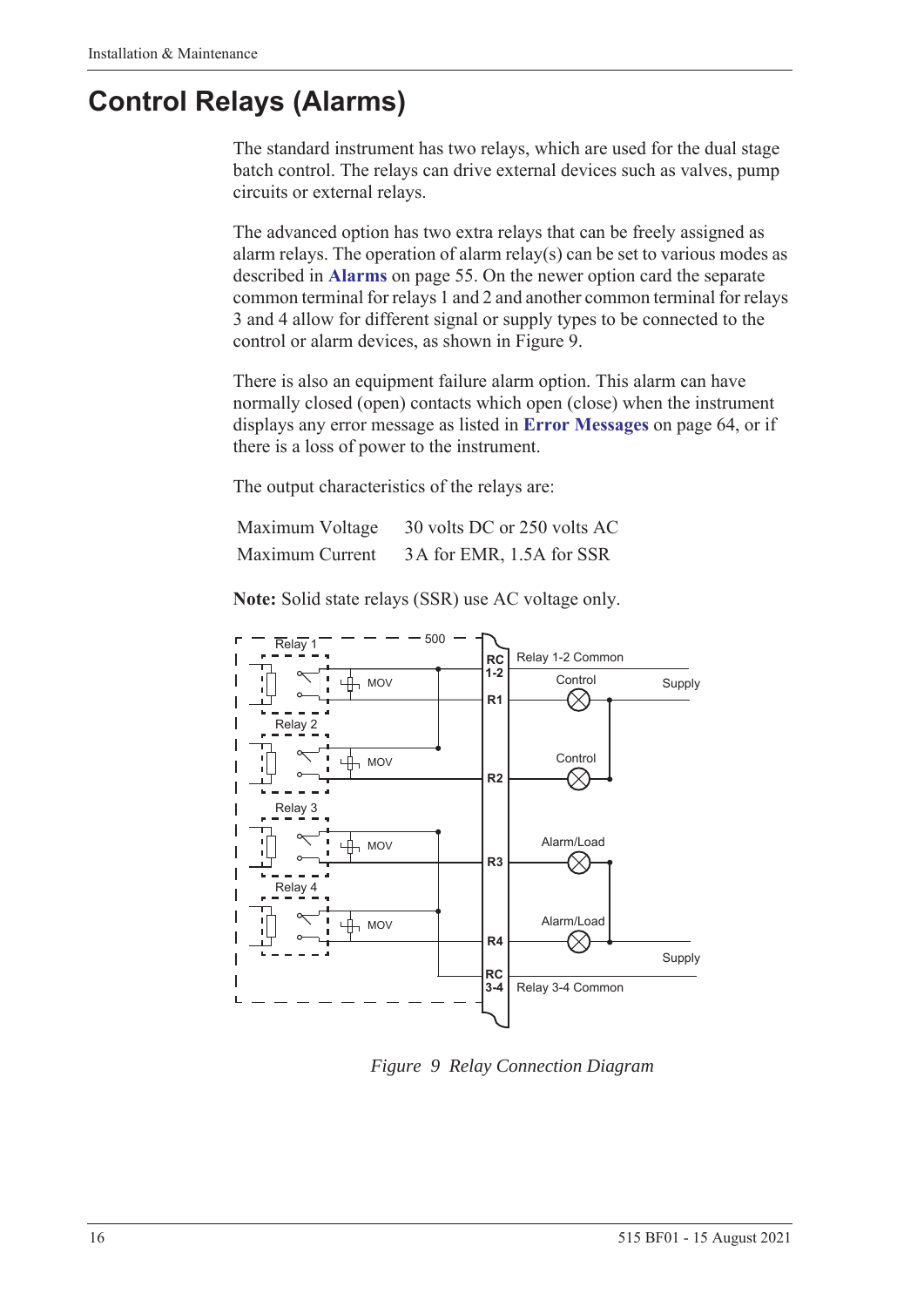# Control Relays (Alarms)

The standard instrument has two relays, which are used for the dual stage batch control. The relays can drive external devices such as valves, pump circuits or external relays.

The advanced option has two extra relays that can be freely assigned as alarm relays. The operation of alarm relay(s) can be set to various modes as described in **Alarms** on page 55. On the newer option card the separate common terminal for relays 1 and 2 and another common terminal for relays 3 and 4 allow for different signal or supply types to be connected to the control or alarm devices, as shown in Figure 9.

There is also an equipment failure alarm option. This alarm can have normally closed (open) contacts which open (close) when the instrument displays any error message as listed in **Error Messages** on page 64, or if there is a loss of power to the instrument.

The output characteristics of the relays are:

| | |
|---|---|
| Maximum Voltage | 30 volts DC or 250 volts AC |
| Maximum Current | 3 A for EMR, 1.5A for SSR |

**Note:** Solid state relays (SSR) use AC voltage only.

*Figure 9 Relay Connection Diagram*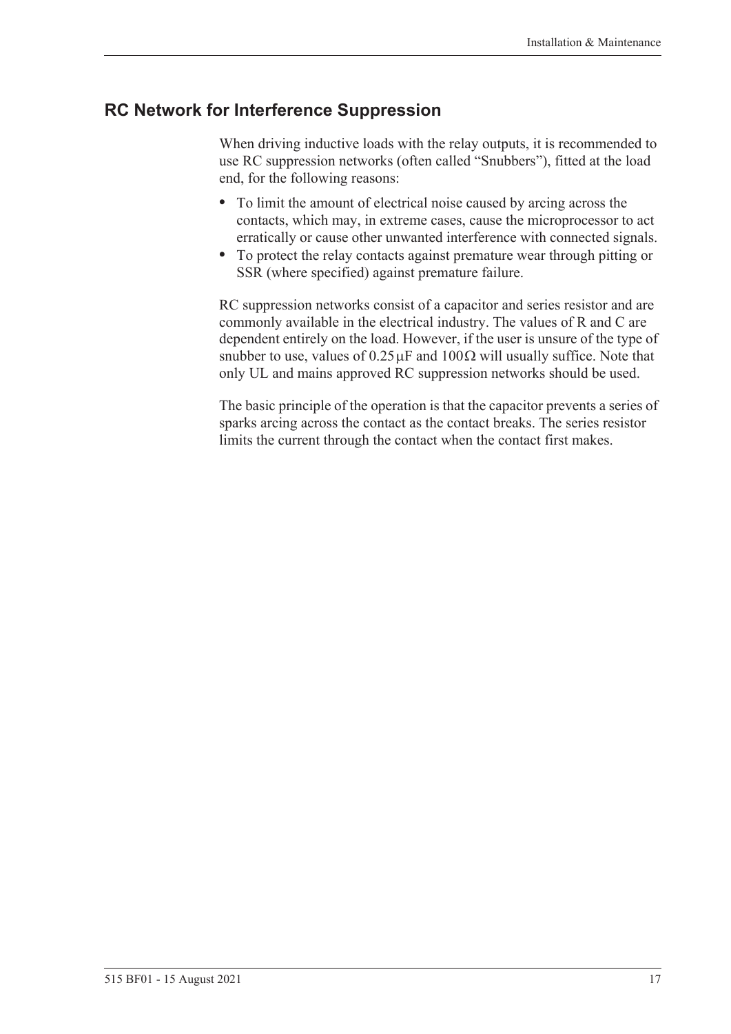## RC Network for Interference Suppression

When driving inductive loads with the relay outputs, it is recommended to use RC suppression networks (often called "Snubbers"), fitted at the load end, for the following reasons:

- To limit the amount of electrical noise caused by arcing across the contacts, which may, in extreme cases, cause the microprocessor to act erratically or cause other unwanted interference with connected signals.
- To protect the relay contacts against premature wear through pitting or SSR (where specified) against premature failure.

RC suppression networks consist of a capacitor and series resistor and are commonly available in the electrical industry. The values of R and C are dependent entirely on the load. However, if the user is unsure of the type of snubber to use, values of $0.25\,\mu F$ and $100\,\Omega$ will usually suffice. Note that only UL and mains approved RC suppression networks should be used.

The basic principle of the operation is that the capacitor prevents a series of sparks arcing across the contact as the contact breaks. The series resistor limits the current through the contact when the contact first makes.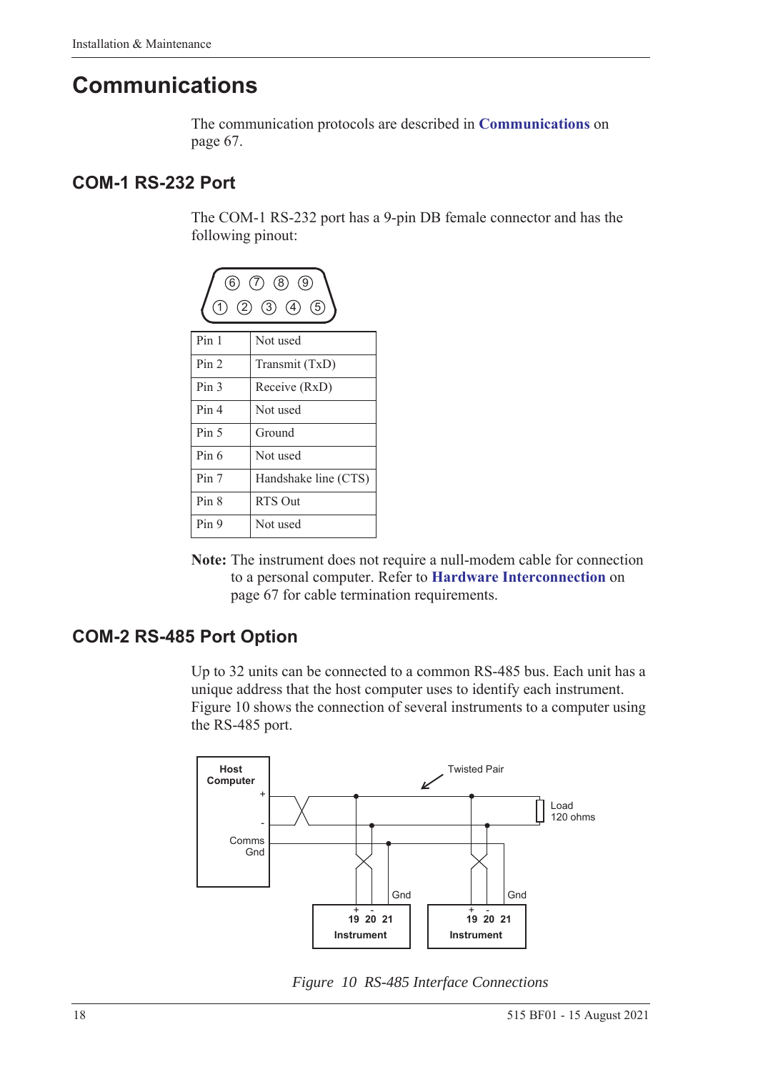# Communications

The communication protocols are described in **Communications** on page 67.

## COM-1 RS-232 Port

The COM-1 RS-232 port has a 9-pin DB female connector and has the following pinout:

| Pin | Function |
|---|---|
| Pin 1 | Not used |
| Pin 2 | Transmit (TxD) |
| Pin 3 | Receive (RxD) |
| Pin 4 | Not used |
| Pin 5 | Ground |
| Pin 6 | Not used |
| Pin 7 | Handshake line (CTS) |
| Pin 8 | RTS Out |
| Pin 9 | Not used |

**Note:** The instrument does not require a null-modem cable for connection to a personal computer. Refer to **Hardware Interconnection** on page 67 for cable termination requirements.

## COM-2 RS-485 Port Option

Up to 32 units can be connected to a common RS-485 bus. Each unit has a unique address that the host computer uses to identify each instrument. Figure 10 shows the connection of several instruments to a computer using the RS-485 port.

*Figure 10 RS-485 Interface Connections*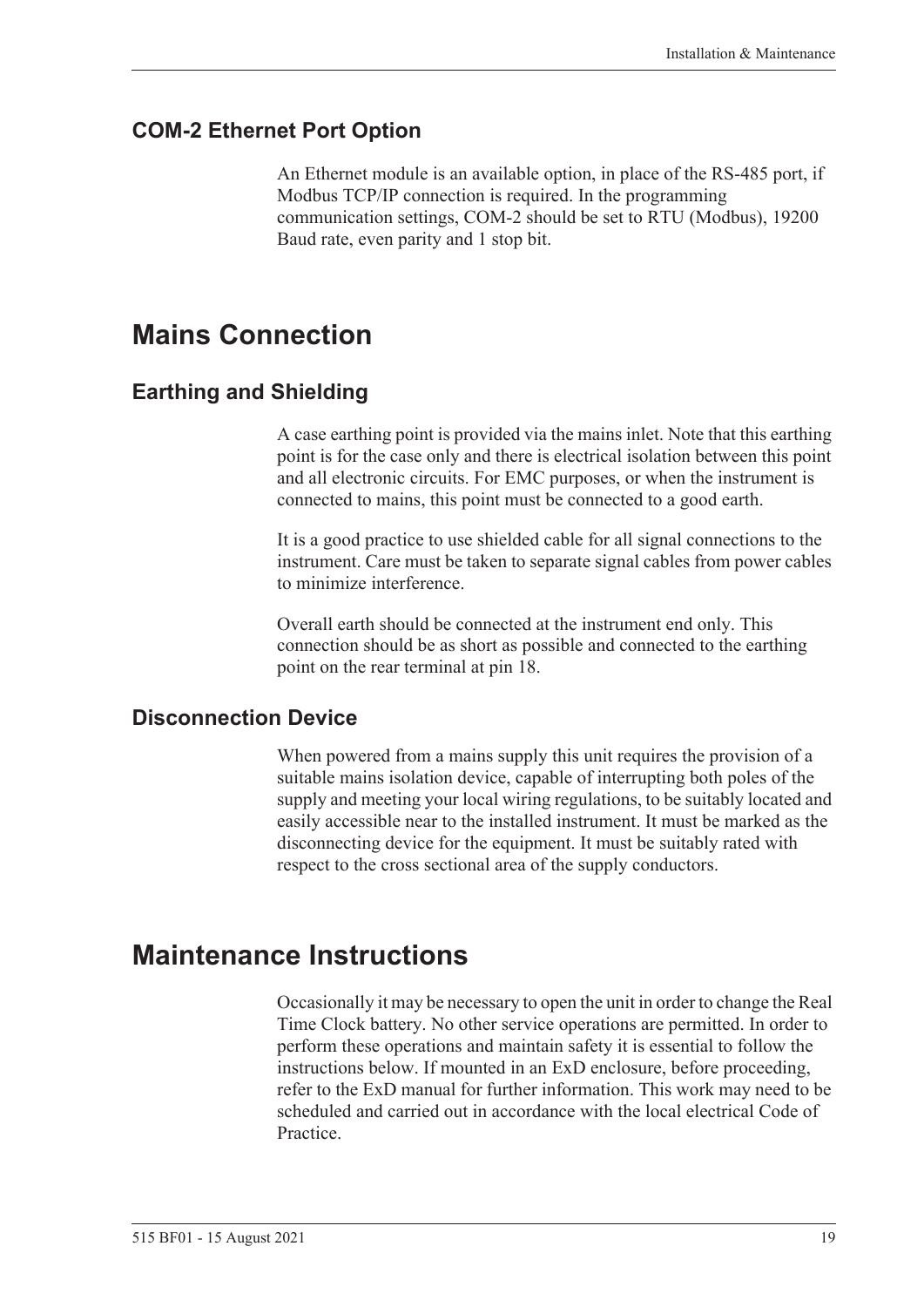### COM-2 Ethernet Port Option

An Ethernet module is an available option, in place of the RS-485 port, if Modbus TCP/IP connection is required. In the programming communication settings, COM-2 should be set to RTU (Modbus), 19200 Baud rate, even parity and 1 stop bit.

## Mains Connection

### Earthing and Shielding

A case earthing point is provided via the mains inlet. Note that this earthing point is for the case only and there is electrical isolation between this point and all electronic circuits. For EMC purposes, or when the instrument is connected to mains, this point must be connected to a good earth.

It is a good practice to use shielded cable for all signal connections to the instrument. Care must be taken to separate signal cables from power cables to minimize interference.

Overall earth should be connected at the instrument end only. This connection should be as short as possible and connected to the earthing point on the rear terminal at pin 18.

### Disconnection Device

When powered from a mains supply this unit requires the provision of a suitable mains isolation device, capable of interrupting both poles of the supply and meeting your local wiring regulations, to be suitably located and easily accessible near to the installed instrument. It must be marked as the disconnecting device for the equipment. It must be suitably rated with respect to the cross sectional area of the supply conductors.

## Maintenance Instructions

Occasionally it may be necessary to open the unit in order to change the Real Time Clock battery. No other service operations are permitted. In order to perform these operations and maintain safety it is essential to follow the instructions below. If mounted in an ExD enclosure, before proceeding, refer to the ExD manual for further information. This work may need to be scheduled and carried out in accordance with the local electrical Code of Practice.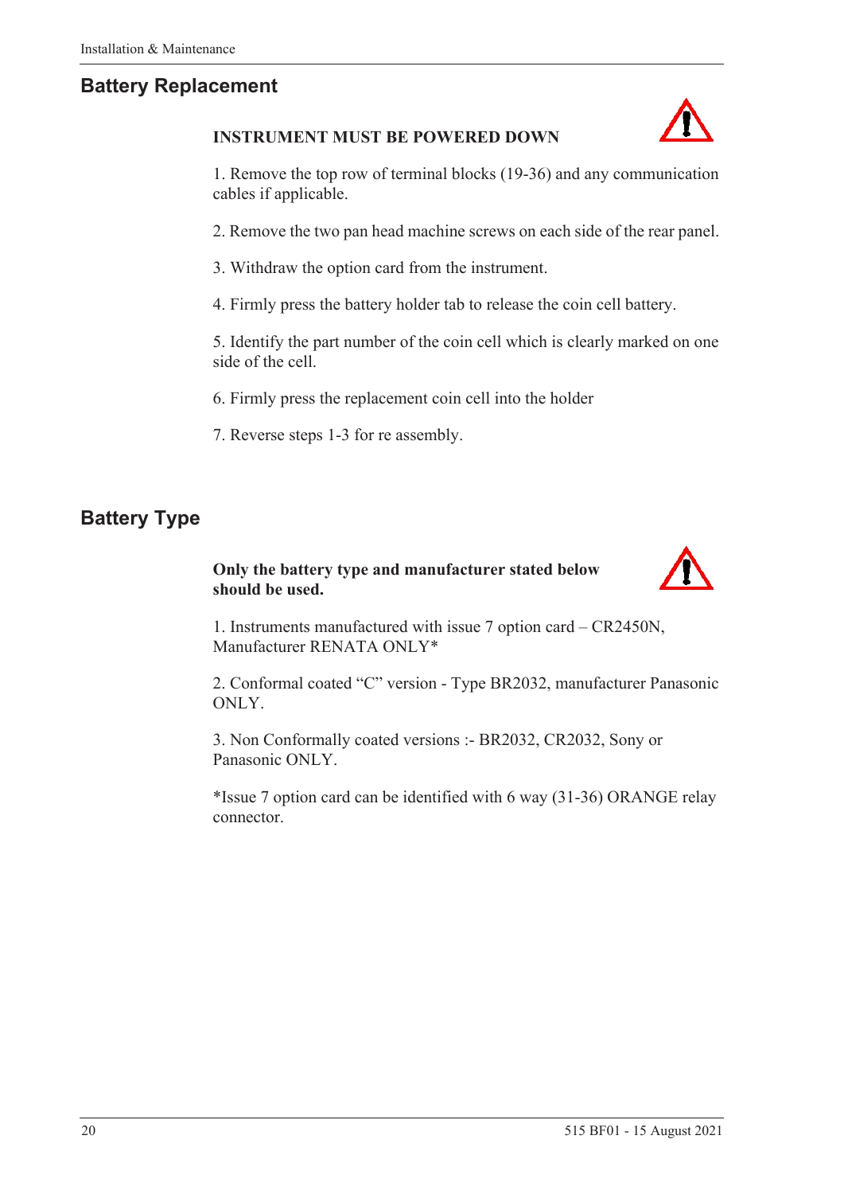## Battery Replacement

**INSTRUMENT MUST BE POWERED DOWN**

1. Remove the top row of terminal blocks (19-36) and any communication cables if applicable.

2. Remove the two pan head machine screws on each side of the rear panel.

3. Withdraw the option card from the instrument.

4. Firmly press the battery holder tab to release the coin cell battery.

5. Identify the part number of the coin cell which is clearly marked on one side of the cell.

6. Firmly press the replacement coin cell into the holder

7. Reverse steps 1-3 for re assembly.

## Battery Type

**Only the battery type and manufacturer stated below should be used.**

1. Instruments manufactured with issue 7 option card – CR2450N, Manufacturer RENATA ONLY*

2. Conformal coated “C” version - Type BR2032, manufacturer Panasonic ONLY.

3. Non Conformally coated versions :- BR2032, CR2032, Sony or Panasonic ONLY.

*Issue 7 option card can be identified with 6 way (31-36) ORANGE relay connector.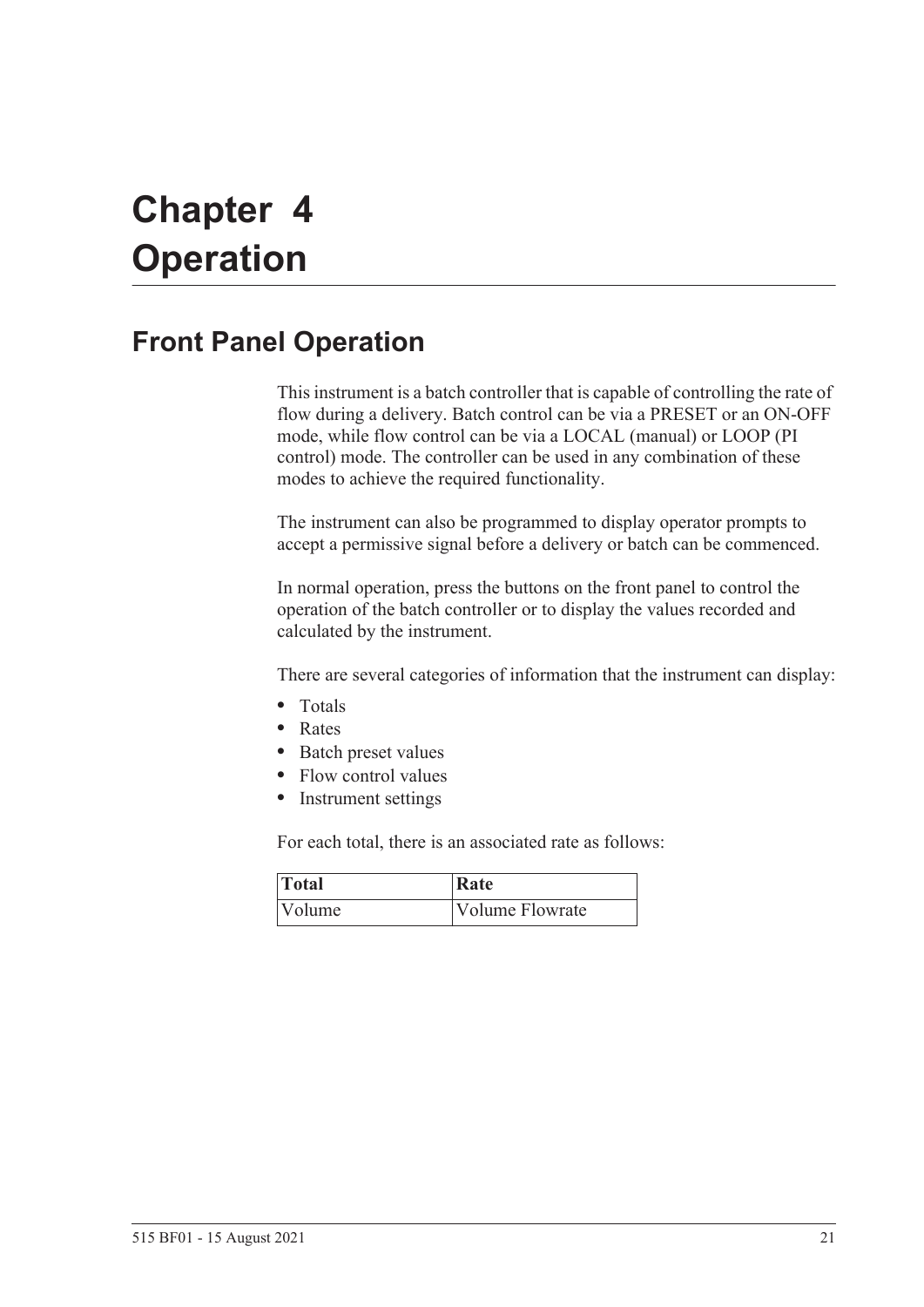# Chapter 4 Operation

## Front Panel Operation

This instrument is a batch controller that is capable of controlling the rate of flow during a delivery. Batch control can be via a PRESET or an ON-OFF mode, while flow control can be via a LOCAL (manual) or LOOP (PI control) mode. The controller can be used in any combination of these modes to achieve the required functionality.

The instrument can also be programmed to display operator prompts to accept a permissive signal before a delivery or batch can be commenced.

In normal operation, press the buttons on the front panel to control the operation of the batch controller or to display the values recorded and calculated by the instrument.

There are several categories of information that the instrument can display:

- Totals
- Rates
- Batch preset values
- Flow control values
- Instrument settings

For each total, there is an associated rate as follows:

| Total | Rate |
|---|---|
| Volume | Volume Flowrate |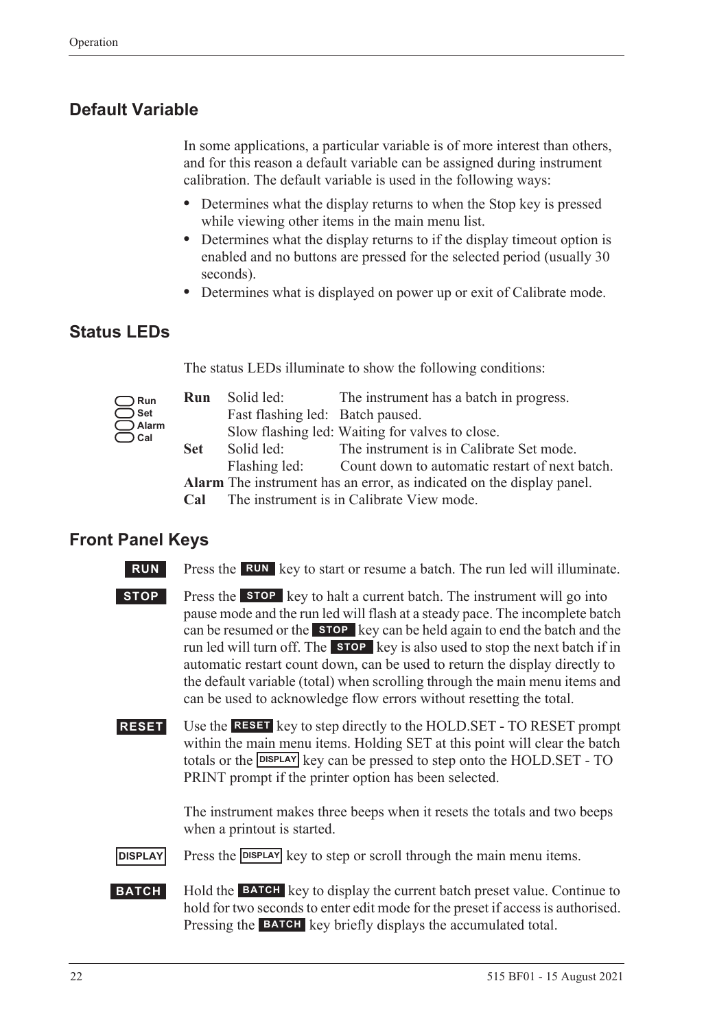## Default Variable

In some applications, a particular variable is of more interest than others, and for this reason a default variable can be assigned during instrument calibration. The default variable is used in the following ways:

- Determines what the display returns to when the Stop key is pressed while viewing other items in the main menu list.
- Determines what the display returns to if the display timeout option is enabled and no buttons are pressed for the selected period (usually 30 seconds).
- Determines what is displayed on power up or exit of Calibrate mode.

## Status LEDs

The status LEDs illuminate to show the following conditions:

Run
Set
Alarm
Cal

| | | |
|---|---|---|
| **Run** | Solid led: | The instrument has a batch in progress. |
| | Fast flashing led: | Batch paused. |
| | Slow flashing led: | Waiting for valves to close. |
| **Set** | Solid led: | The instrument is in Calibrate Set mode. |
| | Flashing led: | Count down to automatic restart of next batch. |
| **Alarm** | The instrument has an error, as indicated on the display panel. | |
| **Cal** | The instrument is in Calibrate View mode. | |

## Front Panel Keys

**RUN** Press the **RUN** key to start or resume a batch. The run led will illuminate.

**STOP** Press the **STOP** key to halt a current batch. The instrument will go into pause mode and the run led will flash at a steady pace. The incomplete batch can be resumed or the **STOP** key can be held again to end the batch and the run led will turn off. The **STOP** key is also used to stop the next batch if in automatic restart count down, can be used to return the display directly to the default variable (total) when scrolling through the main menu items and can be used to acknowledge flow errors without resetting the total.

**RESET** Use the **RESET** key to step directly to the HOLD.SET - TO RESET prompt within the main menu items. Holding SET at this point will clear the batch totals or the **DISPLAY** key can be pressed to step onto the HOLD.SET - TO PRINT prompt if the printer option has been selected.

The instrument makes three beeps when it resets the totals and two beeps when a printout is started.

**DISPLAY** Press the **DISPLAY** key to step or scroll through the main menu items.

**BATCH** Hold the **BATCH** key to display the current batch preset value. Continue to hold for two seconds to enter edit mode for the preset if access is authorised. Pressing the **BATCH** key briefly displays the accumulated total.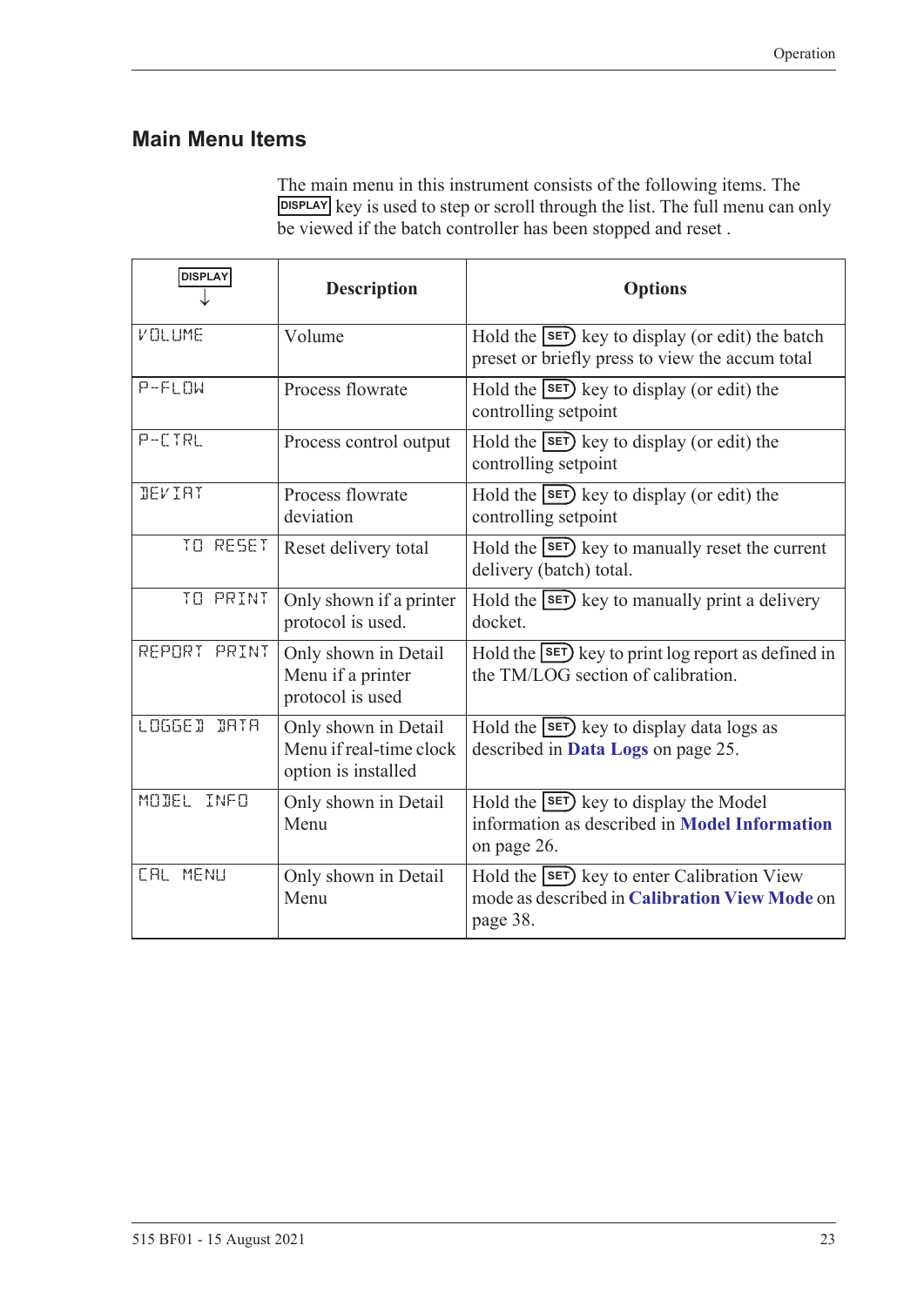## Main Menu Items

The main menu in this instrument consists of the following items. The DISPLAY key is used to step or scroll through the list. The full menu can only be viewed if the batch controller has been stopped and reset .

| DISPLAY ↓ | Description | Options |
|---|---|---|
| VOLUME | Volume | Hold the SET key to display (or edit) the batch preset or briefly press to view the accum total |
| P-FLOW | Process flowrate | Hold the SET key to display (or edit) the controlling setpoint |
| P-CTRL | Process control output | Hold the SET key to display (or edit) the controlling setpoint |
| DEVIAT | Process flowrate deviation | Hold the SET key to display (or edit) the controlling setpoint |
| TO RESET | Reset delivery total | Hold the SET key to manually reset the current delivery (batch) total. |
| TO PRINT | Only shown if a printer protocol is used. | Hold the SET key to manually print a delivery docket. |
| REPORT PRINT | Only shown in Detail Menu if a printer protocol is used | Hold the SET key to print log report as defined in the TM/LOG section of calibration. |
| LOGGED DATA | Only shown in Detail Menu if real-time clock option is installed | Hold the SET key to display data logs as described in **Data Logs** on page 25. |
| MODEL INFO | Only shown in Detail Menu | Hold the SET key to display the Model information as described in **Model Information** on page 26. |
| CAL MENU | Only shown in Detail Menu | Hold the SET key to enter Calibration View mode as described in **Calibration View Mode** on page 38. |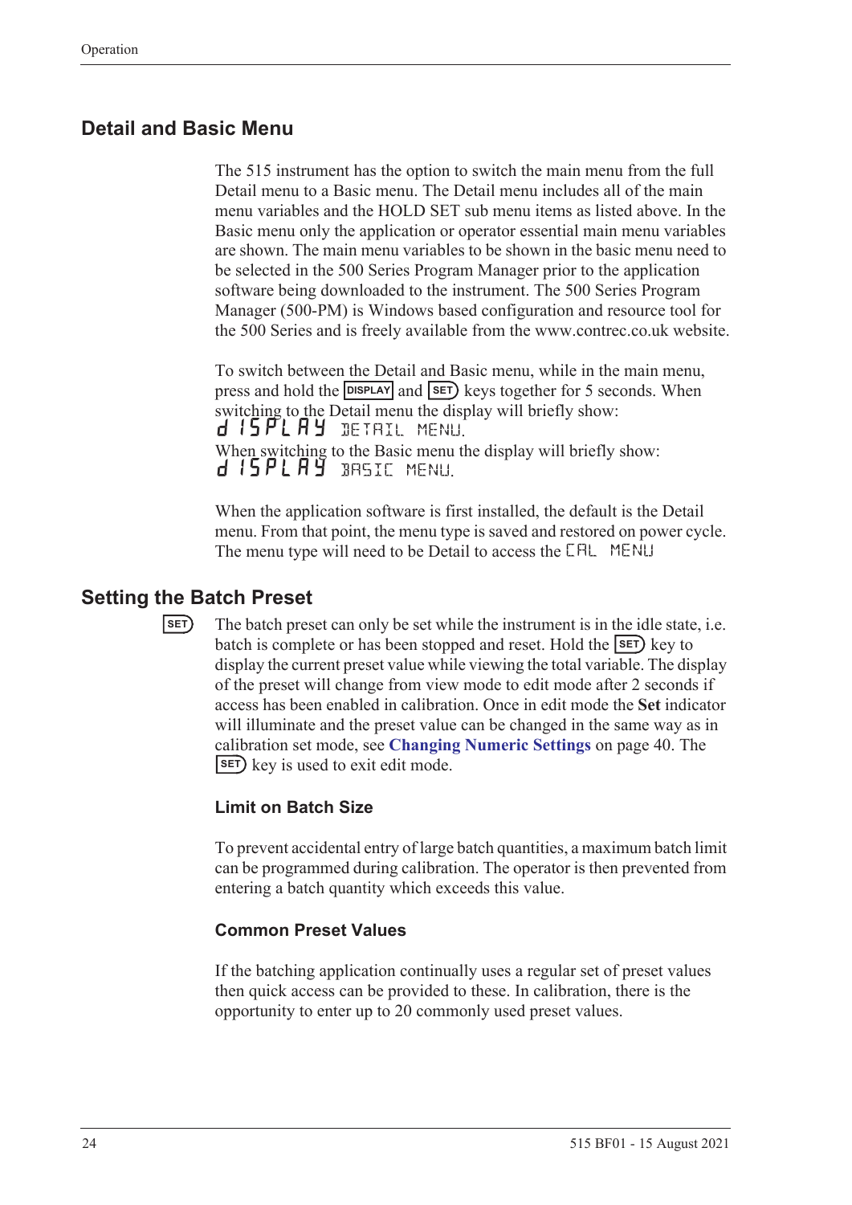## Detail and Basic Menu

The 515 instrument has the option to switch the main menu from the full Detail menu to a Basic menu. The Detail menu includes all of the main menu variables and the HOLD SET sub menu items as listed above. In the Basic menu only the application or operator essential main menu variables are shown. The main menu variables to be shown in the basic menu need to be selected in the 500 Series Program Manager prior to the application software being downloaded to the instrument. The 500 Series Program Manager (500-PM) is Windows based configuration and resource tool for the 500 Series and is freely available from the www.contrec.co.uk website.

To switch between the Detail and Basic menu, while in the main menu, press and hold the DISPLAY and SET keys together for 5 seconds. When switching to the Detail menu the display will briefly show:

dISPLAY DETAIL MENU.

When switching to the Basic menu the display will briefly show:

dISPLAY BASIC MENU.

When the application software is first installed, the default is the Detail menu. From that point, the menu type is saved and restored on power cycle. The menu type will need to be Detail to access the CAL MENU

## Setting the Batch Preset

SET

The batch preset can only be set while the instrument is in the idle state, i.e. batch is complete or has been stopped and reset. Hold the SET key to display the current preset value while viewing the total variable. The display of the preset will change from view mode to edit mode after 2 seconds if access has been enabled in calibration. Once in edit mode the **Set** indicator will illuminate and the preset value can be changed in the same way as in calibration set mode, see **Changing Numeric Settings** on page 40. The SET key is used to exit edit mode.

### Limit on Batch Size

To prevent accidental entry of large batch quantities, a maximum batch limit can be programmed during calibration. The operator is then prevented from entering a batch quantity which exceeds this value.

### Common Preset Values

If the batching application continually uses a regular set of preset values then quick access can be provided to these. In calibration, there is the opportunity to enter up to 20 commonly used preset values.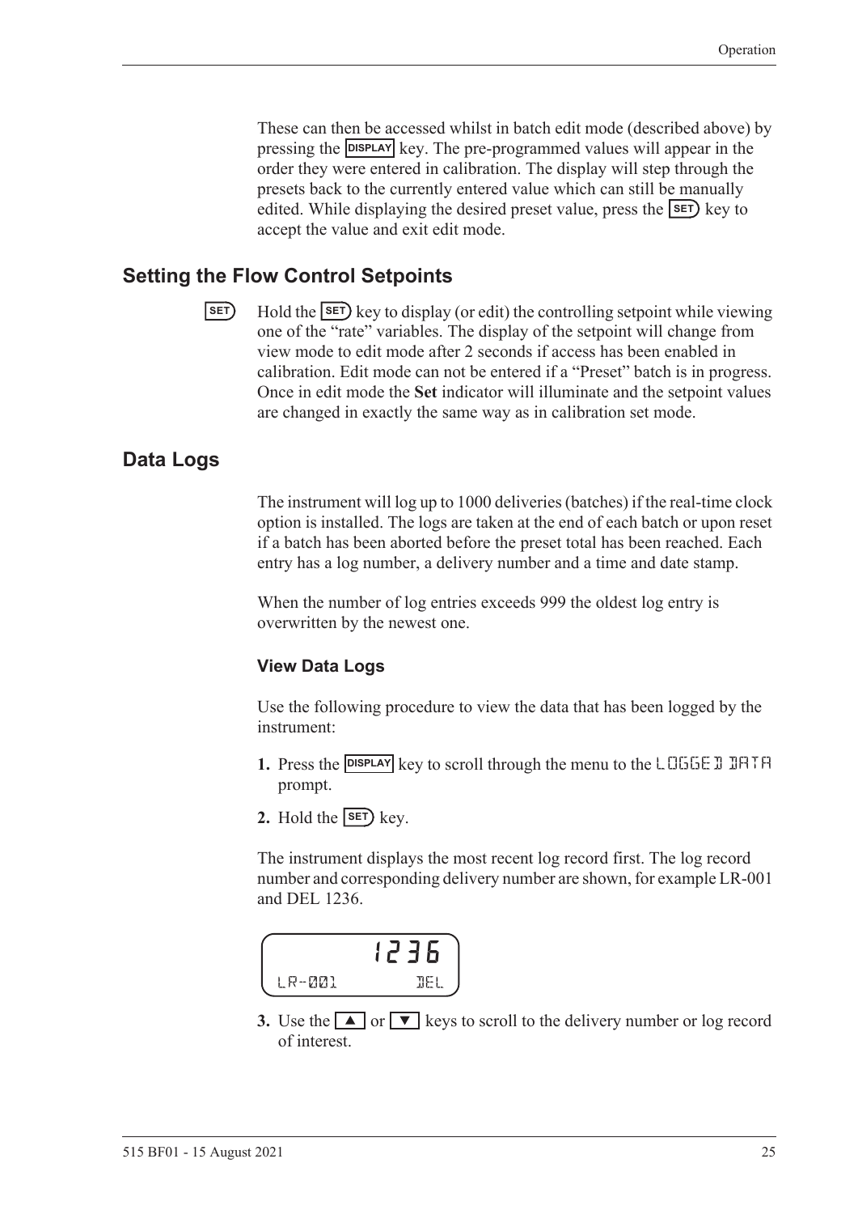These can then be accessed whilst in batch edit mode (described above) by pressing the DISPLAY key. The pre-programmed values will appear in the order they were entered in calibration. The display will step through the presets back to the currently entered value which can still be manually edited. While displaying the desired preset value, press the SET key to accept the value and exit edit mode.

## Setting the Flow Control Setpoints

SET Hold the SET key to display (or edit) the controlling setpoint while viewing one of the "rate" variables. The display of the setpoint will change from view mode to edit mode after 2 seconds if access has been enabled in calibration. Edit mode can not be entered if a "Preset" batch is in progress. Once in edit mode the **Set** indicator will illuminate and the setpoint values are changed in exactly the same way as in calibration set mode.

## Data Logs

The instrument will log up to 1000 deliveries (batches) if the real-time clock option is installed. The logs are taken at the end of each batch or upon reset if a batch has been aborted before the preset total has been reached. Each entry has a log number, a delivery number and a time and date stamp.

When the number of log entries exceeds 999 the oldest log entry is overwritten by the newest one.

### View Data Logs

Use the following procedure to view the data that has been logged by the instrument:

1. Press the DISPLAY key to scroll through the menu to the LOGGED DATA prompt.
2. Hold the SET key.

The instrument displays the most recent log record first. The log record number and corresponding delivery number are shown, for example LR-001 and DEL 1236.

```
        1236
LR-001       DEL
```

3. Use the ▲ or ▼ keys to scroll to the delivery number or log record of interest.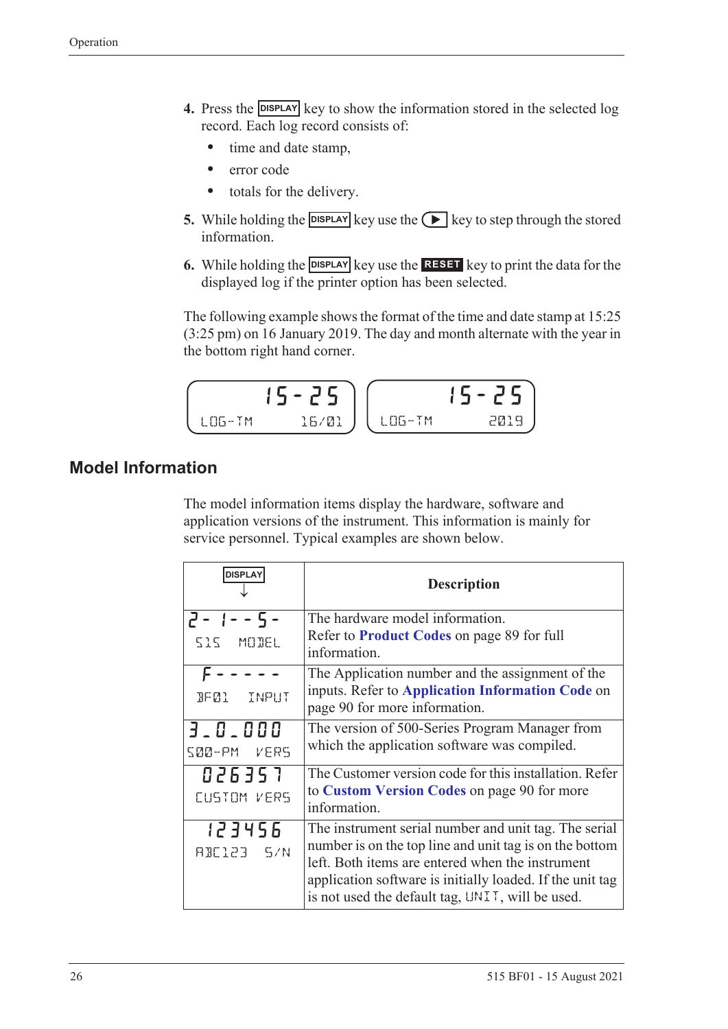4. Press the DISPLAY key to show the information stored in the selected log record. Each log record consists of:
   - time and date stamp,
   - error code
   - totals for the delivery.

5. While holding the DISPLAY key use the ▶ key to step through the stored information.

6. While holding the DISPLAY key use the RESET key to print the data for the displayed log if the printer option has been selected.

The following example shows the format of the time and date stamp at 15:25 (3:25 pm) on 16 January 2019. The day and month alternate with the year in the bottom right hand corner.

```
15-25              15-25
LOG-TM    16/01    LOG-TM    2019
```

## Model Information

The model information items display the hardware, software and application versions of the instrument. This information is mainly for service personnel. Typical examples are shown below.

| DISPLAY ↓ | Description |
|---|---|
| 2- 1- -5- <br> 515 MODEL | The hardware model information. Refer to **Product Codes** on page 89 for full information. |
| F - - - - - <br> BF01 INPUT | The Application number and the assignment of the inputs. Refer to **Application Information Code** on page 90 for more information. |
| 3_0_000 <br> 500-PM VERS | The version of 500-Series Program Manager from which the application software was compiled. |
| 026357 <br> CUSTOM VERS | The Customer version code for this installation. Refer to **Custom Version Codes** on page 90 for more information. |
| 123456 <br> ABC123 S/N | The instrument serial number and unit tag. The serial number is on the top line and unit tag is on the bottom left. Both items are entered when the instrument application software is initially loaded. If the unit tag is not used the default tag, UNIT, will be used. |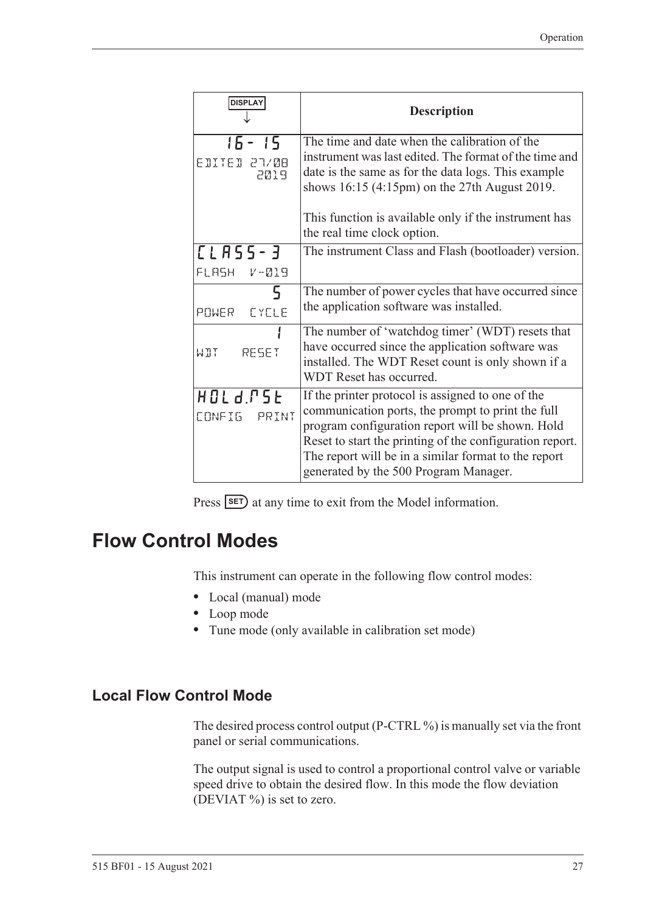| DISPLAY ↓ | Description |
|---|---|
| 16 - 15<br>EDITED 27/08 2019 | The time and date when the calibration of the instrument was last edited. The format of the time and date is the same as for the data logs. This example shows 16:15 (4:15pm) on the 27th August 2019.<br><br>This function is available only if the instrument has the real time clock option. |
| CLASS - 3<br>FLASH V-019 | The instrument Class and Flash (bootloader) version. |
| 5<br>POWER CYCLE | The number of power cycles that have occurred since the application software was installed. |
| 1<br>WDT RESET | The number of 'watchdog timer' (WDT) resets that have occurred since the application software was installed. The WDT Reset count is only shown if a WDT Reset has occurred. |
| HOLd.rSt<br>CONFIG PRINT | If the printer protocol is assigned to one of the communication ports, the prompt to print the full program configuration report will be shown. Hold Reset to start the printing of the configuration report. The report will be in a similar format to the report generated by the 500 Program Manager. |

Press SET at any time to exit from the Model information.

# Flow Control Modes

This instrument can operate in the following flow control modes:

- Local (manual) mode
- Loop mode
- Tune mode (only available in calibration set mode)

## Local Flow Control Mode

The desired process control output (P-CTRL %) is manually set via the front panel or serial communications.

The output signal is used to control a proportional control valve or variable speed drive to obtain the desired flow. In this mode the flow deviation (DEVIAT %) is set to zero.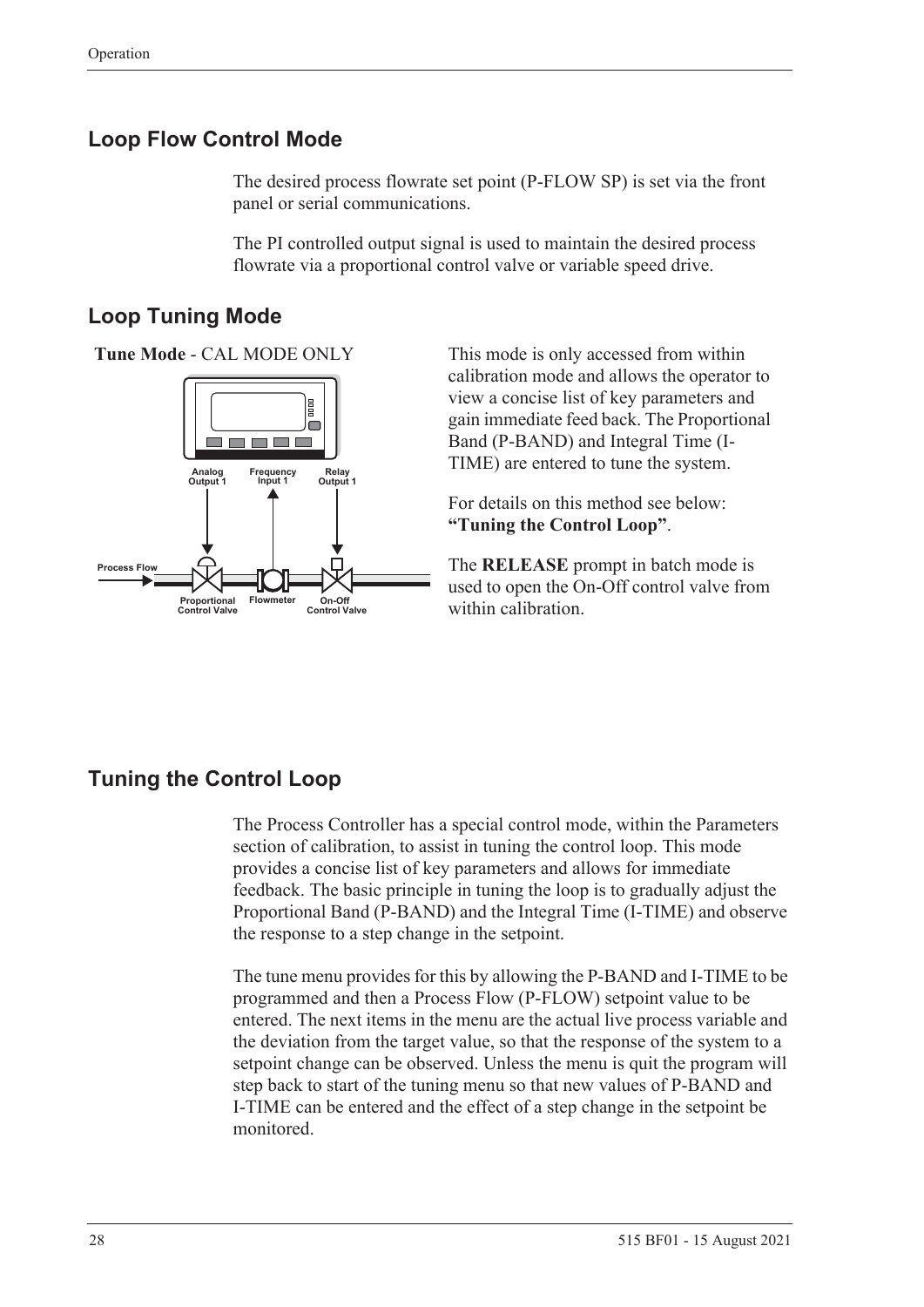## Loop Flow Control Mode

The desired process flowrate set point (P-FLOW SP) is set via the front panel or serial communications.

The PI controlled output signal is used to maintain the desired process flowrate via a proportional control valve or variable speed drive.

## Loop Tuning Mode

**Tune Mode** - CAL MODE ONLY

This mode is only accessed from within calibration mode and allows the operator to view a concise list of key parameters and gain immediate feed back. The Proportional Band (P-BAND) and Integral Time (I-TIME) are entered to tune the system.

For details on this method see below: **"Tuning the Control Loop"**.

The **RELEASE** prompt in batch mode is used to open the On-Off control valve from within calibration.

## Tuning the Control Loop

The Process Controller has a special control mode, within the Parameters section of calibration, to assist in tuning the control loop. This mode provides a concise list of key parameters and allows for immediate feedback. The basic principle in tuning the loop is to gradually adjust the Proportional Band (P-BAND) and the Integral Time (I-TIME) and observe the response to a step change in the setpoint.

The tune menu provides for this by allowing the P-BAND and I-TIME to be programmed and then a Process Flow (P-FLOW) setpoint value to be entered. The next items in the menu are the actual live process variable and the deviation from the target value, so that the response of the system to a setpoint change can be observed. Unless the menu is quit the program will step back to start of the tuning menu so that new values of P-BAND and I-TIME can be entered and the effect of a step change in the setpoint be monitored.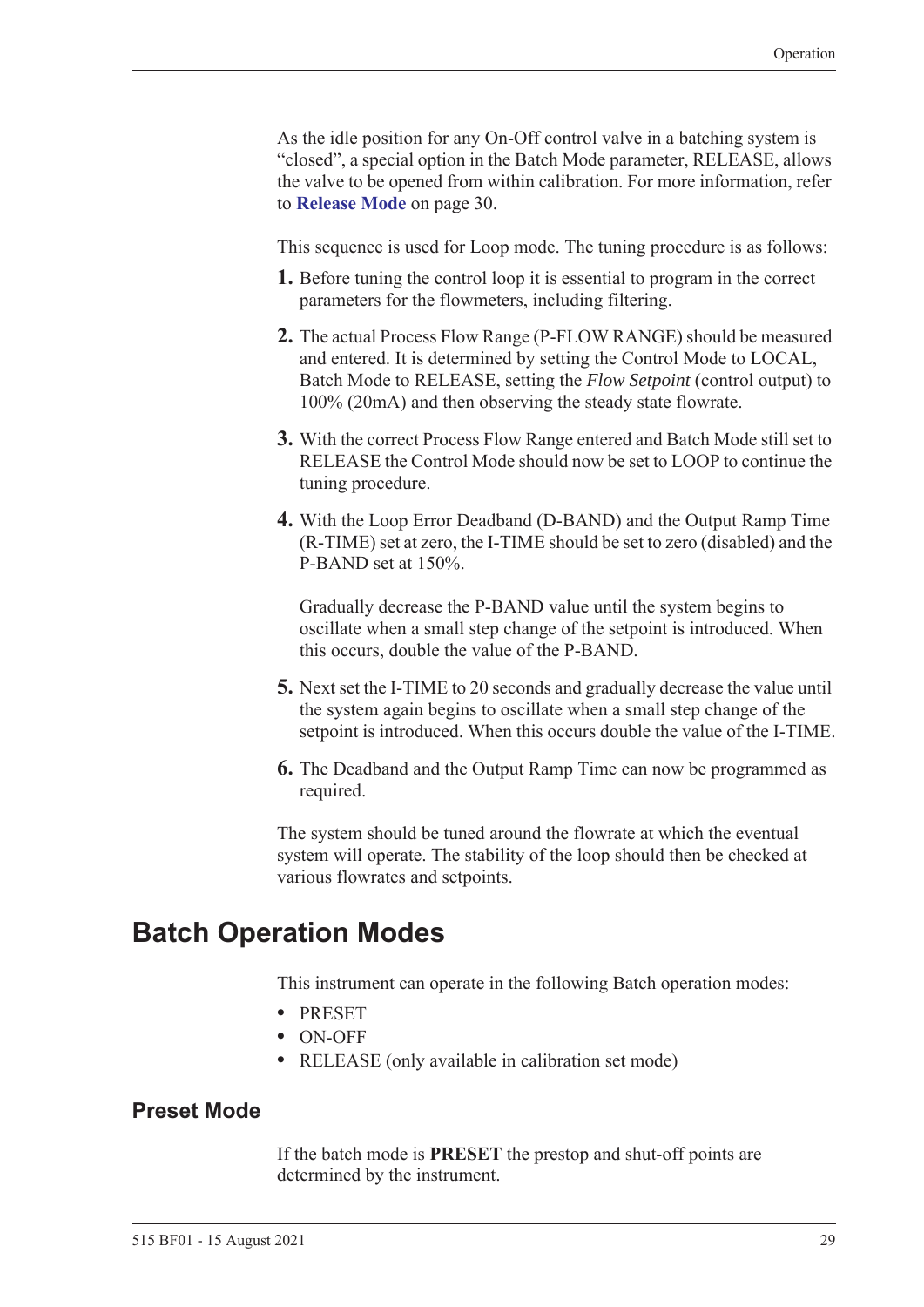As the idle position for any On-Off control valve in a batching system is "closed", a special option in the Batch Mode parameter, RELEASE, allows the valve to be opened from within calibration. For more information, refer to **Release Mode** on page 30.

This sequence is used for Loop mode. The tuning procedure is as follows:

1. Before tuning the control loop it is essential to program in the correct parameters for the flowmeters, including filtering.
2. The actual Process Flow Range (P-FLOW RANGE) should be measured and entered. It is determined by setting the Control Mode to LOCAL, Batch Mode to RELEASE, setting the *Flow Setpoint* (control output) to 100% (20mA) and then observing the steady state flowrate.
3. With the correct Process Flow Range entered and Batch Mode still set to RELEASE the Control Mode should now be set to LOOP to continue the tuning procedure.
4. With the Loop Error Deadband (D-BAND) and the Output Ramp Time (R-TIME) set at zero, the I-TIME should be set to zero (disabled) and the P-BAND set at 150%.

   Gradually decrease the P-BAND value until the system begins to oscillate when a small step change of the setpoint is introduced. When this occurs, double the value of the P-BAND.
5. Next set the I-TIME to 20 seconds and gradually decrease the value until the system again begins to oscillate when a small step change of the setpoint is introduced. When this occurs double the value of the I-TIME.
6. The Deadband and the Output Ramp Time can now be programmed as required.

The system should be tuned around the flowrate at which the eventual system will operate. The stability of the loop should then be checked at various flowrates and setpoints.

# Batch Operation Modes

This instrument can operate in the following Batch operation modes:

- PRESET
- ON-OFF
- RELEASE (only available in calibration set mode)

## Preset Mode

If the batch mode is **PRESET** the prestop and shut-off points are determined by the instrument.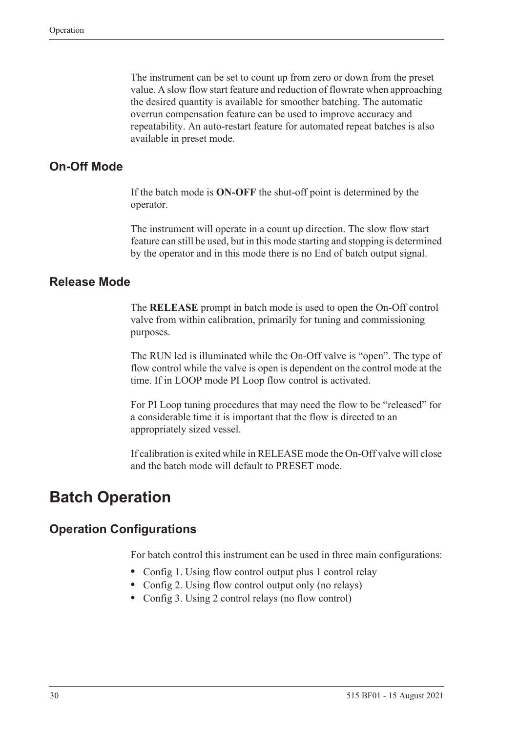The instrument can be set to count up from zero or down from the preset value. A slow flow start feature and reduction of flowrate when approaching the desired quantity is available for smoother batching. The automatic overrun compensation feature can be used to improve accuracy and repeatability. An auto-restart feature for automated repeat batches is also available in preset mode.

### On-Off Mode

If the batch mode is **ON-OFF** the shut-off point is determined by the operator.

The instrument will operate in a count up direction. The slow flow start feature can still be used, but in this mode starting and stopping is determined by the operator and in this mode there is no End of batch output signal.

### Release Mode

The **RELEASE** prompt in batch mode is used to open the On-Off control valve from within calibration, primarily for tuning and commissioning purposes.

The RUN led is illuminated while the On-Off valve is "open". The type of flow control while the valve is open is dependent on the control mode at the time. If in LOOP mode PI Loop flow control is activated.

For PI Loop tuning procedures that may need the flow to be "released" for a considerable time it is important that the flow is directed to an appropriately sized vessel.

If calibration is exited while in RELEASE mode the On-Off valve will close and the batch mode will default to PRESET mode.

## Batch Operation

### Operation Configurations

For batch control this instrument can be used in three main configurations:

- Config 1. Using flow control output plus 1 control relay
- Config 2. Using flow control output only (no relays)
- Config 3. Using 2 control relays (no flow control)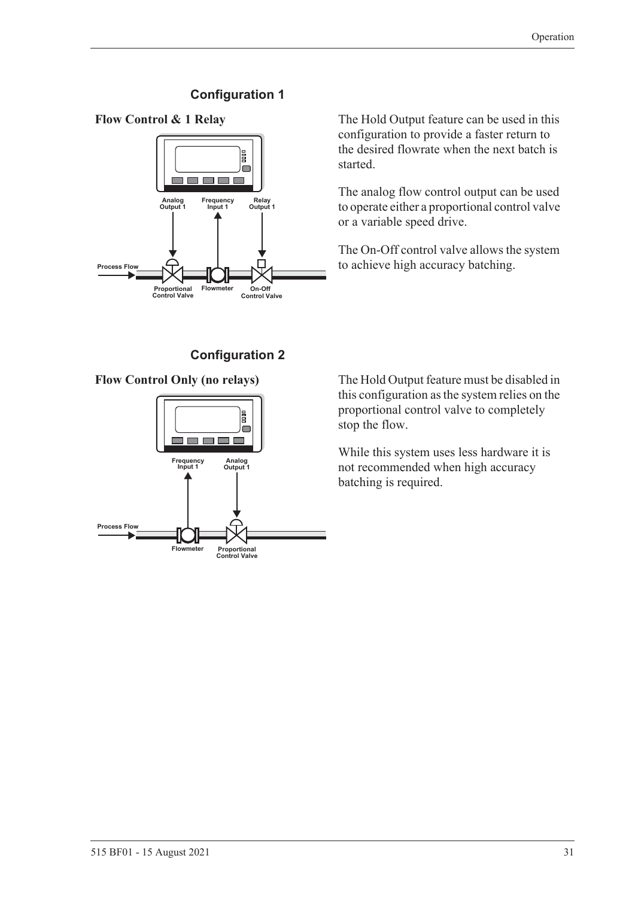## Configuration 1

**Flow Control & 1 Relay**

The Hold Output feature can be used in this configuration to provide a faster return to the desired flowrate when the next batch is started.

The analog flow control output can be used to operate either a proportional control valve or a variable speed drive.

The On-Off control valve allows the system to achieve high accuracy batching.

## Configuration 2

**Flow Control Only (no relays)**

The Hold Output feature must be disabled in this configuration as the system relies on the proportional control valve to completely stop the flow.

While this system uses less hardware it is not recommended when high accuracy batching is required.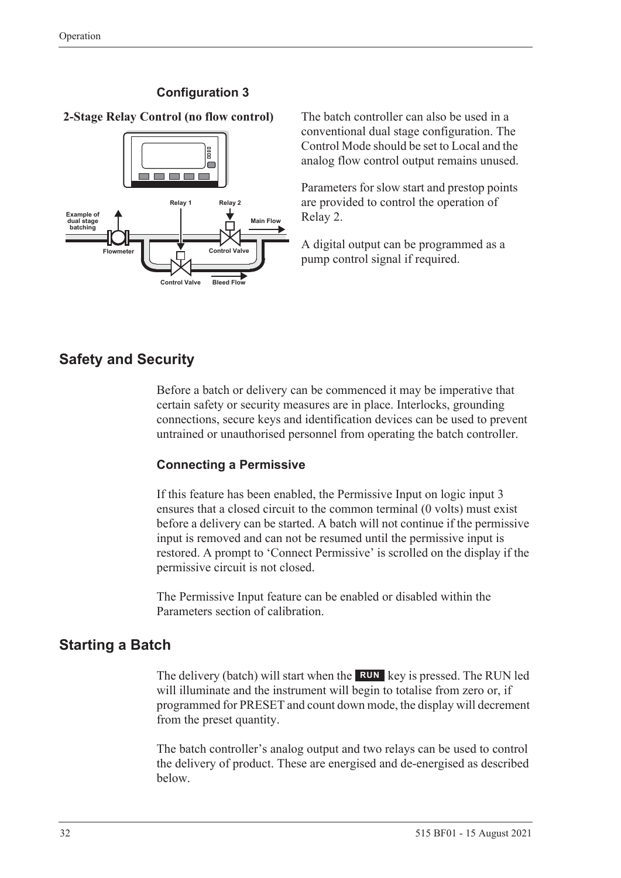### Configuration 3

**2-Stage Relay Control (no flow control)**

The batch controller can also be used in a conventional dual stage configuration. The Control Mode should be set to Local and the analog flow control output remains unused.

Parameters for slow start and prestop points are provided to control the operation of Relay 2.

A digital output can be programmed as a pump control signal if required.

## Safety and Security

Before a batch or delivery can be commenced it may be imperative that certain safety or security measures are in place. Interlocks, grounding connections, secure keys and identification devices can be used to prevent untrained or unauthorised personnel from operating the batch controller.

### Connecting a Permissive

If this feature has been enabled, the Permissive Input on logic input 3 ensures that a closed circuit to the common terminal (0 volts) must exist before a delivery can be started. A batch will not continue if the permissive input is removed and can not be resumed until the permissive input is restored. A prompt to 'Connect Permissive' is scrolled on the display if the permissive circuit is not closed.

The Permissive Input feature can be enabled or disabled within the Parameters section of calibration.

## Starting a Batch

The delivery (batch) will start when the **RUN** key is pressed. The RUN led will illuminate and the instrument will begin to totalise from zero or, if programmed for PRESET and count down mode, the display will decrement from the preset quantity.

The batch controller's analog output and two relays can be used to control the delivery of product. These are energised and de-energised as described below.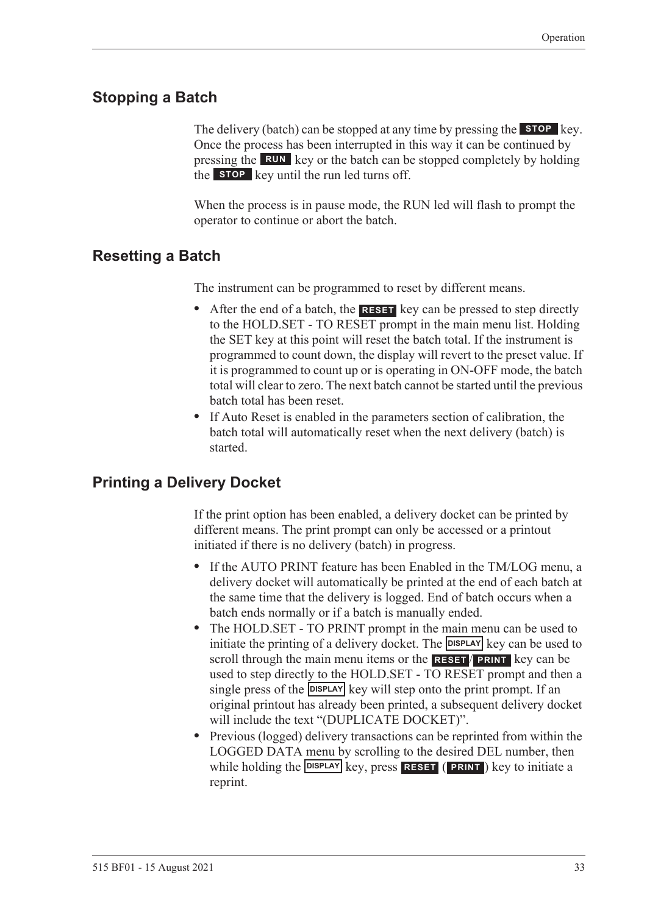## Stopping a Batch

The delivery (batch) can be stopped at any time by pressing the **STOP** key. Once the process has been interrupted in this way it can be continued by pressing the **RUN** key or the batch can be stopped completely by holding the **STOP** key until the run led turns off.

When the process is in pause mode, the RUN led will flash to prompt the operator to continue or abort the batch.

## Resetting a Batch

The instrument can be programmed to reset by different means.

- After the end of a batch, the **RESET** key can be pressed to step directly to the HOLD.SET - TO RESET prompt in the main menu list. Holding the SET key at this point will reset the batch total. If the instrument is programmed to count down, the display will revert to the preset value. If it is programmed to count up or is operating in ON-OFF mode, the batch total will clear to zero. The next batch cannot be started until the previous batch total has been reset.
- If Auto Reset is enabled in the parameters section of calibration, the batch total will automatically reset when the next delivery (batch) is started.

## Printing a Delivery Docket

If the print option has been enabled, a delivery docket can be printed by different means. The print prompt can only be accessed or a printout initiated if there is no delivery (batch) in progress.

- If the AUTO PRINT feature has been Enabled in the TM/LOG menu, a delivery docket will automatically be printed at the end of each batch at the same time that the delivery is logged. End of batch occurs when a batch ends normally or if a batch is manually ended.
- The HOLD.SET - TO PRINT prompt in the main menu can be used to initiate the printing of a delivery docket. The **DISPLAY** key can be used to scroll through the main menu items or the **RESET**/**PRINT** key can be used to step directly to the HOLD.SET - TO RESET prompt and then a single press of the **DISPLAY** key will step onto the print prompt. If an original printout has already been printed, a subsequent delivery docket will include the text "(DUPLICATE DOCKET)".
- Previous (logged) delivery transactions can be reprinted from within the LOGGED DATA menu by scrolling to the desired DEL number, then while holding the **DISPLAY** key, press **RESET** (**PRINT**) key to initiate a reprint.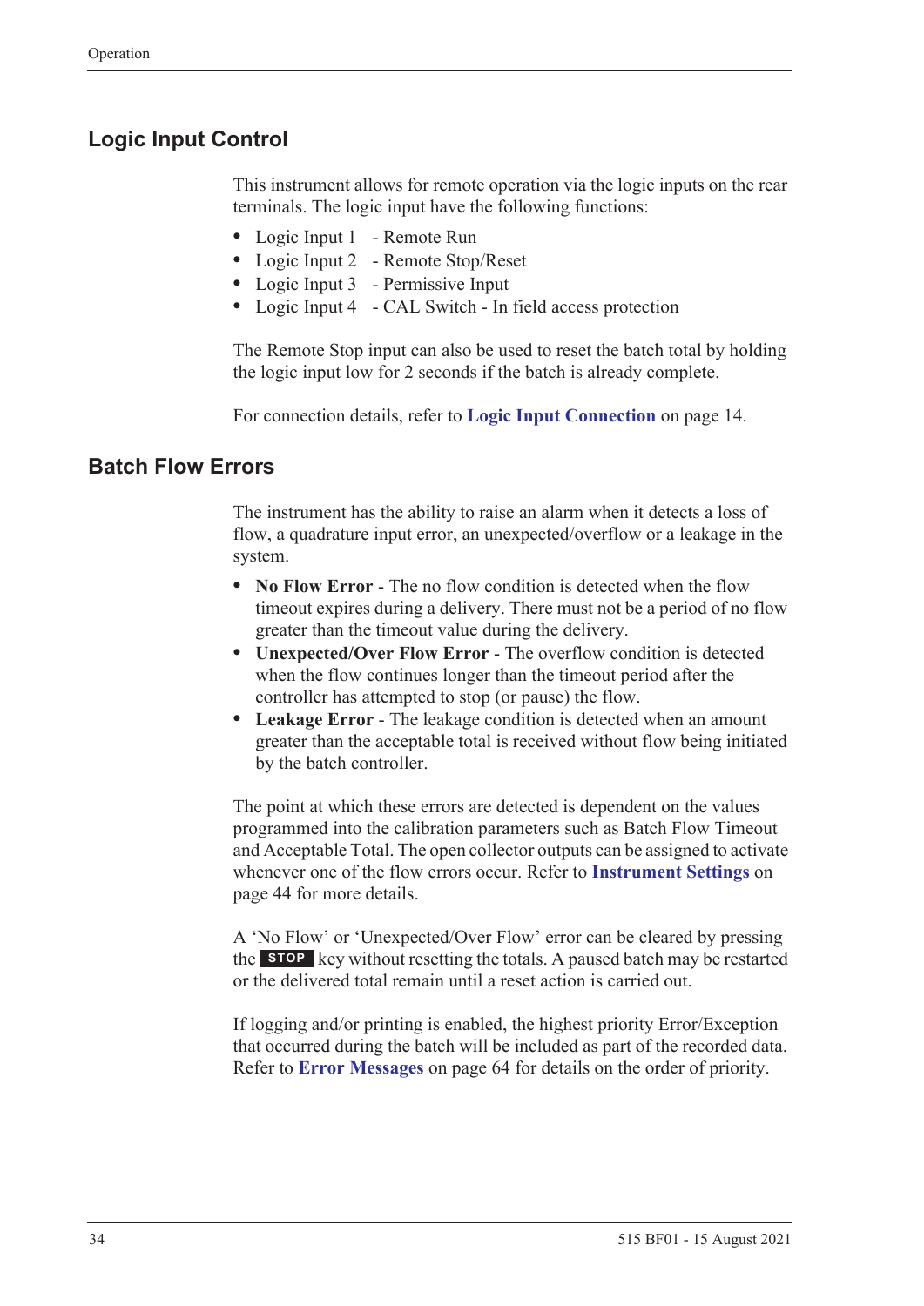## Logic Input Control

This instrument allows for remote operation via the logic inputs on the rear terminals. The logic input have the following functions:

- Logic Input 1 - Remote Run
- Logic Input 2 - Remote Stop/Reset
- Logic Input 3 - Permissive Input
- Logic Input 4 - CAL Switch - In field access protection

The Remote Stop input can also be used to reset the batch total by holding the logic input low for 2 seconds if the batch is already complete.

For connection details, refer to **Logic Input Connection** on page 14.

## Batch Flow Errors

The instrument has the ability to raise an alarm when it detects a loss of flow, a quadrature input error, an unexpected/overflow or a leakage in the system.

- **No Flow Error** - The no flow condition is detected when the flow timeout expires during a delivery. There must not be a period of no flow greater than the timeout value during the delivery.
- **Unexpected/Over Flow Error** - The overflow condition is detected when the flow continues longer than the timeout period after the controller has attempted to stop (or pause) the flow.
- **Leakage Error** - The leakage condition is detected when an amount greater than the acceptable total is received without flow being initiated by the batch controller.

The point at which these errors are detected is dependent on the values programmed into the calibration parameters such as Batch Flow Timeout and Acceptable Total. The open collector outputs can be assigned to activate whenever one of the flow errors occur. Refer to **Instrument Settings** on page 44 for more details.

A 'No Flow' or 'Unexpected/Over Flow' error can be cleared by pressing the **STOP** key without resetting the totals. A paused batch may be restarted or the delivered total remain until a reset action is carried out.

If logging and/or printing is enabled, the highest priority Error/Exception that occurred during the batch will be included as part of the recorded data. Refer to **Error Messages** on page 64 for details on the order of priority.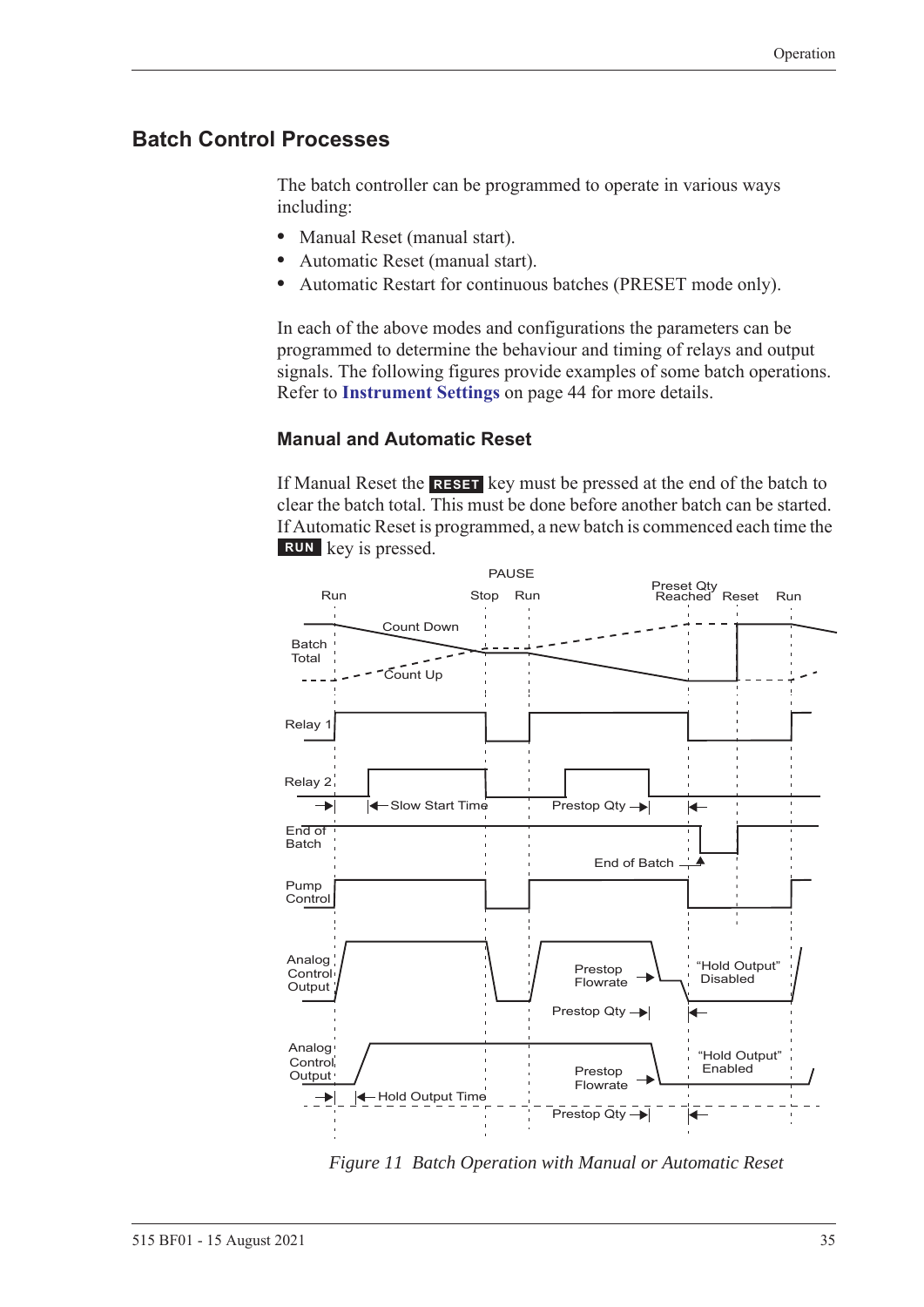## Batch Control Processes

The batch controller can be programmed to operate in various ways including:

- Manual Reset (manual start).
- Automatic Reset (manual start).
- Automatic Restart for continuous batches (PRESET mode only).

In each of the above modes and configurations the parameters can be programmed to determine the behaviour and timing of relays and output signals. The following figures provide examples of some batch operations. Refer to **Instrument Settings** on page 44 for more details.

### Manual and Automatic Reset

If Manual Reset the **RESET** key must be pressed at the end of the batch to clear the batch total. This must be done before another batch can be started. If Automatic Reset is programmed, a new batch is commenced each time the **RUN** key is pressed.

*Figure 11 Batch Operation with Manual or Automatic Reset*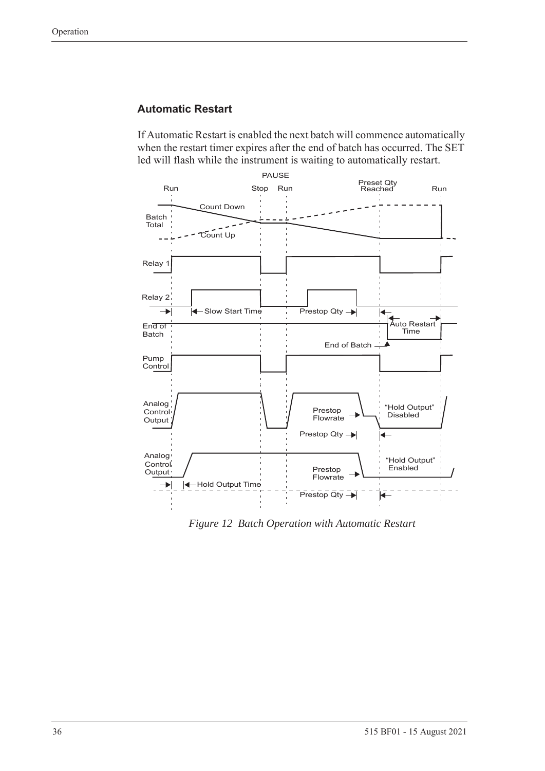## Automatic Restart

If Automatic Restart is enabled the next batch will commence automatically when the restart timer expires after the end of batch has occurred. The SET led will flash while the instrument is waiting to automatically restart.

*Figure 12 Batch Operation with Automatic Restart*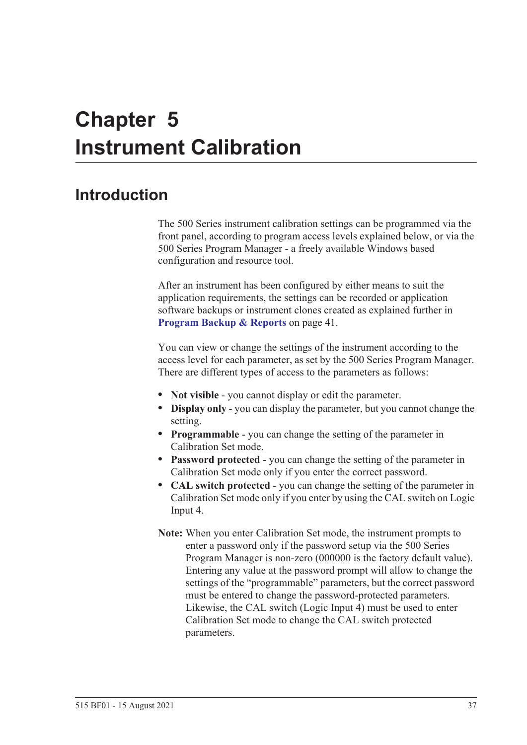# Chapter 5 Instrument Calibration

## Introduction

The 500 Series instrument calibration settings can be programmed via the front panel, according to program access levels explained below, or via the 500 Series Program Manager - a freely available Windows based configuration and resource tool.

After an instrument has been configured by either means to suit the application requirements, the settings can be recorded or application software backups or instrument clones created as explained further in **Program Backup & Reports** on page 41.

You can view or change the settings of the instrument according to the access level for each parameter, as set by the 500 Series Program Manager. There are different types of access to the parameters as follows:

- **Not visible** - you cannot display or edit the parameter.
- **Display only** - you can display the parameter, but you cannot change the setting.
- **Programmable** - you can change the setting of the parameter in Calibration Set mode.
- **Password protected** - you can change the setting of the parameter in Calibration Set mode only if you enter the correct password.
- **CAL switch protected** - you can change the setting of the parameter in Calibration Set mode only if you enter by using the CAL switch on Logic Input 4.

**Note:** When you enter Calibration Set mode, the instrument prompts to enter a password only if the password setup via the 500 Series Program Manager is non-zero (000000 is the factory default value). Entering any value at the password prompt will allow to change the settings of the "programmable" parameters, but the correct password must be entered to change the password-protected parameters. Likewise, the CAL switch (Logic Input 4) must be used to enter Calibration Set mode to change the CAL switch protected parameters.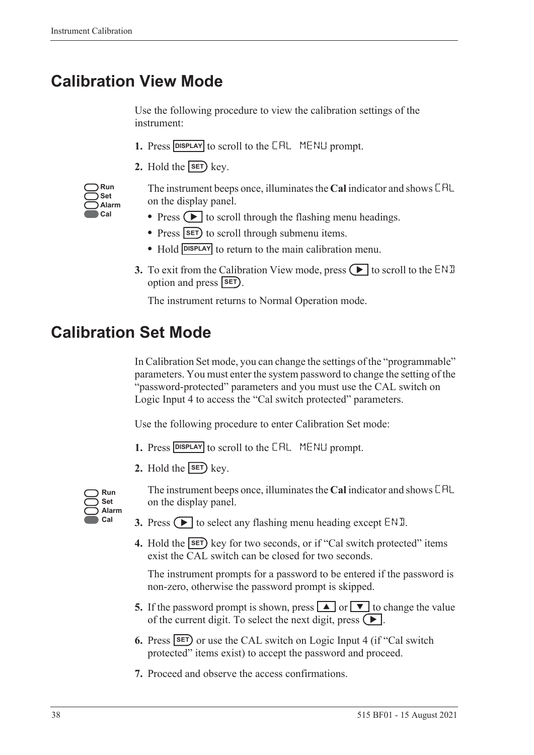# Calibration View Mode

Use the following procedure to view the calibration settings of the instrument:

1. Press **DISPLAY** to scroll to the CAL MENU prompt.
2. Hold the **SET** key.

   Run
   Set
   Alarm
   Cal

   The instrument beeps once, illuminates the **Cal** indicator and shows CAL on the display panel.
   - Press ▶ to scroll through the flashing menu headings.
   - Press **SET** to scroll through submenu items.
   - Hold **DISPLAY** to return to the main calibration menu.
3. To exit from the Calibration View mode, press ▶ to scroll to the END option and press **SET**.

   The instrument returns to Normal Operation mode.

# Calibration Set Mode

In Calibration Set mode, you can change the settings of the "programmable" parameters. You must enter the system password to change the setting of the "password-protected" parameters and you must use the CAL switch on Logic Input 4 to access the "Cal switch protected" parameters.

Use the following procedure to enter Calibration Set mode:

1. Press **DISPLAY** to scroll to the CAL MENU prompt.
2. Hold the **SET** key.

   Run
   Set
   Alarm
   Cal

   The instrument beeps once, illuminates the **Cal** indicator and shows CAL on the display panel.
3. Press ▶ to select any flashing menu heading except END.
4. Hold the **SET** key for two seconds, or if "Cal switch protected" items exist the CAL switch can be closed for two seconds.

   The instrument prompts for a password to be entered if the password is non-zero, otherwise the password prompt is skipped.
5. If the password prompt is shown, press ▲ or ▼ to change the value of the current digit. To select the next digit, press ▶.
6. Press **SET** or use the CAL switch on Logic Input 4 (if "Cal switch protected" items exist) to accept the password and proceed.
7. Proceed and observe the access confirmations.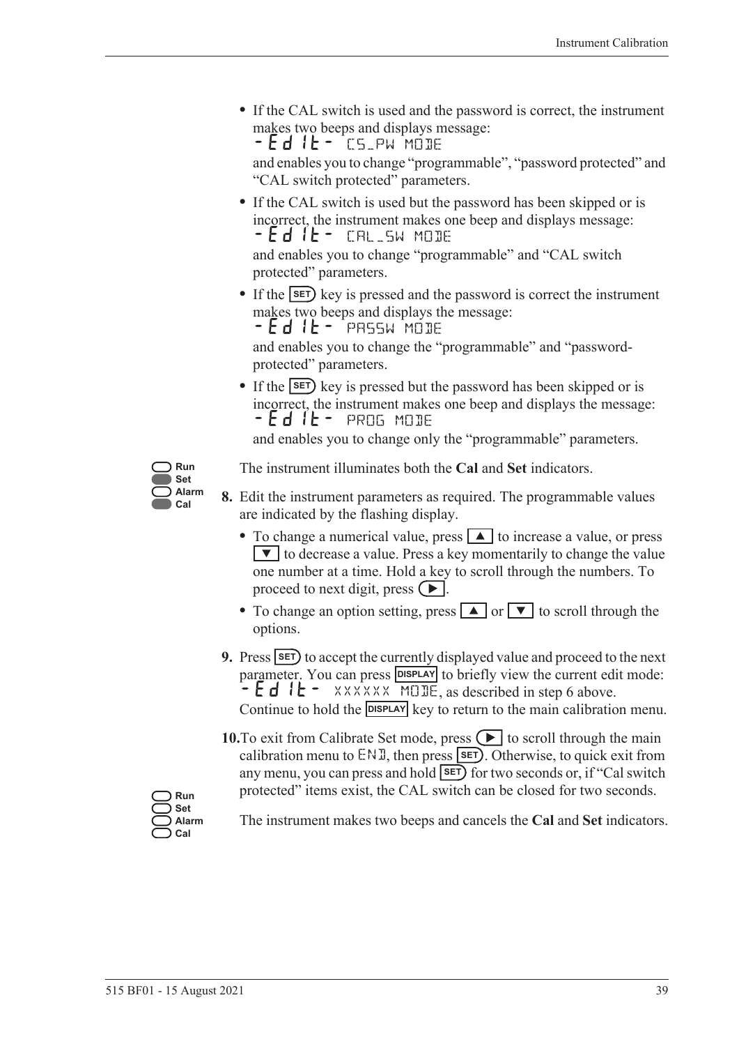- If the CAL switch is used and the password is correct, the instrument makes two beeps and displays message:
  -Edit- CS_PW MODE
  and enables you to change “programmable”, “password protected” and “CAL switch protected” parameters.
- If the CAL switch is used but the password has been skipped or is incorrect, the instrument makes one beep and displays message:
  -Edit- CAL_SW MODE
  and enables you to change “programmable” and “CAL switch protected” parameters.
- If the SET key is pressed and the password is correct the instrument makes two beeps and displays the message:
  -Edit- PASSW MODE
  and enables you to change the “programmable” and “password-protected” parameters.
- If the SET key is pressed but the password has been skipped or is incorrect, the instrument makes one beep and displays the message:
  -Edit- PROG MODE
  and enables you to change only the “programmable” parameters.

Run / Set / Alarm / Cal

The instrument illuminates both the **Cal** and **Set** indicators.

**8.** Edit the instrument parameters as required. The programmable values are indicated by the flashing display.

- To change a numerical value, press ▲ to increase a value, or press ▼ to decrease a value. Press a key momentarily to change the value one number at a time. Hold a key to scroll through the numbers. To proceed to next digit, press ▶.
- To change an option setting, press ▲ or ▼ to scroll through the options.

**9.** Press SET to accept the currently displayed value and proceed to the next parameter. You can press DISPLAY to briefly view the current edit mode: -Edit- XXXXXX MODE, as described in step 6 above. Continue to hold the DISPLAY key to return to the main calibration menu.

**10.** To exit from Calibrate Set mode, press ▶ to scroll through the main calibration menu to END, then press SET. Otherwise, to quick exit from any menu, you can press and hold SET for two seconds or, if “Cal switch protected” items exist, the CAL switch can be closed for two seconds.

Run / Set / Alarm / Cal

The instrument makes two beeps and cancels the **Cal** and **Set** indicators.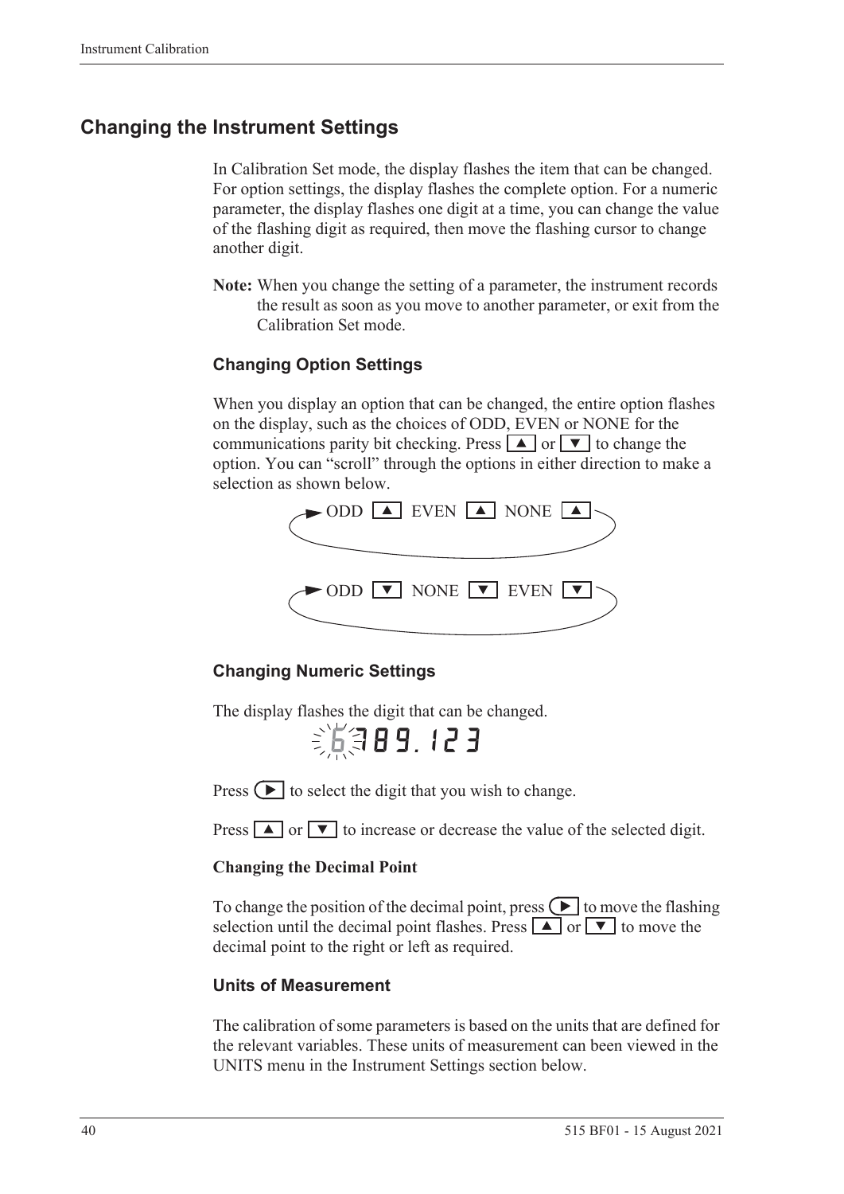## Changing the Instrument Settings

In Calibration Set mode, the display flashes the item that can be changed. For option settings, the display flashes the complete option. For a numeric parameter, the display flashes one digit at a time, you can change the value of the flashing digit as required, then move the flashing cursor to change another digit.

**Note:** When you change the setting of a parameter, the instrument records the result as soon as you move to another parameter, or exit from the Calibration Set mode.

### Changing Option Settings

When you display an option that can be changed, the entire option flashes on the display, such as the choices of ODD, EVEN or NONE for the communications parity bit checking. Press ▲ or ▼ to change the option. You can "scroll" through the options in either direction to make a selection as shown below.

ODD ▲ EVEN ▲ NONE ▲

ODD ▼ NONE ▼ EVEN ▼

### Changing Numeric Settings

The display flashes the digit that can be changed.

6789.123

Press ▶ to select the digit that you wish to change.

Press ▲ or ▼ to increase or decrease the value of the selected digit.

**Changing the Decimal Point**

To change the position of the decimal point, press ▶ to move the flashing selection until the decimal point flashes. Press ▲ or ▼ to move the decimal point to the right or left as required.

### Units of Measurement

The calibration of some parameters is based on the units that are defined for the relevant variables. These units of measurement can been viewed in the UNITS menu in the Instrument Settings section below.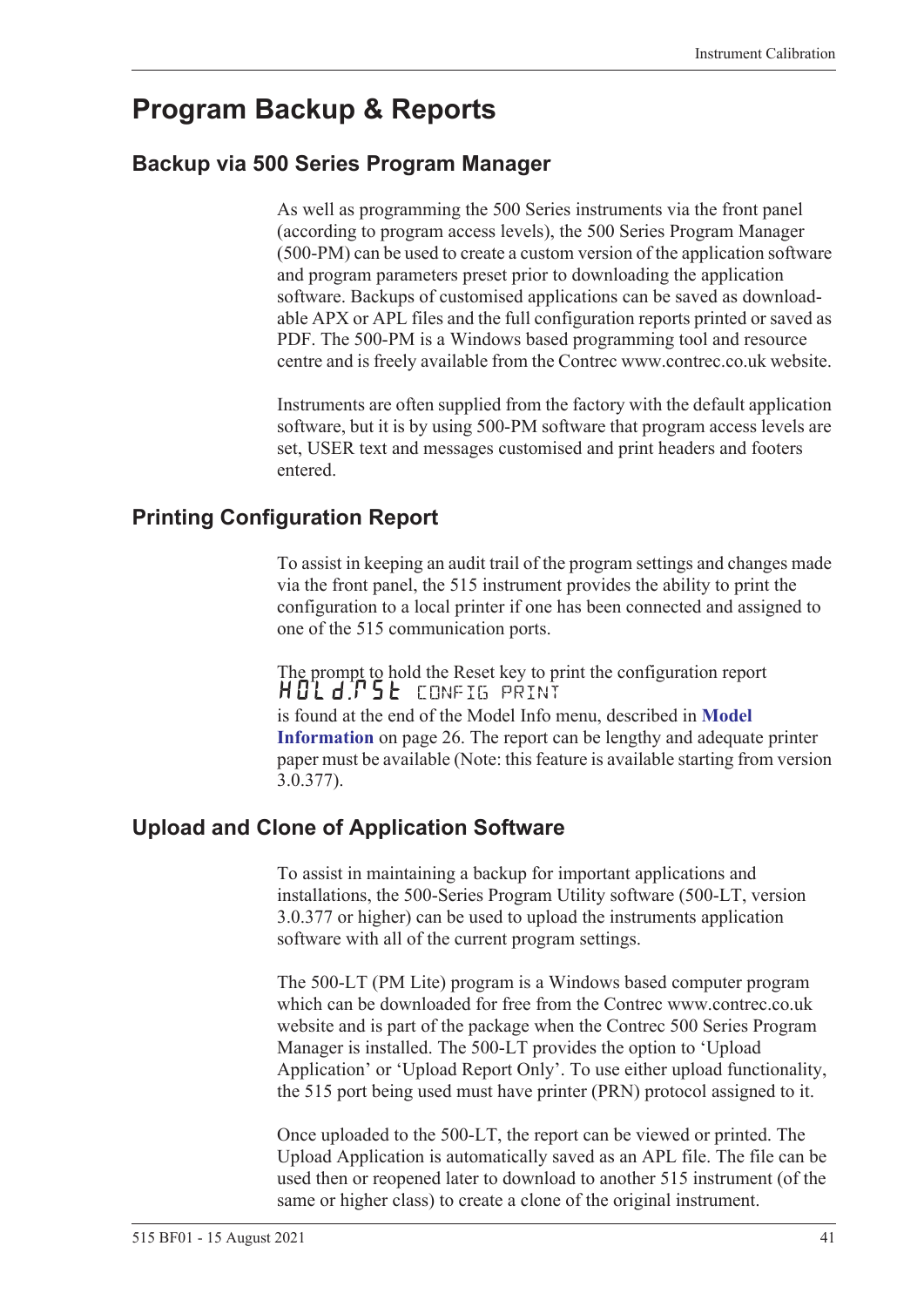# Program Backup & Reports

## Backup via 500 Series Program Manager

As well as programming the 500 Series instruments via the front panel (according to program access levels), the 500 Series Program Manager (500-PM) can be used to create a custom version of the application software and program parameters preset prior to downloading the application software. Backups of customised applications can be saved as downloadable APX or APL files and the full configuration reports printed or saved as PDF. The 500-PM is a Windows based programming tool and resource centre and is freely available from the Contrec www.contrec.co.uk website.

Instruments are often supplied from the factory with the default application software, but it is by using 500-PM software that program access levels are set, USER text and messages customised and print headers and footers entered.

## Printing Configuration Report

To assist in keeping an audit trail of the program settings and changes made via the front panel, the 515 instrument provides the ability to print the configuration to a local printer if one has been connected and assigned to one of the 515 communication ports.

The prompt to hold the Reset key to print the configuration report
HOLd.RSt CONFIG PRINT
is found at the end of the Model Info menu, described in **Model Information** on page 26. The report can be lengthy and adequate printer paper must be available (Note: this feature is available starting from version 3.0.377).

## Upload and Clone of Application Software

To assist in maintaining a backup for important applications and installations, the 500-Series Program Utility software (500-LT, version 3.0.377 or higher) can be used to upload the instruments application software with all of the current program settings.

The 500-LT (PM Lite) program is a Windows based computer program which can be downloaded for free from the Contrec www.contrec.co.uk website and is part of the package when the Contrec 500 Series Program Manager is installed. The 500-LT provides the option to 'Upload Application' or 'Upload Report Only'. To use either upload functionality, the 515 port being used must have printer (PRN) protocol assigned to it.

Once uploaded to the 500-LT, the report can be viewed or printed. The Upload Application is automatically saved as an APL file. The file can be used then or reopened later to download to another 515 instrument (of the same or higher class) to create a clone of the original instrument.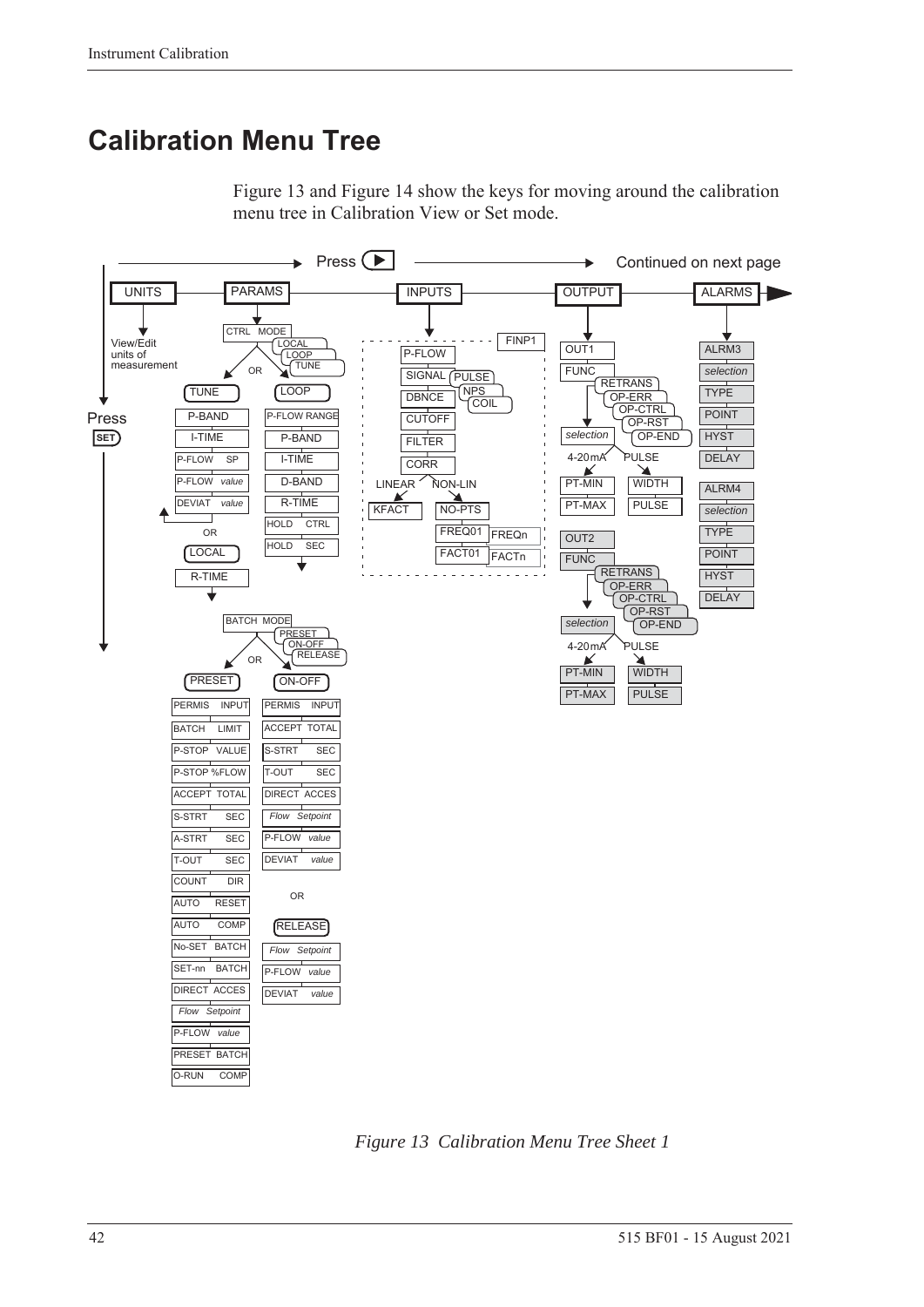# Calibration Menu Tree

Figure 13 and Figure 14 show the keys for moving around the calibration menu tree in Calibration View or Set mode.

Press ▶ — Continued on next page

UNITS — View/Edit units of measurement

PARAMS — CTRL MODE (LOCAL / LOOP / TUNE)

- TUNE: P-BAND, I-TIME, P-FLOW SP, P-FLOW *value*, DEVIAT *value*
- OR LOCAL: R-TIME
- LOOP: P-FLOW RANGE, P-BAND, I-TIME, D-BAND, R-TIME, HOLD CTRL, HOLD SEC

BATCH MODE (PRESET / ON-OFF / RELEASE)

- PRESET: PERMIS INPUT, BATCH LIMIT, P-STOP VALUE, P-STOP %FLOW, ACCEPT TOTAL, S-STRT SEC, A-STRT SEC, T-OUT SEC, COUNT DIR, AUTO RESET, AUTO COMP, No-SET BATCH, SET-nn BATCH, DIRECT ACCES, *Flow Setpoint*, P-FLOW *value*, PRESET BATCH, O-RUN COMP
- ON-OFF: PERMIS INPUT, ACCEPT TOTAL, S-STRT SEC, T-OUT SEC, DIRECT ACCES, *Flow Setpoint*, P-FLOW *value*, DEVIAT *value*
- OR RELEASE: *Flow Setpoint*, P-FLOW *value*, DEVIAT *value*

INPUTS — FINP1: P-FLOW, SIGNAL (PULSE / NPS / COIL), DBNCE, CUTOFF, FILTER, CORR

- LINEAR: KFACT
- NON-LIN: NO-PTS, FREQ01 … FREQn, FACT01 … FACTn

OUTPUT

- OUT1: FUNC (RETRANS / OP-ERR / OP-CTRL / OP-RST / OP-END), *selection*
  - 4-20mA: PT-MIN, PT-MAX
  - PULSE: WIDTH, PULSE
- OUT2: FUNC (RETRANS / OP-ERR / OP-CTRL / OP-RST / OP-END), *selection*
  - 4-20mA: PT-MIN, PT-MAX
  - PULSE: WIDTH, PULSE

ALARMS

- ALRM3: *selection*, TYPE, POINT, HYST, DELAY
- ALRM4: *selection*, TYPE, POINT, HYST, DELAY

Press SET

*Figure 13 Calibration Menu Tree Sheet 1*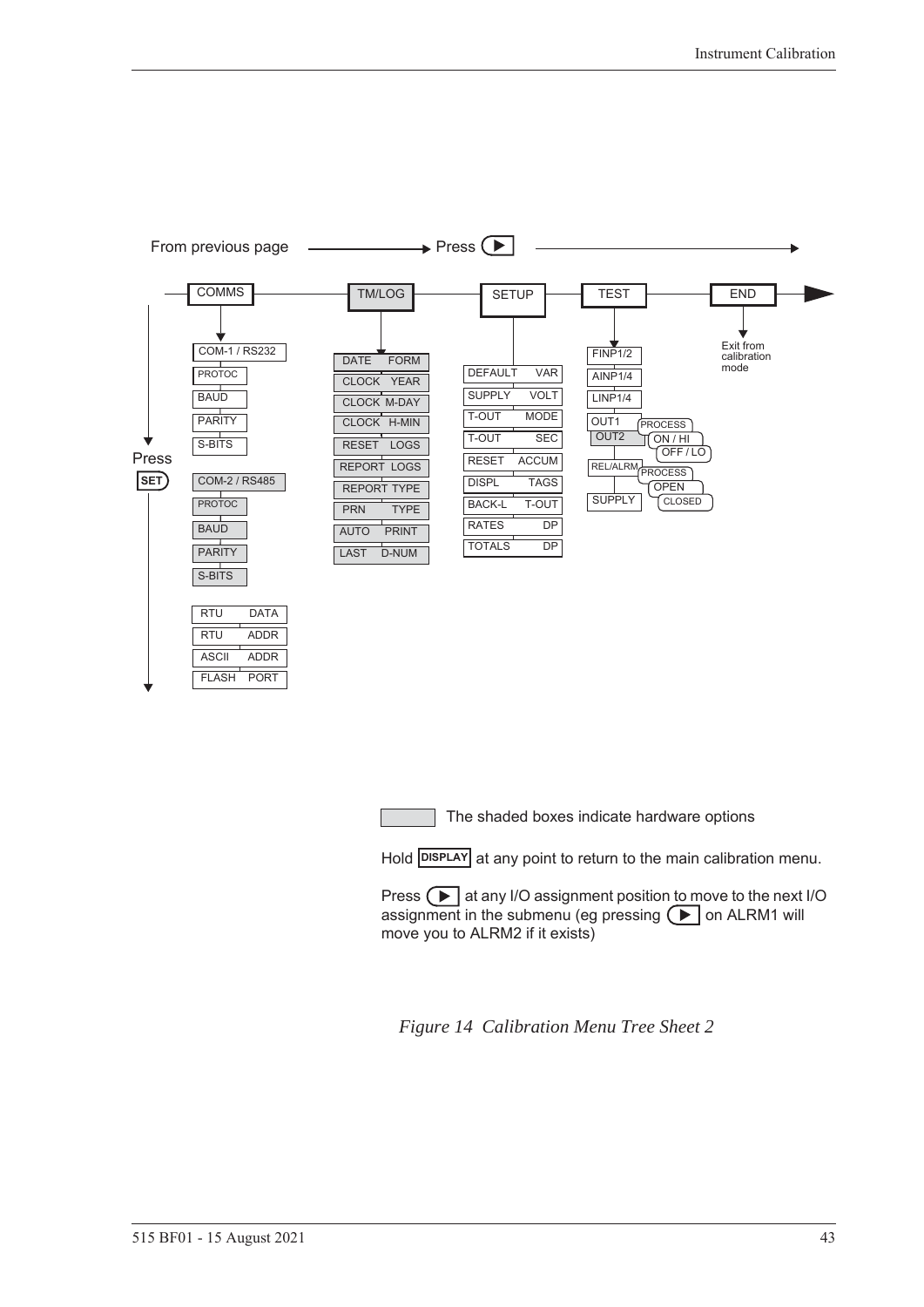From previous page → Press ▶

COMMS → TM/LOG → SETUP → TEST → END

**COMMS** (Press SET to move down):

- COM-1 / RS232
  - PROTOC
  - BAUD
  - PARITY
  - S-BITS
- COM-2 / RS485
  - PROTOC
  - BAUD
  - PARITY
  - S-BITS
- RTU DATA
- RTU ADDR
- ASCII ADDR
- FLASH PORT

**TM/LOG**:

- DATE FORM
- CLOCK YEAR
- CLOCK M-DAY
- CLOCK H-MIN
- RESET LOGS
- REPORT LOGS
- REPORT TYPE
- PRN TYPE
- AUTO PRINT
- LAST D-NUM

**SETUP**:

- DEFAULT VAR
- SUPPLY VOLT
- T-OUT MODE
- T-OUT SEC
- RESET ACCUM
- DISPL TAGS
- BACK-L T-OUT
- RATES DP
- TOTALS DP

**TEST**:

- FINP1/2
- AINP1/4
- LINP1/4
- OUT1 / OUT2 → PROCESS → ON / HI → OFF / LO
- REL/ALRM → PROCESS → OPEN → CLOSED
- SUPPLY

**END**: Exit from calibration mode

The shaded boxes indicate hardware options

Hold DISPLAY at any point to return to the main calibration menu.

Press ▶ at any I/O assignment position to move to the next I/O assignment in the submenu (eg pressing ▶ on ALRM1 will move you to ALRM2 if it exists)

*Figure 14 Calibration Menu Tree Sheet 2*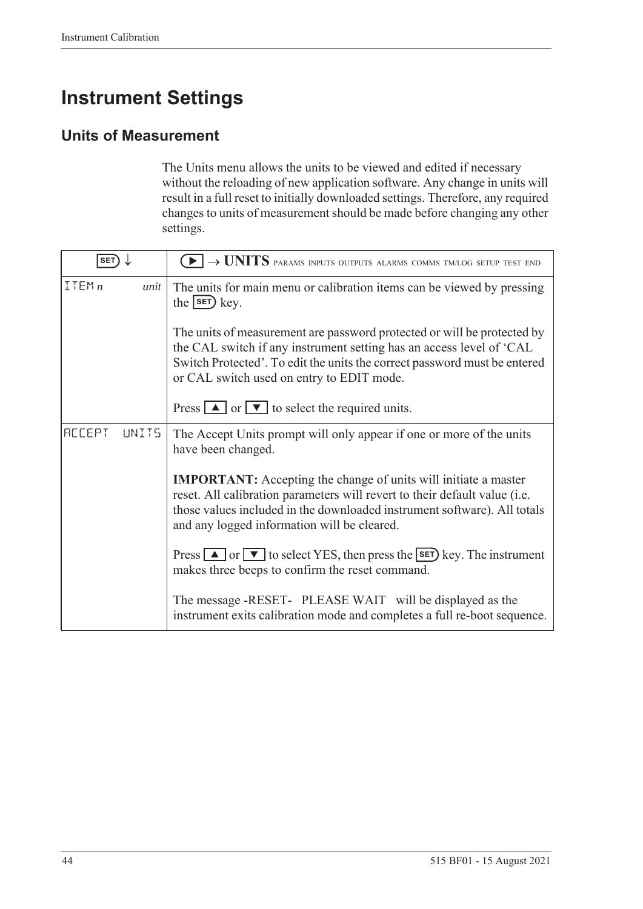# Instrument Settings

## Units of Measurement

The Units menu allows the units to be viewed and edited if necessary without the reloading of new application software. Any change in units will result in a full reset to initially downloaded settings. Therefore, any required changes to units of measurement should be made before changing any other settings.

| SET ↓ | ▶ → **UNITS** PARAMS INPUTS OUTPUTS ALARMS COMMS TM/LOG SETUP TEST END |
|---|---|
| ITEM *n* *unit* | The units for main menu or calibration items can be viewed by pressing the SET key.<br><br>The units of measurement are password protected or will be protected by the CAL switch if any instrument setting has an access level of 'CAL Switch Protected'. To edit the units the correct password must be entered or CAL switch used on entry to EDIT mode.<br><br>Press ▲ or ▼ to select the required units. |
| ACCEPT UNITS | The Accept Units prompt will only appear if one or more of the units have been changed.<br><br>**IMPORTANT:** Accepting the change of units will initiate a master reset. All calibration parameters will revert to their default value (i.e. those values included in the downloaded instrument software). All totals and any logged information will be cleared.<br><br>Press ▲ or ▼ to select YES, then press the SET key. The instrument makes three beeps to confirm the reset command.<br><br>The message -RESET- PLEASE WAIT will be displayed as the instrument exits calibration mode and completes a full re-boot sequence. |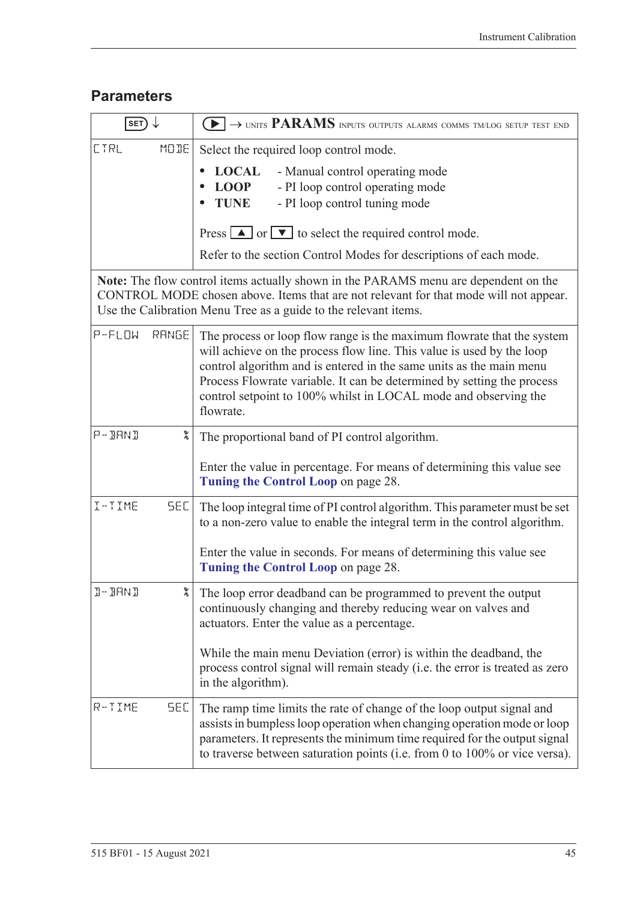## Parameters

| SET ↓ | ▶ → UNITS **PARAMS** INPUTS OUTPUTS ALARMS COMMS TM/LOG SETUP TEST END |
|---|---|
| CTRL MODE | Select the required loop control mode.<br>• **LOCAL** - Manual control operating mode<br>• **LOOP** - PI loop control operating mode<br>• **TUNE** - PI loop control tuning mode<br><br>Press ▲ or ▼ to select the required control mode.<br>Refer to the section Control Modes for descriptions of each mode. |
| **Note:** The flow control items actually shown in the PARAMS menu are dependent on the CONTROL MODE chosen above. Items that are not relevant for that mode will not appear. Use the Calibration Menu Tree as a guide to the relevant items. | |
| P-FLOW RANGE | The process or loop flow range is the maximum flowrate that the system will achieve on the process flow line. This value is used by the loop control algorithm and is entered in the same units as the main menu Process Flowrate variable. It can be determined by setting the process control setpoint to 100% whilst in LOCAL mode and observing the flowrate. |
| P-BAND % | The proportional band of PI control algorithm.<br><br>Enter the value in percentage. For means of determining this value see **Tuning the Control Loop** on page 28. |
| I-TIME SEC | The loop integral time of PI control algorithm. This parameter must be set to a non-zero value to enable the integral term in the control algorithm.<br><br>Enter the value in seconds. For means of determining this value see **Tuning the Control Loop** on page 28. |
| D-BAND % | The loop error deadband can be programmed to prevent the output continuously changing and thereby reducing wear on valves and actuators. Enter the value as a percentage.<br><br>While the main menu Deviation (error) is within the deadband, the process control signal will remain steady (i.e. the error is treated as zero in the algorithm). |
| R-TIME SEC | The ramp time limits the rate of change of the loop output signal and assists in bumpless loop operation when changing operation mode or loop parameters. It represents the minimum time required for the output signal to traverse between saturation points (i.e. from 0 to 100% or vice versa). |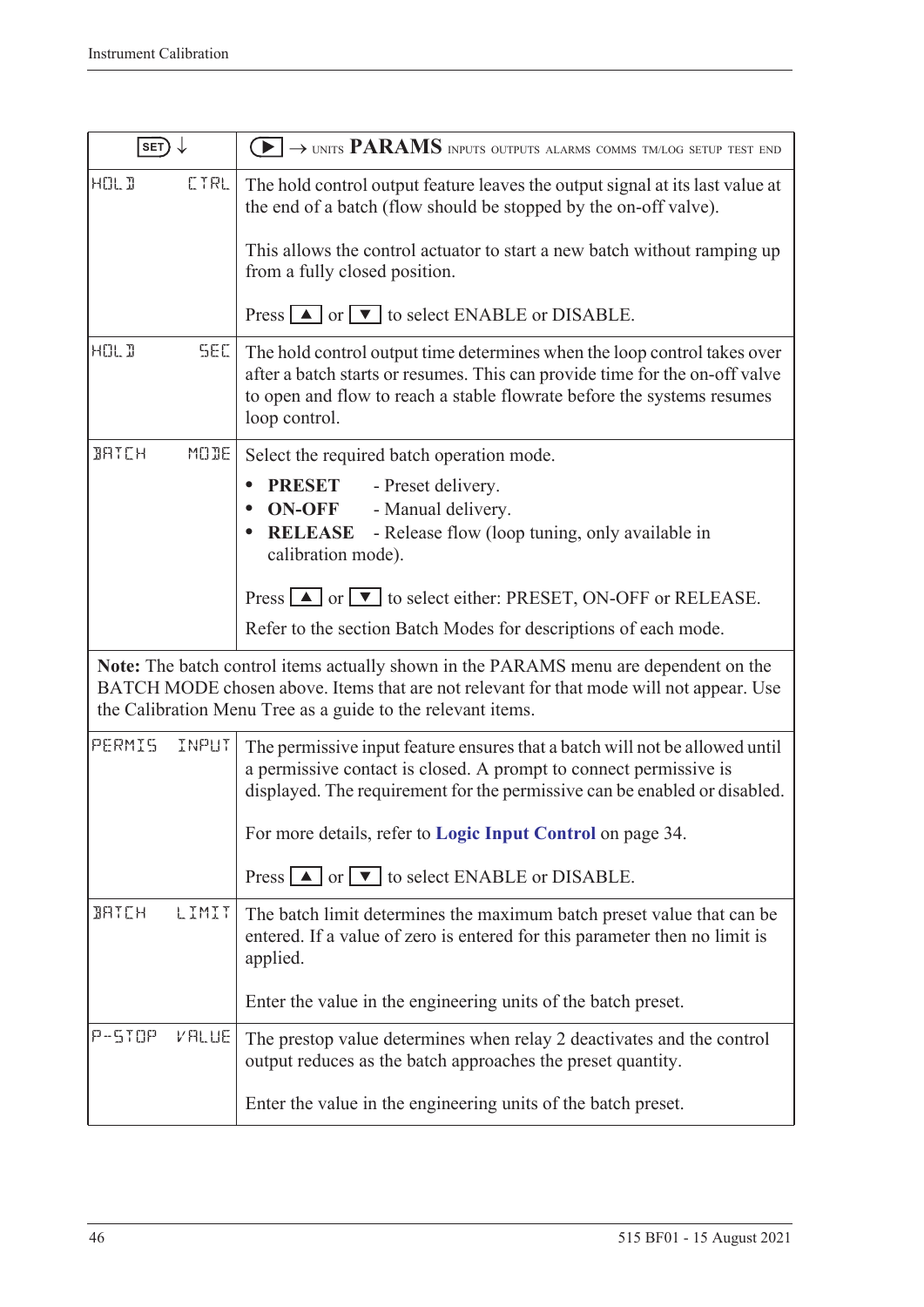| SET ↓ | ▶ → UNITS **PARAMS** INPUTS OUTPUTS ALARMS COMMS TM/LOG SETUP TEST END |
|---|---|
| HOLD CTRL | The hold control output feature leaves the output signal at its last value at the end of a batch (flow should be stopped by the on-off valve).<br><br>This allows the control actuator to start a new batch without ramping up from a fully closed position.<br><br>Press ▲ or ▼ to select ENABLE or DISABLE. |
| HOLD SEC | The hold control output time determines when the loop control takes over after a batch starts or resumes. This can provide time for the on-off valve to open and flow to reach a stable flowrate before the systems resumes loop control. |
| BATCH MODE | Select the required batch operation mode.<br><br>• **PRESET** - Preset delivery.<br>• **ON-OFF** - Manual delivery.<br>• **RELEASE** - Release flow (loop tuning, only available in calibration mode).<br><br>Press ▲ or ▼ to select either: PRESET, ON-OFF or RELEASE.<br><br>Refer to the section Batch Modes for descriptions of each mode. |
| **Note:** The batch control items actually shown in the PARAMS menu are dependent on the BATCH MODE chosen above. Items that are not relevant for that mode will not appear. Use the Calibration Menu Tree as a guide to the relevant items. | |
| PERMIS INPUT | The permissive input feature ensures that a batch will not be allowed until a permissive contact is closed. A prompt to connect permissive is displayed. The requirement for the permissive can be enabled or disabled.<br><br>For more details, refer to **Logic Input Control** on page 34.<br><br>Press ▲ or ▼ to select ENABLE or DISABLE. |
| BATCH LIMIT | The batch limit determines the maximum batch preset value that can be entered. If a value of zero is entered for this parameter then no limit is applied.<br><br>Enter the value in the engineering units of the batch preset. |
| P-STOP VALUE | The prestop value determines when relay 2 deactivates and the control output reduces as the batch approaches the preset quantity.<br><br>Enter the value in the engineering units of the batch preset. |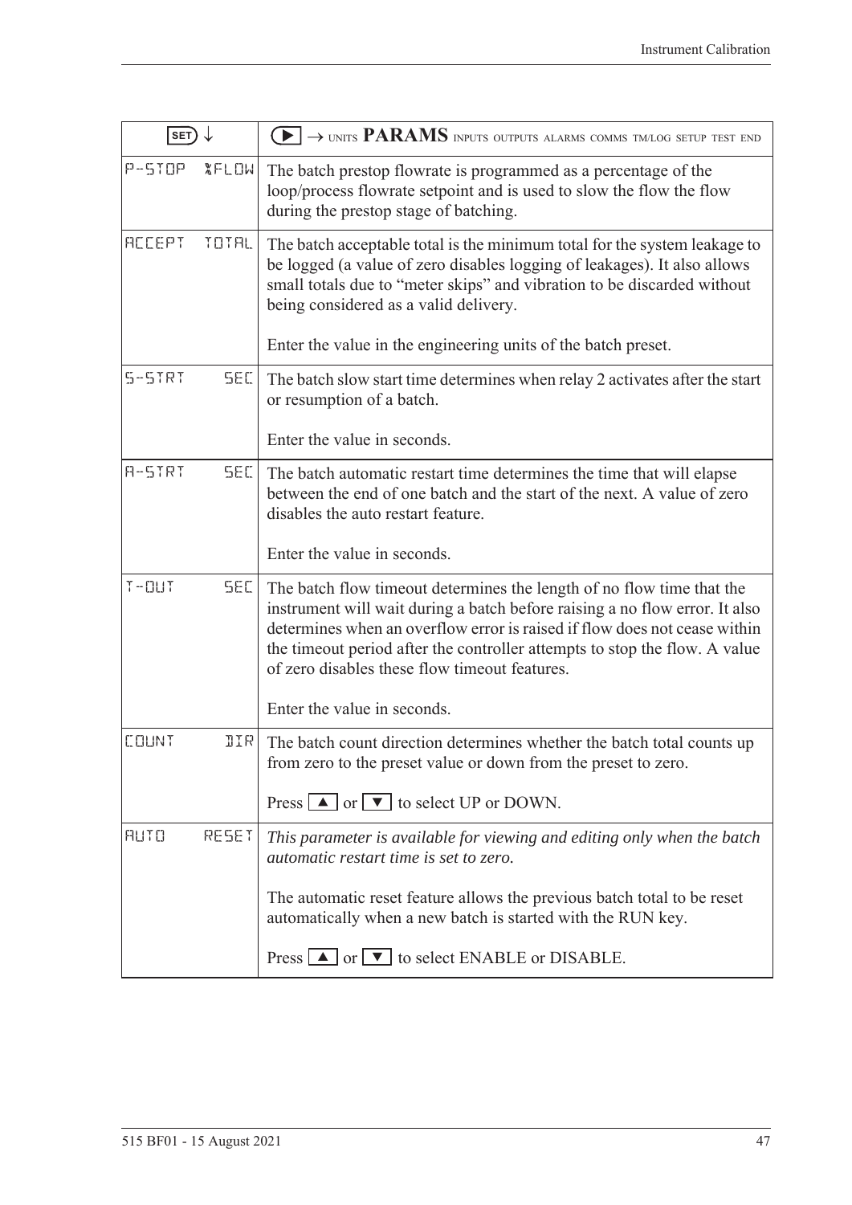| SET ↓ | ▶ → UNITS **PARAMS** INPUTS OUTPUTS ALARMS COMMS TM/LOG SETUP TEST END |
|---|---|
| P-STOP %FLOW | The batch prestop flowrate is programmed as a percentage of the loop/process flowrate setpoint and is used to slow the flow the flow during the prestop stage of batching. |
| ACCEPT TOTAL | The batch acceptable total is the minimum total for the system leakage to be logged (a value of zero disables logging of leakages). It also allows small totals due to "meter skips" and vibration to be discarded without being considered as a valid delivery.<br><br>Enter the value in the engineering units of the batch preset. |
| S-STRT SEC | The batch slow start time determines when relay 2 activates after the start or resumption of a batch.<br><br>Enter the value in seconds. |
| A-STRT SEC | The batch automatic restart time determines the time that will elapse between the end of one batch and the start of the next. A value of zero disables the auto restart feature.<br><br>Enter the value in seconds. |
| T-OUT SEC | The batch flow timeout determines the length of no flow time that the instrument will wait during a batch before raising a no flow error. It also determines when an overflow error is raised if flow does not cease within the timeout period after the controller attempts to stop the flow. A value of zero disables these flow timeout features.<br><br>Enter the value in seconds. |
| COUNT DIR | The batch count direction determines whether the batch total counts up from zero to the preset value or down from the preset to zero.<br><br>Press ▲ or ▼ to select UP or DOWN. |
| AUTO RESET | *This parameter is available for viewing and editing only when the batch automatic restart time is set to zero.*<br><br>The automatic reset feature allows the previous batch total to be reset automatically when a new batch is started with the RUN key.<br><br>Press ▲ or ▼ to select ENABLE or DISABLE. |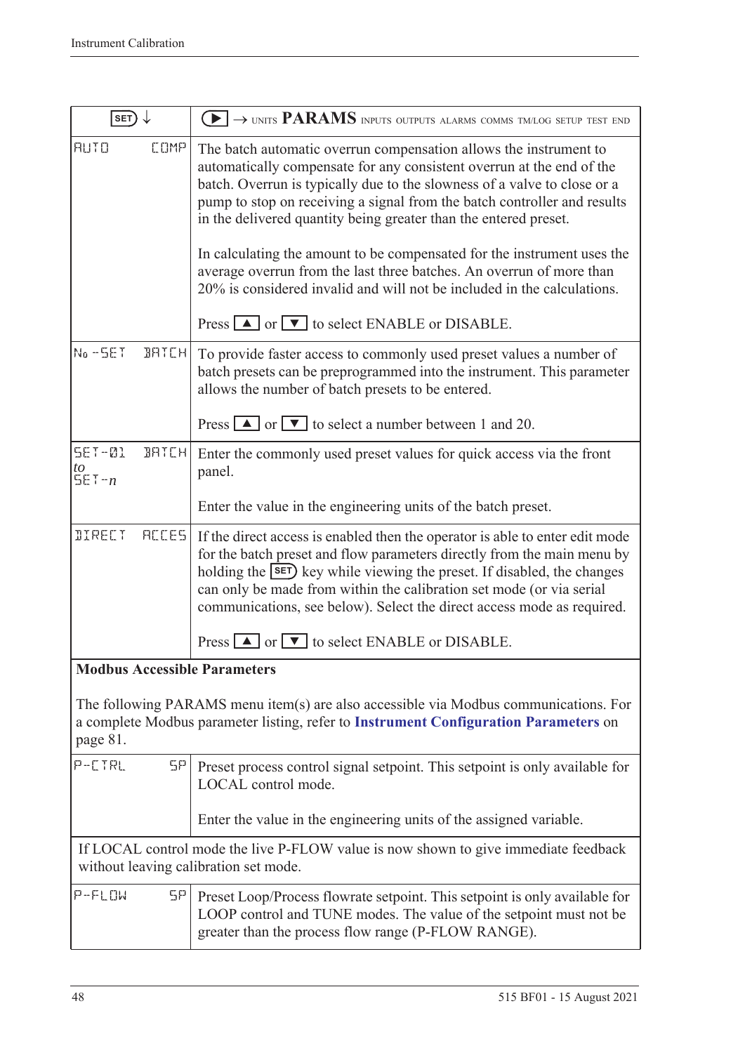| SET ↓ | ▶ → UNITS **PARAMS** INPUTS OUTPUTS ALARMS COMMS TM/LOG SETUP TEST END |
|---|---|
| AUTO COMP | The batch automatic overrun compensation allows the instrument to automatically compensate for any consistent overrun at the end of the batch. Overrun is typically due to the slowness of a valve to close or a pump to stop on receiving a signal from the batch controller and results in the delivered quantity being greater than the entered preset.<br><br>In calculating the amount to be compensated for the instrument uses the average overrun from the last three batches. An overrun of more than 20% is considered invalid and will not be included in the calculations.<br><br>Press ▲ or ▼ to select ENABLE or DISABLE. |
| No -SET BATCH | To provide faster access to commonly used preset values a number of batch presets can be preprogrammed into the instrument. This parameter allows the number of batch presets to be entered.<br><br>Press ▲ or ▼ to select a number between 1 and 20. |
| SET-01 BATCH *to* SET-*n* | Enter the commonly used preset values for quick access via the front panel.<br><br>Enter the value in the engineering units of the batch preset. |
| DIRECT ACCES | If the direct access is enabled then the operator is able to enter edit mode for the batch preset and flow parameters directly from the main menu by holding the SET key while viewing the preset. If disabled, the changes can only be made from within the calibration set mode (or via serial communications, see below). Select the direct access mode as required.<br><br>Press ▲ or ▼ to select ENABLE or DISABLE. |
| **Modbus Accessible Parameters**<br><br>The following PARAMS menu item(s) are also accessible via Modbus communications. For a complete Modbus parameter listing, refer to **Instrument Configuration Parameters** on page 81. | |
| P-CTRL SP | Preset process control signal setpoint. This setpoint is only available for LOCAL control mode.<br><br>Enter the value in the engineering units of the assigned variable. |
| If LOCAL control mode the live P-FLOW value is now shown to give immediate feedback without leaving calibration set mode. | |
| P-FLOW SP | Preset Loop/Process flowrate setpoint. This setpoint is only available for LOOP control and TUNE modes. The value of the setpoint must not be greater than the process flow range (P-FLOW RANGE). |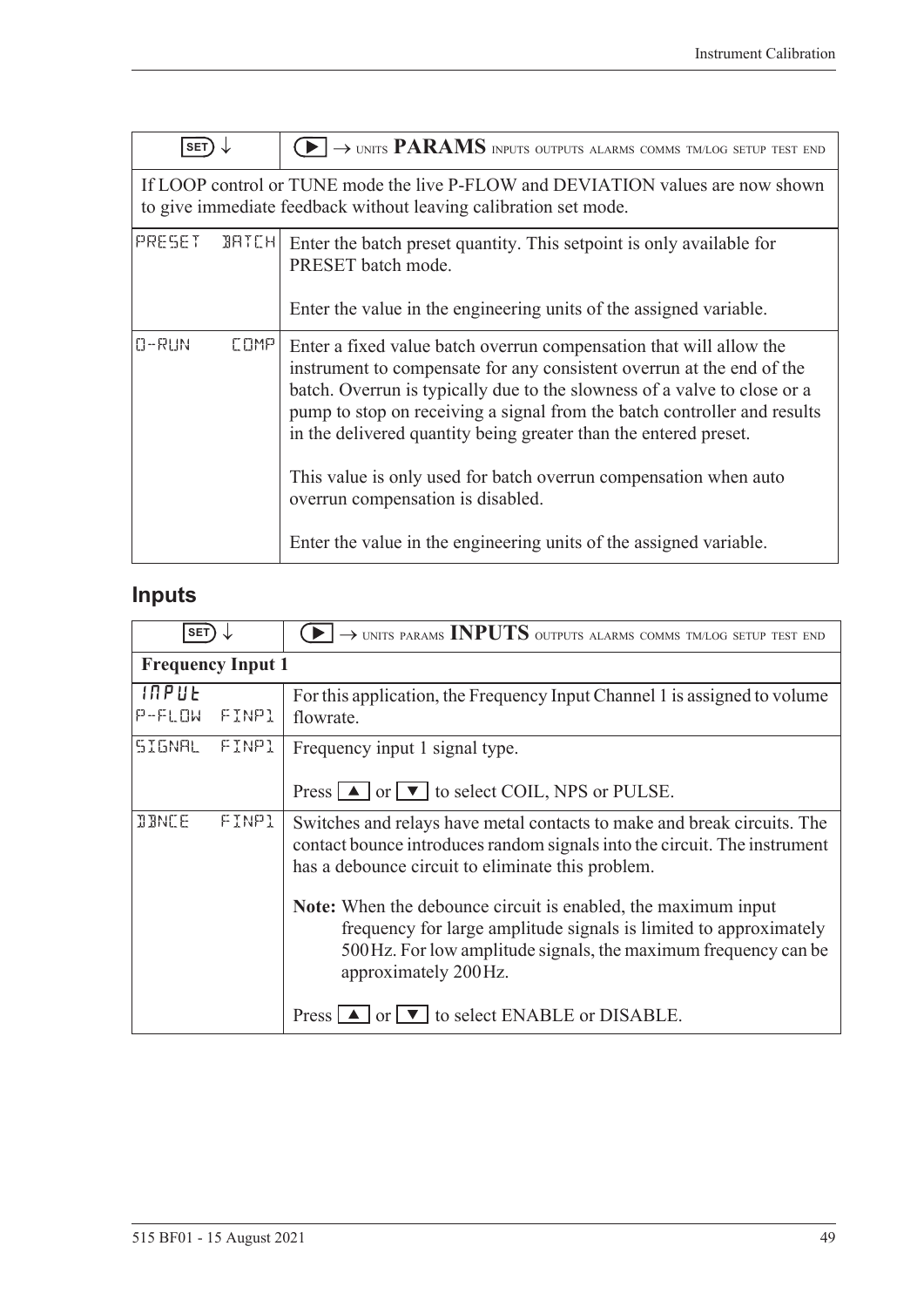| SET ↓ | ▶ → UNITS **PARAMS** INPUTS OUTPUTS ALARMS COMMS TM/LOG SETUP TEST END |
|---|---|
| If LOOP control or TUNE mode the live P-FLOW and DEVIATION values are now shown to give immediate feedback without leaving calibration set mode. | |
| PRESET BATCH | Enter the batch preset quantity. This setpoint is only available for PRESET batch mode.<br><br>Enter the value in the engineering units of the assigned variable. |
| O-RUN COMP | Enter a fixed value batch overrun compensation that will allow the instrument to compensate for any consistent overrun at the end of the batch. Overrun is typically due to the slowness of a valve to close or a pump to stop on receiving a signal from the batch controller and results in the delivered quantity being greater than the entered preset.<br><br>This value is only used for batch overrun compensation when auto overrun compensation is disabled.<br><br>Enter the value in the engineering units of the assigned variable. |

## Inputs

| SET ↓ | ▶ → UNITS PARAMS **INPUTS** OUTPUTS ALARMS COMMS TM/LOG SETUP TEST END |
|---|---|
| **Frequency Input 1** | |
| INPUT<br>P-FLOW FINP1 | For this application, the Frequency Input Channel 1 is assigned to volume flowrate. |
| SIGNAL FINP1 | Frequency input 1 signal type.<br><br>Press ▲ or ▼ to select COIL, NPS or PULSE. |
| DBNCE FINP1 | Switches and relays have metal contacts to make and break circuits. The contact bounce introduces random signals into the circuit. The instrument has a debounce circuit to eliminate this problem.<br><br>**Note:** When the debounce circuit is enabled, the maximum input frequency for large amplitude signals is limited to approximately 500 Hz. For low amplitude signals, the maximum frequency can be approximately 200 Hz.<br><br>Press ▲ or ▼ to select ENABLE or DISABLE. |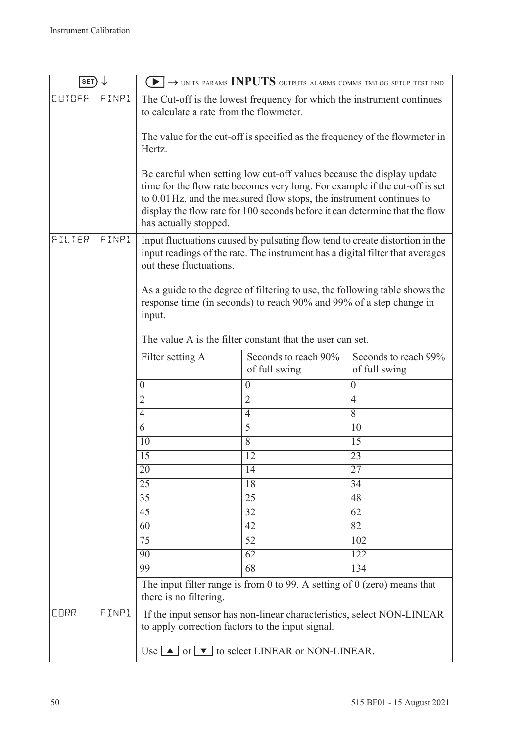| SET ↓ | ▶ → UNITS PARAMS **INPUTS** OUTPUTS ALARMS COMMS TM/LOG SETUP TEST END |
|---|---|
| CUTOFF FINP1 | The Cut-off is the lowest frequency for which the instrument continues to calculate a rate from the flowmeter.<br><br>The value for the cut-off is specified as the frequency of the flowmeter in Hertz.<br><br>Be careful when setting low cut-off values because the display update time for the flow rate becomes very long. For example if the cut-off is set to 0.01 Hz, and the measured flow stops, the instrument continues to display the flow rate for 100 seconds before it can determine that the flow has actually stopped. |
| FILTER FINP1 | Input fluctuations caused by pulsating flow tend to create distortion in the input readings of the rate. The instrument has a digital filter that averages out these fluctuations.<br><br>As a guide to the degree of filtering to use, the following table shows the response time (in seconds) to reach 90% and 99% of a step change in input.<br><br>The value A is the filter constant that the user can set. |

| Filter setting A | Seconds to reach 90% of full swing | Seconds to reach 99% of full swing |
|---|---|---|
| 0 | 0 | 0 |
| 2 | 2 | 4 |
| 4 | 4 | 8 |
| 6 | 5 | 10 |
| 10 | 8 | 15 |
| 15 | 12 | 23 |
| 20 | 14 | 27 |
| 25 | 18 | 34 |
| 35 | 25 | 48 |
| 45 | 32 | 62 |
| 60 | 42 | 82 |
| 75 | 52 | 102 |
| 90 | 62 | 122 |
| 99 | 68 | 134 |

The input filter range is from 0 to 99. A setting of 0 (zero) means that there is no filtering.

| | |
|---|---|
| CORR FINP1 | If the input sensor has non-linear characteristics, select NON-LINEAR to apply correction factors to the input signal.<br><br>Use ▲ or ▼ to select LINEAR or NON-LINEAR. |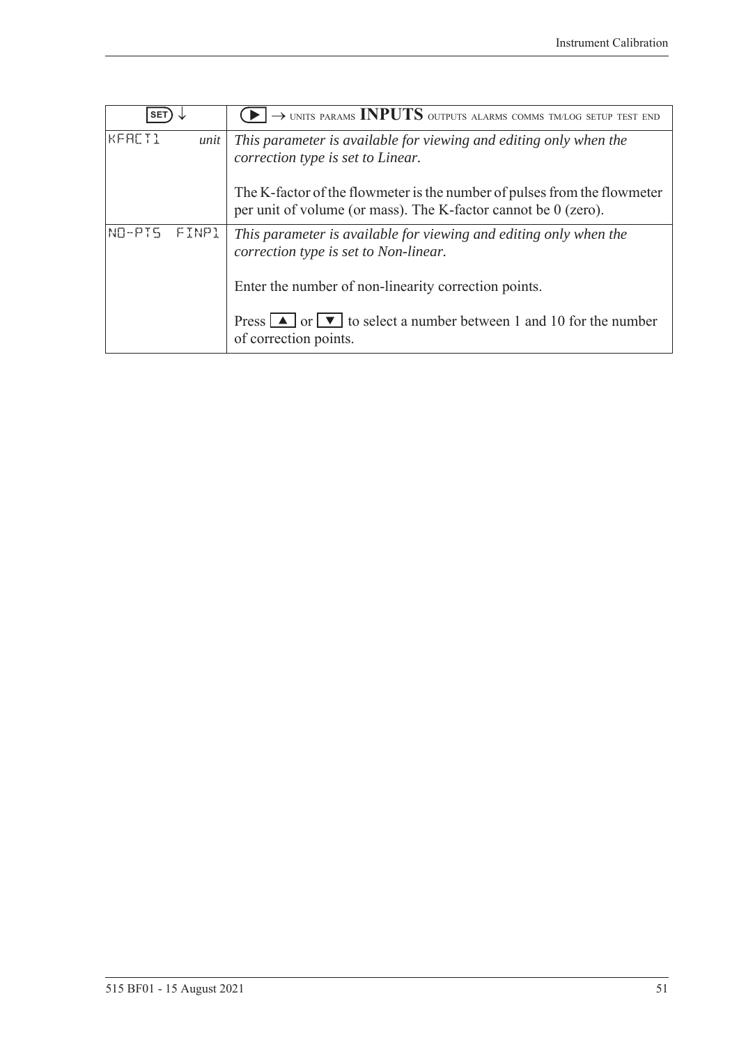| SET ↓ | ▶ → UNITS PARAMS **INPUTS** OUTPUTS ALARMS COMMS TM/LOG SETUP TEST END |
|---|---|
| KFACT1 *unit* | *This parameter is available for viewing and editing only when the correction type is set to Linear.*<br><br>The K-factor of the flowmeter is the number of pulses from the flowmeter per unit of volume (or mass). The K-factor cannot be 0 (zero). |
| NO-PTS FINP1 | *This parameter is available for viewing and editing only when the correction type is set to Non-linear.*<br><br>Enter the number of non-linearity correction points.<br><br>Press ▲ or ▼ to select a number between 1 and 10 for the number of correction points. |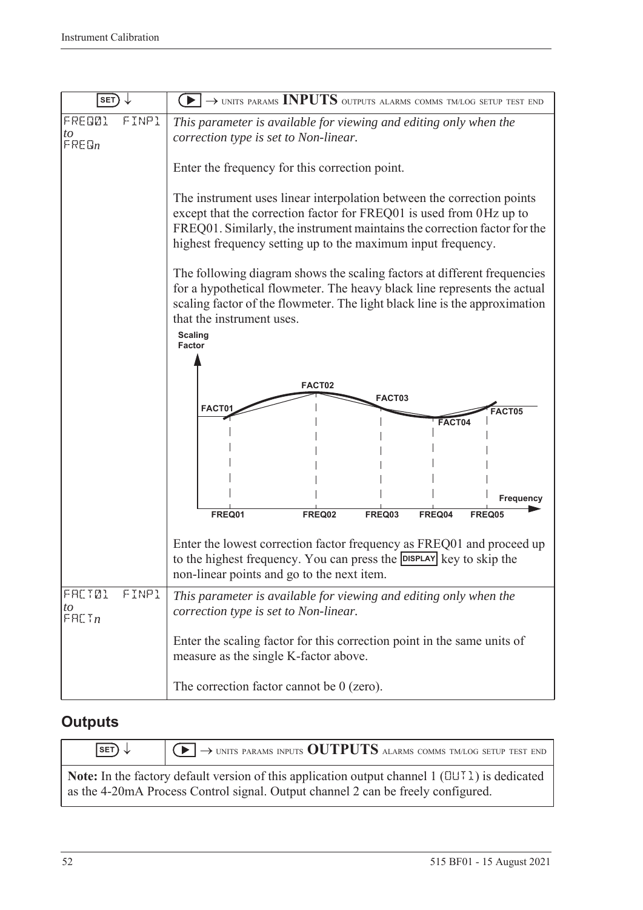| SET ↓ | ▶ → UNITS PARAMS **INPUTS** OUTPUTS ALARMS COMMS TM/LOG SETUP TEST END |
|---|---|
| FREQ01 FINP1 *to* FREQ*n* | *This parameter is available for viewing and editing only when the correction type is set to Non-linear.*<br><br>Enter the frequency for this correction point.<br><br>The instrument uses linear interpolation between the correction points except that the correction factor for FREQ01 is used from 0 Hz up to FREQ01. Similarly, the instrument maintains the correction factor for the highest frequency setting up to the maximum input frequency.<br><br>The following diagram shows the scaling factors at different frequencies for a hypothetical flowmeter. The heavy black line represents the actual scaling factor of the flowmeter. The light black line is the approximation that the instrument uses.<br><br>Scaling Factor — FACT01, FACT02, FACT03, FACT04, FACT05 — Frequency — FREQ01, FREQ02, FREQ03, FREQ04, FREQ05<br><br>Enter the lowest correction factor frequency as FREQ01 and proceed up to the highest frequency. You can press the DISPLAY key to skip the non-linear points and go to the next item. |
| FACT01 FINP1 *to* FACT*n* | *This parameter is available for viewing and editing only when the correction type is set to Non-linear.*<br><br>Enter the scaling factor for this correction point in the same units of measure as the single K-factor above.<br><br>The correction factor cannot be 0 (zero). |

## Outputs

| SET ↓ | ▶ → UNITS PARAMS INPUTS **OUTPUTS** ALARMS COMMS TM/LOG SETUP TEST END |
|---|---|
| **Note:** In the factory default version of this application output channel 1 (OUT1) is dedicated as the 4-20mA Process Control signal. Output channel 2 can be freely configured. | |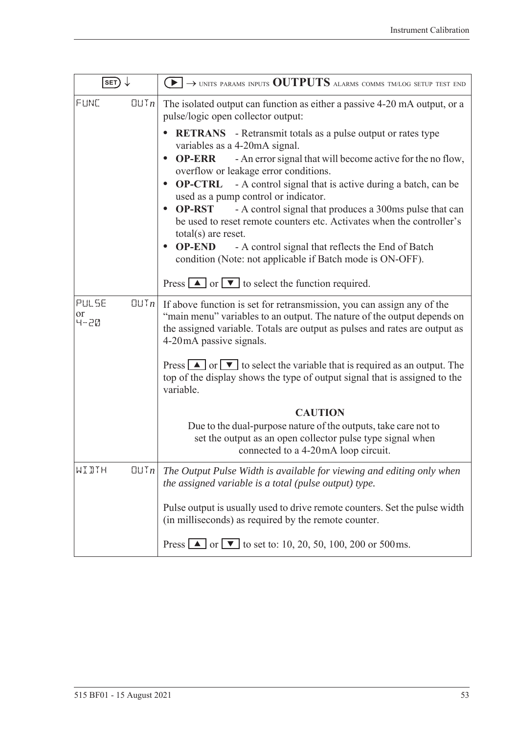| SET ↓ | ▶ → UNITS PARAMS INPUTS **OUTPUTS** ALARMS COMMS TM/LOG SETUP TEST END |
|---|---|
| FUNC OUT*n* | The isolated output can function as either a passive 4-20 mA output, or a pulse/logic open collector output:<br>• **RETRANS** - Retransmit totals as a pulse output or rates type variables as a 4-20mA signal.<br>• **OP-ERR** - An error signal that will become active for the no flow, overflow or leakage error conditions.<br>• **OP-CTRL** - A control signal that is active during a batch, can be used as a pump control or indicator.<br>• **OP-RST** - A control signal that produces a 300ms pulse that can be used to reset remote counters etc. Activates when the controller's total(s) are reset.<br>• **OP-END** - A control signal that reflects the End of Batch condition (Note: not applicable if Batch mode is ON-OFF).<br><br>Press ▲ or ▼ to select the function required. |
| PULSE OUT*n* or 4-20 | If above function is set for retransmission, you can assign any of the "main menu" variables to an output. The nature of the output depends on the assigned variable. Totals are output as pulses and rates are output as 4-20mA passive signals.<br><br>Press ▲ or ▼ to select the variable that is required as an output. The top of the display shows the type of output signal that is assigned to the variable.<br><br>**CAUTION**<br>Due to the dual-purpose nature of the outputs, take care not to set the output as an open collector pulse type signal when connected to a 4-20mA loop circuit. |
| WIDTH OUT*n* | *The Output Pulse Width is available for viewing and editing only when the assigned variable is a total (pulse output) type.*<br><br>Pulse output is usually used to drive remote counters. Set the pulse width (in milliseconds) as required by the remote counter.<br><br>Press ▲ or ▼ to set to: 10, 20, 50, 100, 200 or 500ms. |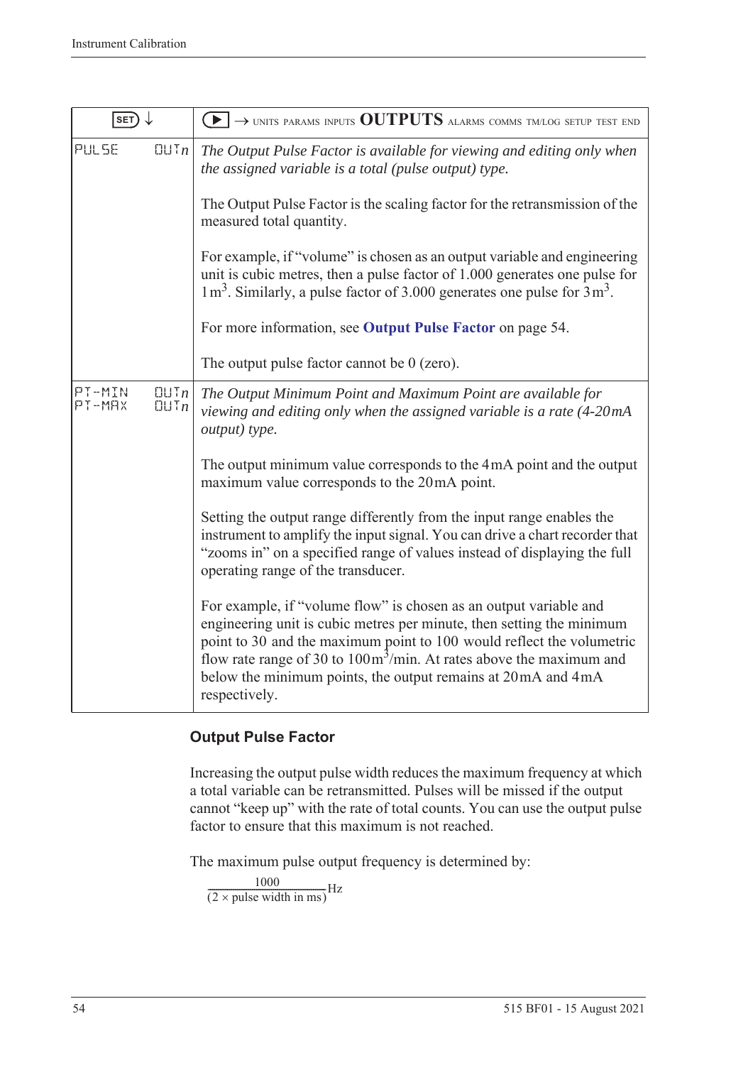| SET ↓ | ▶ → UNITS PARAMS INPUTS **OUTPUTS** ALARMS COMMS TM/LOG SETUP TEST END |
|---|---|
| PULSE OUT*n* | *The Output Pulse Factor is available for viewing and editing only when the assigned variable is a total (pulse output) type.*<br><br>The Output Pulse Factor is the scaling factor for the retransmission of the measured total quantity.<br><br>For example, if "volume" is chosen as an output variable and engineering unit is cubic metres, then a pulse factor of 1.000 generates one pulse for $1\,m^3$. Similarly, a pulse factor of 3.000 generates one pulse for $3\,m^3$.<br><br>For more information, see **Output Pulse Factor** on page 54.<br><br>The output pulse factor cannot be 0 (zero). |
| PT-MIN OUT*n*<br>PT-MAX OUT*n* | *The Output Minimum Point and Maximum Point are available for viewing and editing only when the assigned variable is a rate (4-20 mA output) type.*<br><br>The output minimum value corresponds to the 4 mA point and the output maximum value corresponds to the 20 mA point.<br><br>Setting the output range differently from the input range enables the instrument to amplify the input signal. You can drive a chart recorder that "zooms in" on a specified range of values instead of displaying the full operating range of the transducer.<br><br>For example, if "volume flow" is chosen as an output variable and engineering unit is cubic metres per minute, then setting the minimum point to 30 and the maximum point to 100 would reflect the volumetric flow rate range of 30 to $100\,m^3$/min. At rates above the maximum and below the minimum points, the output remains at 20 mA and 4 mA respectively. |

### Output Pulse Factor

Increasing the output pulse width reduces the maximum frequency at which a total variable can be retransmitted. Pulses will be missed if the output cannot "keep up" with the rate of total counts. You can use the output pulse factor to ensure that this maximum is not reached.

The maximum pulse output frequency is determined by:

$$\frac{1000}{(2 \times \text{pulse width in ms})}\text{Hz}$$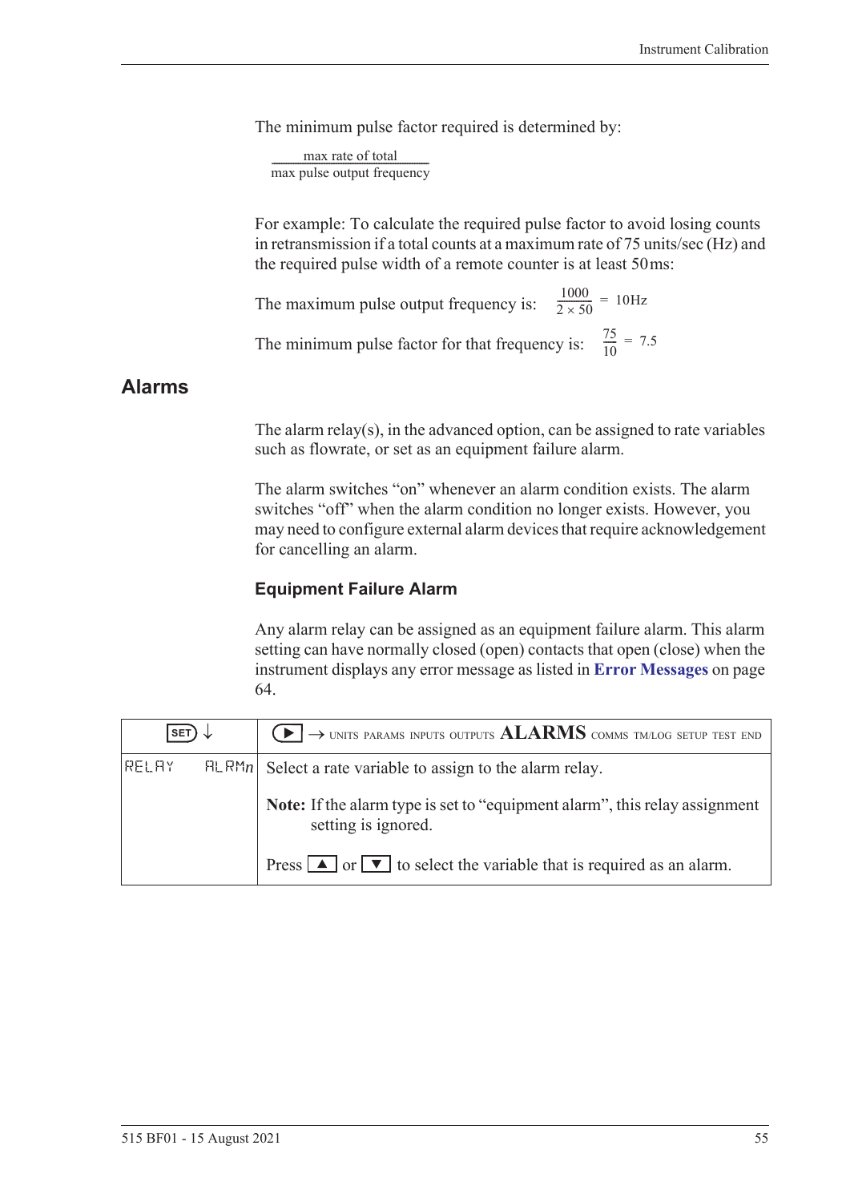The minimum pulse factor required is determined by:

$$\frac{\text{max rate of total}}{\text{max pulse output frequency}}$$

For example: To calculate the required pulse factor to avoid losing counts in retransmission if a total counts at a maximum rate of 75 units/sec (Hz) and the required pulse width of a remote counter is at least 50 ms:

The maximum pulse output frequency is: $\frac{1000}{2 \times 50} = 10\text{Hz}$

The minimum pulse factor for that frequency is: $\frac{75}{10} = 7.5$

## Alarms

The alarm relay(s), in the advanced option, can be assigned to rate variables such as flowrate, or set as an equipment failure alarm.

The alarm switches "on" whenever an alarm condition exists. The alarm switches "off" when the alarm condition no longer exists. However, you may need to configure external alarm devices that require acknowledgement for cancelling an alarm.

### Equipment Failure Alarm

Any alarm relay can be assigned as an equipment failure alarm. This alarm setting can have normally closed (open) contacts that open (close) when the instrument displays any error message as listed in **Error Messages** on page 64.

| SET ↓ | ▶ → UNITS PARAMS INPUTS OUTPUTS **ALARMS** COMMS TM/LOG SETUP TEST END |
|---|---|
| RELAY ALRM*n* | Select a rate variable to assign to the alarm relay.<br><br>**Note:** If the alarm type is set to "equipment alarm", this relay assignment setting is ignored.<br><br>Press ▲ or ▼ to select the variable that is required as an alarm. |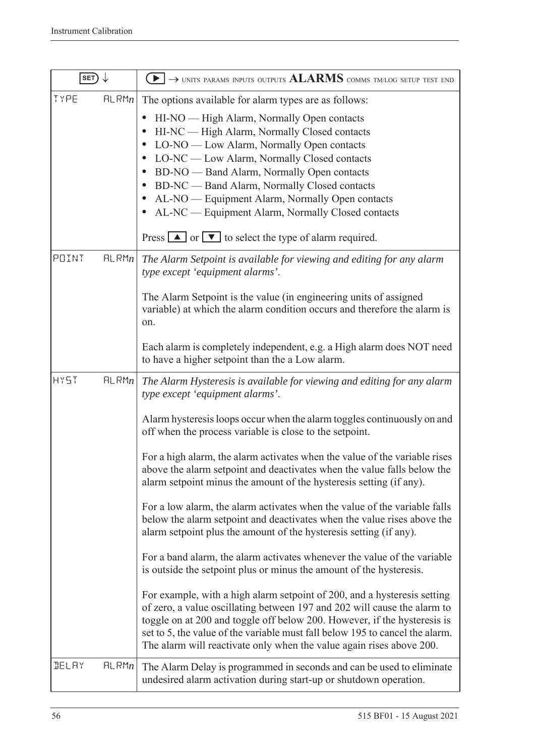| SET ↓ | ▶ → UNITS PARAMS INPUTS OUTPUTS **ALARMS** COMMS TM/LOG SETUP TEST END |
|---|---|
| TYPE ALRM*n* | The options available for alarm types are as follows:<br>• HI-NO — High Alarm, Normally Open contacts<br>• HI-NC — High Alarm, Normally Closed contacts<br>• LO-NO — Low Alarm, Normally Open contacts<br>• LO-NC — Low Alarm, Normally Closed contacts<br>• BD-NO — Band Alarm, Normally Open contacts<br>• BD-NC — Band Alarm, Normally Closed contacts<br>• AL-NO — Equipment Alarm, Normally Open contacts<br>• AL-NC — Equipment Alarm, Normally Closed contacts<br><br>Press ▲ or ▼ to select the type of alarm required. |
| POINT ALRM*n* | *The Alarm Setpoint is available for viewing and editing for any alarm type except 'equipment alarms'.*<br><br>The Alarm Setpoint is the value (in engineering units of assigned variable) at which the alarm condition occurs and therefore the alarm is on.<br><br>Each alarm is completely independent, e.g. a High alarm does NOT need to have a higher setpoint than the a Low alarm. |
| HYST ALRM*n* | *The Alarm Hysteresis is available for viewing and editing for any alarm type except 'equipment alarms'.*<br><br>Alarm hysteresis loops occur when the alarm toggles continuously on and off when the process variable is close to the setpoint.<br><br>For a high alarm, the alarm activates when the value of the variable rises above the alarm setpoint and deactivates when the value falls below the alarm setpoint minus the amount of the hysteresis setting (if any).<br><br>For a low alarm, the alarm activates when the value of the variable falls below the alarm setpoint and deactivates when the value rises above the alarm setpoint plus the amount of the hysteresis setting (if any).<br><br>For a band alarm, the alarm activates whenever the value of the variable is outside the setpoint plus or minus the amount of the hysteresis.<br><br>For example, with a high alarm setpoint of 200, and a hysteresis setting of zero, a value oscillating between 197 and 202 will cause the alarm to toggle on at 200 and toggle off below 200. However, if the hysteresis is set to 5, the value of the variable must fall below 195 to cancel the alarm. The alarm will reactivate only when the value again rises above 200. |
| DELAY ALRM*n* | The Alarm Delay is programmed in seconds and can be used to eliminate undesired alarm activation during start-up or shutdown operation. |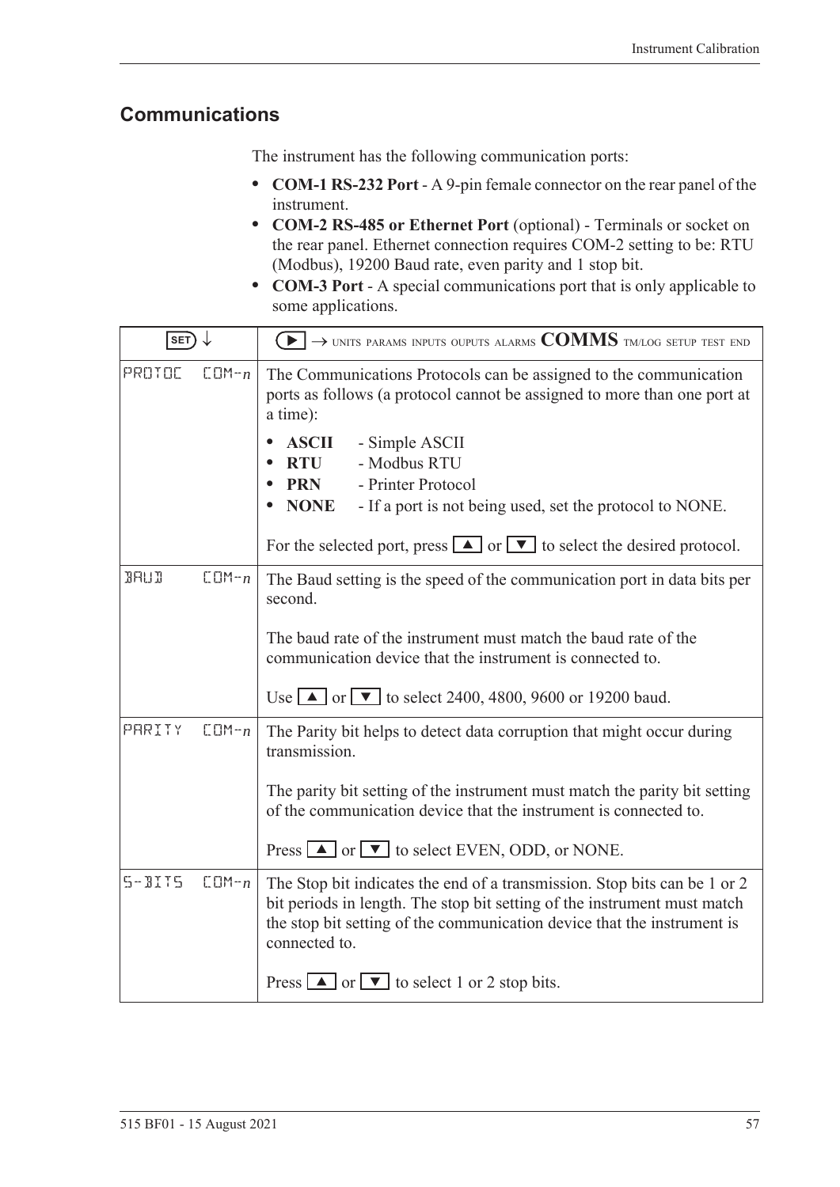## Communications

The instrument has the following communication ports:

- **COM-1 RS-232 Port** - A 9-pin female connector on the rear panel of the instrument.
- **COM-2 RS-485 or Ethernet Port** (optional) - Terminals or socket on the rear panel. Ethernet connection requires COM-2 setting to be: RTU (Modbus), 19200 Baud rate, even parity and 1 stop bit.
- **COM-3 Port** - A special communications port that is only applicable to some applications.

| SET ↓ | ▶ → UNITS PARAMS INPUTS OUPUTS ALARMS **COMMS** TM/LOG SETUP TEST END |
|---|---|
| PROTOC   COM-*n* | The Communications Protocols can be assigned to the communication ports as follows (a protocol cannot be assigned to more than one port at a time):<br>• **ASCII** - Simple ASCII<br>• **RTU** - Modbus RTU<br>• **PRN** - Printer Protocol<br>• **NONE** - If a port is not being used, set the protocol to NONE.<br><br>For the selected port, press ▲ or ▼ to select the desired protocol. |
| BAUD   COM-*n* | The Baud setting is the speed of the communication port in data bits per second.<br><br>The baud rate of the instrument must match the baud rate of the communication device that the instrument is connected to.<br><br>Use ▲ or ▼ to select 2400, 4800, 9600 or 19200 baud. |
| PARITY   COM-*n* | The Parity bit helps to detect data corruption that might occur during transmission.<br><br>The parity bit setting of the instrument must match the parity bit setting of the communication device that the instrument is connected to.<br><br>Press ▲ or ▼ to select EVEN, ODD, or NONE. |
| S-BITS   COM-*n* | The Stop bit indicates the end of a transmission. Stop bits can be 1 or 2 bit periods in length. The stop bit setting of the instrument must match the stop bit setting of the communication device that the instrument is connected to.<br><br>Press ▲ or ▼ to select 1 or 2 stop bits. |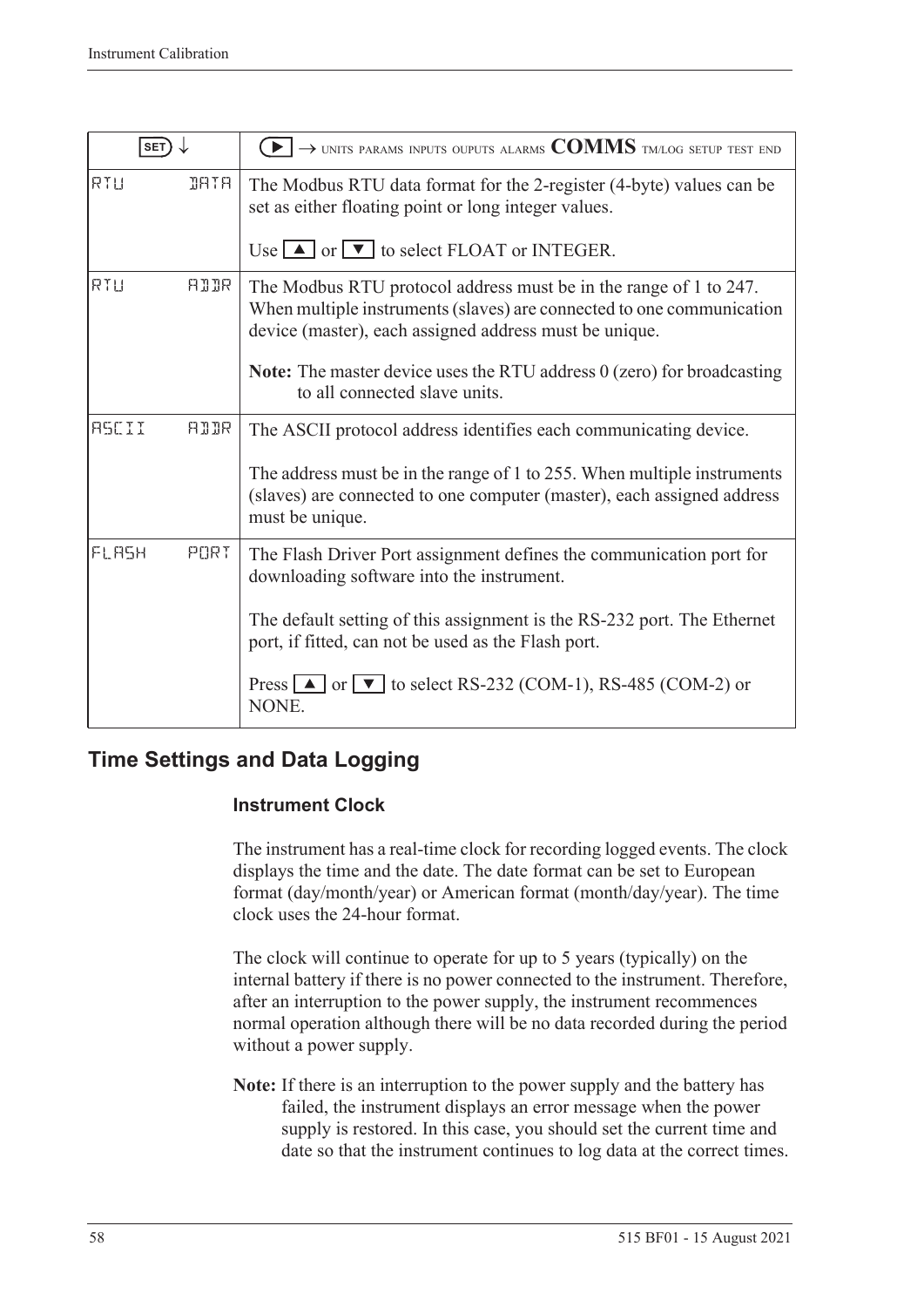| SET ↓ | ▶ → UNITS PARAMS INPUTS OUPUTS ALARMS **COMMS** TM/LOG SETUP TEST END |
|---|---|
| RTU DATA | The Modbus RTU data format for the 2-register (4-byte) values can be set as either floating point or long integer values.<br><br>Use ▲ or ▼ to select FLOAT or INTEGER. |
| RTU ADDR | The Modbus RTU protocol address must be in the range of 1 to 247. When multiple instruments (slaves) are connected to one communication device (master), each assigned address must be unique.<br><br>**Note:** The master device uses the RTU address 0 (zero) for broadcasting to all connected slave units. |
| ASCII ADDR | The ASCII protocol address identifies each communicating device.<br><br>The address must be in the range of 1 to 255. When multiple instruments (slaves) are connected to one computer (master), each assigned address must be unique. |
| FLASH PORT | The Flash Driver Port assignment defines the communication port for downloading software into the instrument.<br><br>The default setting of this assignment is the RS-232 port. The Ethernet port, if fitted, can not be used as the Flash port.<br><br>Press ▲ or ▼ to select RS-232 (COM-1), RS-485 (COM-2) or NONE. |

## Time Settings and Data Logging

### Instrument Clock

The instrument has a real-time clock for recording logged events. The clock displays the time and the date. The date format can be set to European format (day/month/year) or American format (month/day/year). The time clock uses the 24-hour format.

The clock will continue to operate for up to 5 years (typically) on the internal battery if there is no power connected to the instrument. Therefore, after an interruption to the power supply, the instrument recommences normal operation although there will be no data recorded during the period without a power supply.

**Note:** If there is an interruption to the power supply and the battery has failed, the instrument displays an error message when the power supply is restored. In this case, you should set the current time and date so that the instrument continues to log data at the correct times.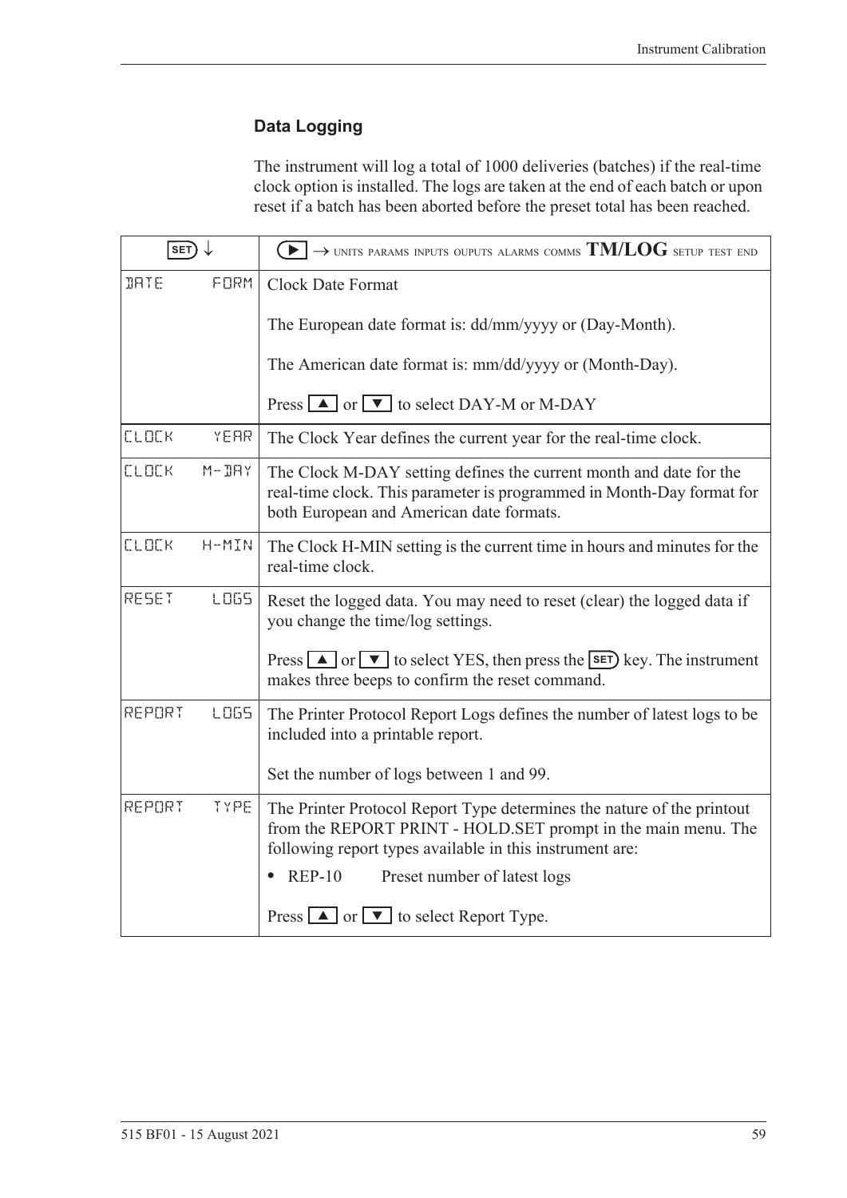### Data Logging

The instrument will log a total of 1000 deliveries (batches) if the real-time clock option is installed. The logs are taken at the end of each batch or upon reset if a batch has been aborted before the preset total has been reached.

| SET ↓ | ▶ → UNITS PARAMS INPUTS OUPUTS ALARMS COMMS **TM/LOG** SETUP TEST END |
|---|---|
| DATE FORM | Clock Date Format<br><br>The European date format is: dd/mm/yyyy or (Day-Month).<br><br>The American date format is: mm/dd/yyyy or (Month-Day).<br><br>Press ▲ or ▼ to select DAY-M or M-DAY |
| CLOCK YEAR | The Clock Year defines the current year for the real-time clock. |
| CLOCK M-DAY | The Clock M-DAY setting defines the current month and date for the real-time clock. This parameter is programmed in Month-Day format for both European and American date formats. |
| CLOCK H-MIN | The Clock H-MIN setting is the current time in hours and minutes for the real-time clock. |
| RESET LOGS | Reset the logged data. You may need to reset (clear) the logged data if you change the time/log settings.<br><br>Press ▲ or ▼ to select YES, then press the SET key. The instrument makes three beeps to confirm the reset command. |
| REPORT LOGS | The Printer Protocol Report Logs defines the number of latest logs to be included into a printable report.<br><br>Set the number of logs between 1 and 99. |
| REPORT TYPE | The Printer Protocol Report Type determines the nature of the printout from the REPORT PRINT - HOLD.SET prompt in the main menu. The following report types available in this instrument are:<br><br>• REP-10 Preset number of latest logs<br><br>Press ▲ or ▼ to select Report Type. |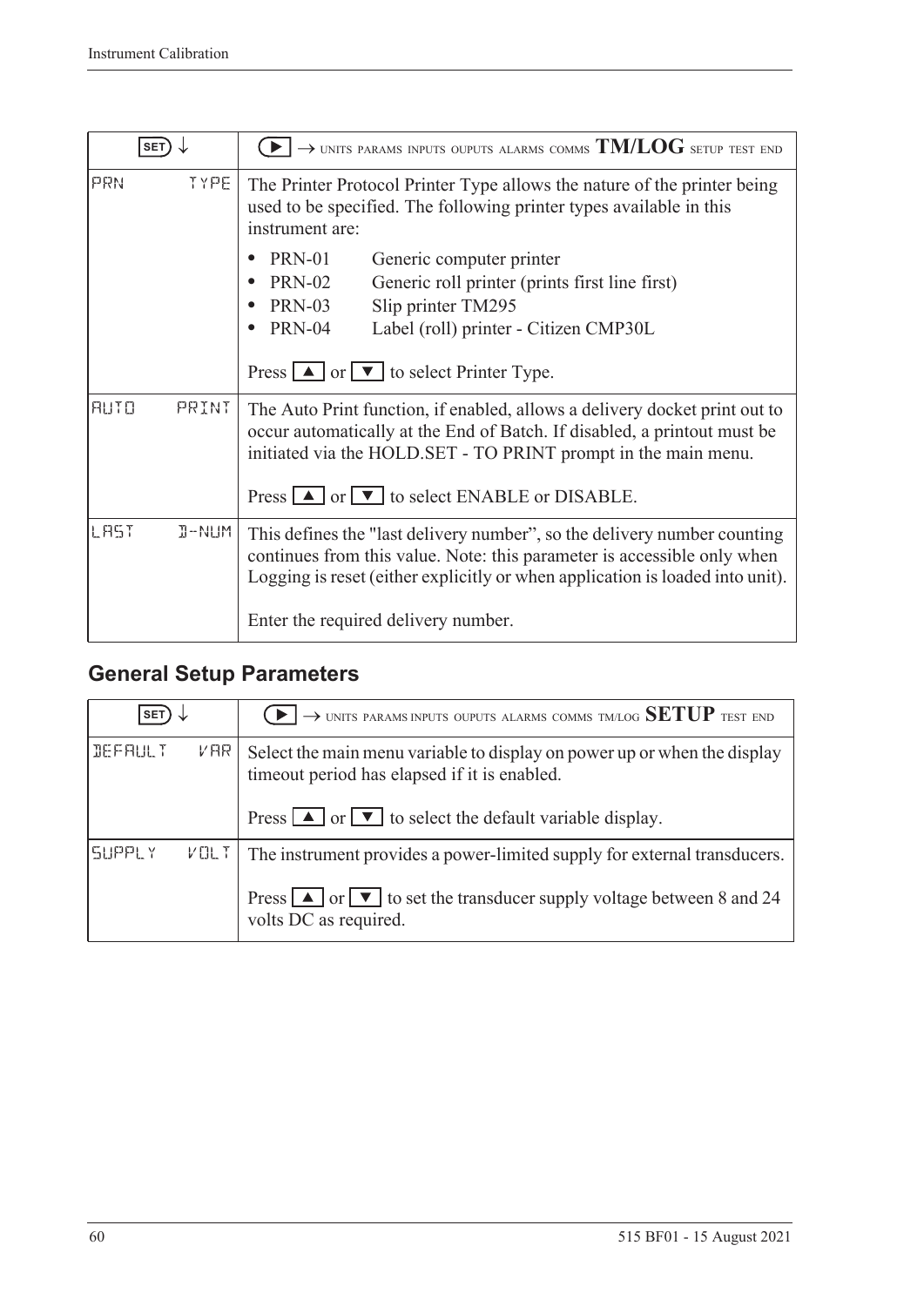| SET ↓ | ▶ → UNITS PARAMS INPUTS OUPUTS ALARMS COMMS **TM/LOG** SETUP TEST END |
|---|---|
| PRN TYPE | The Printer Protocol Printer Type allows the nature of the printer being used to be specified. The following printer types available in this instrument are:<br>• PRN-01 Generic computer printer<br>• PRN-02 Generic roll printer (prints first line first)<br>• PRN-03 Slip printer TM295<br>• PRN-04 Label (roll) printer - Citizen CMP30L<br><br>Press ▲ or ▼ to select Printer Type. |
| AUTO PRINT | The Auto Print function, if enabled, allows a delivery docket print out to occur automatically at the End of Batch. If disabled, a printout must be initiated via the HOLD.SET - TO PRINT prompt in the main menu.<br><br>Press ▲ or ▼ to select ENABLE or DISABLE. |
| LAST D-NUM | This defines the "last delivery number", so the delivery number counting continues from this value. Note: this parameter is accessible only when Logging is reset (either explicitly or when application is loaded into unit).<br><br>Enter the required delivery number. |

## General Setup Parameters

| SET ↓ | ▶ → UNITS PARAMS INPUTS OUPUTS ALARMS COMMS TM/LOG **SETUP** TEST END |
|---|---|
| DEFAULT VAR | Select the main menu variable to display on power up or when the display timeout period has elapsed if it is enabled.<br><br>Press ▲ or ▼ to select the default variable display. |
| SUPPLY VOLT | The instrument provides a power-limited supply for external transducers.<br><br>Press ▲ or ▼ to set the transducer supply voltage between 8 and 24 volts DC as required. |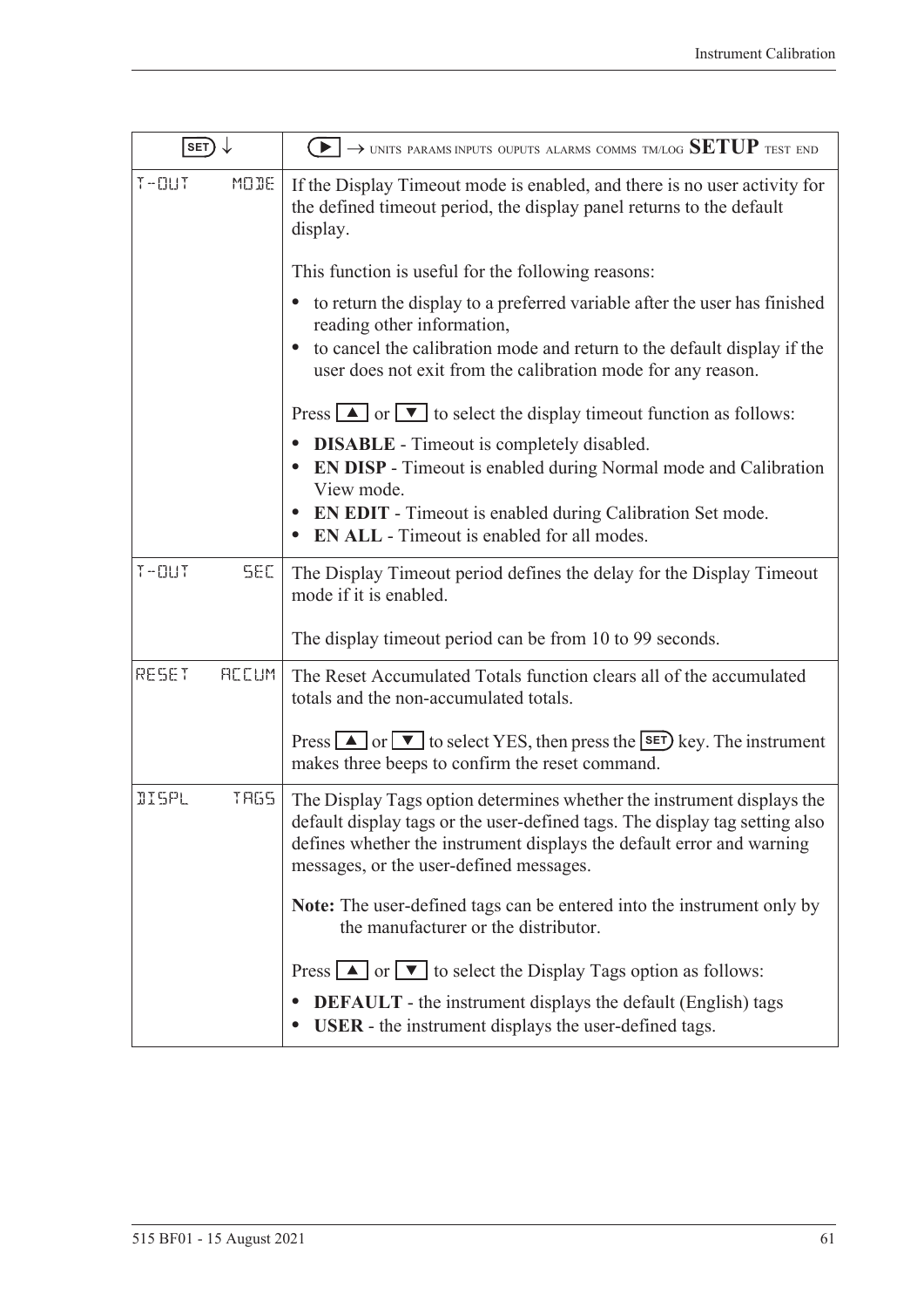| SET ↓ | ▶ → UNITS PARAMS INPUTS OUPUTS ALARMS COMMS TM/LOG **SETUP** TEST END |
|---|---|
| T-OUT MODE | If the Display Timeout mode is enabled, and there is no user activity for the defined timeout period, the display panel returns to the default display.<br><br>This function is useful for the following reasons:<br>• to return the display to a preferred variable after the user has finished reading other information,<br>• to cancel the calibration mode and return to the default display if the user does not exit from the calibration mode for any reason.<br><br>Press ▲ or ▼ to select the display timeout function as follows:<br>• **DISABLE** - Timeout is completely disabled.<br>• **EN DISP** - Timeout is enabled during Normal mode and Calibration View mode.<br>• **EN EDIT** - Timeout is enabled during Calibration Set mode.<br>• **EN ALL** - Timeout is enabled for all modes. |
| T-OUT SEC | The Display Timeout period defines the delay for the Display Timeout mode if it is enabled.<br><br>The display timeout period can be from 10 to 99 seconds. |
| RESET ACCUM | The Reset Accumulated Totals function clears all of the accumulated totals and the non-accumulated totals.<br><br>Press ▲ or ▼ to select YES, then press the SET key. The instrument makes three beeps to confirm the reset command. |
| DISPL TAGS | The Display Tags option determines whether the instrument displays the default display tags or the user-defined tags. The display tag setting also defines whether the instrument displays the default error and warning messages, or the user-defined messages.<br><br>**Note:** The user-defined tags can be entered into the instrument only by the manufacturer or the distributor.<br><br>Press ▲ or ▼ to select the Display Tags option as follows:<br>• **DEFAULT** - the instrument displays the default (English) tags<br>• **USER** - the instrument displays the user-defined tags. |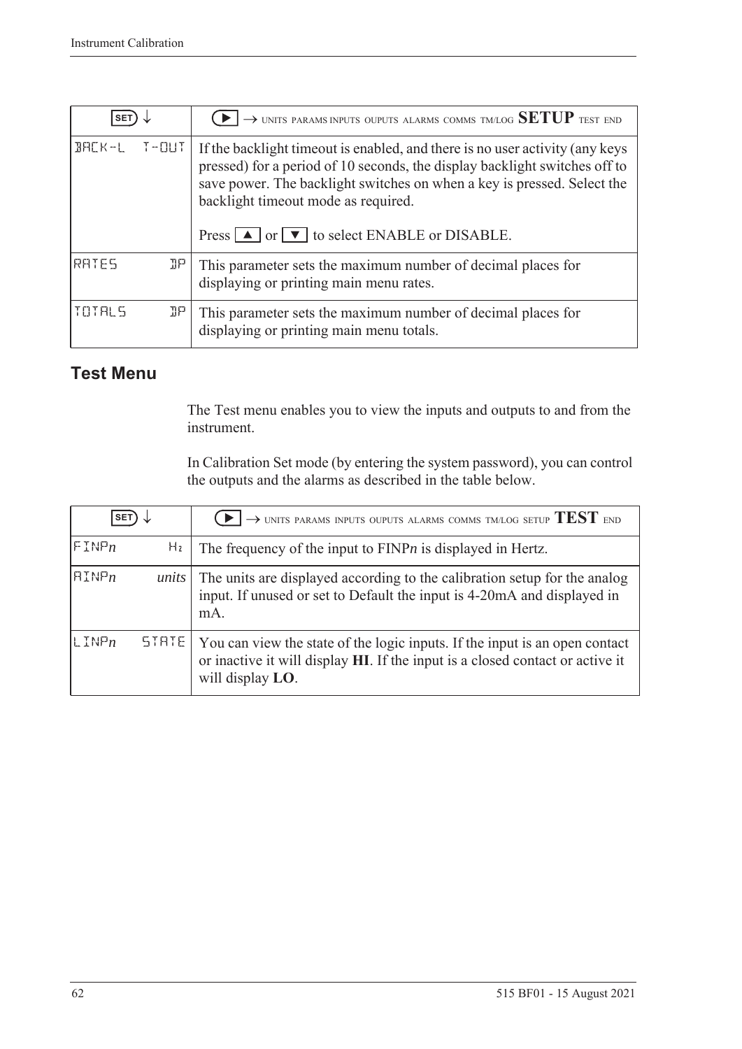| SET ↓ | ▶ → UNITS PARAMS INPUTS OUPUTS ALARMS COMMS TM/LOG **SETUP** TEST END |
|---|---|
| BACK-L T-OUT | If the backlight timeout is enabled, and there is no user activity (any keys pressed) for a period of 10 seconds, the display backlight switches off to save power. The backlight switches on when a key is pressed. Select the backlight timeout mode as required.<br><br>Press ▲ or ▼ to select ENABLE or DISABLE. |
| RATES DP | This parameter sets the maximum number of decimal places for displaying or printing main menu rates. |
| TOTALS DP | This parameter sets the maximum number of decimal places for displaying or printing main menu totals. |

## Test Menu

The Test menu enables you to view the inputs and outputs to and from the instrument.

In Calibration Set mode (by entering the system password), you can control the outputs and the alarms as described in the table below.

| SET ↓ | ▶ → UNITS PARAMS INPUTS OUPUTS ALARMS COMMS TM/LOG SETUP **TEST** END |
|---|---|
| FINP*n* Hz | The frequency of the input to FINP*n* is displayed in Hertz. |
| AINP*n* *units* | The units are displayed according to the calibration setup for the analog input. If unused or set to Default the input is 4-20mA and displayed in mA. |
| LINP*n* STATE | You can view the state of the logic inputs. If the input is an open contact or inactive it will display **HI**. If the input is a closed contact or active it will display **LO**. |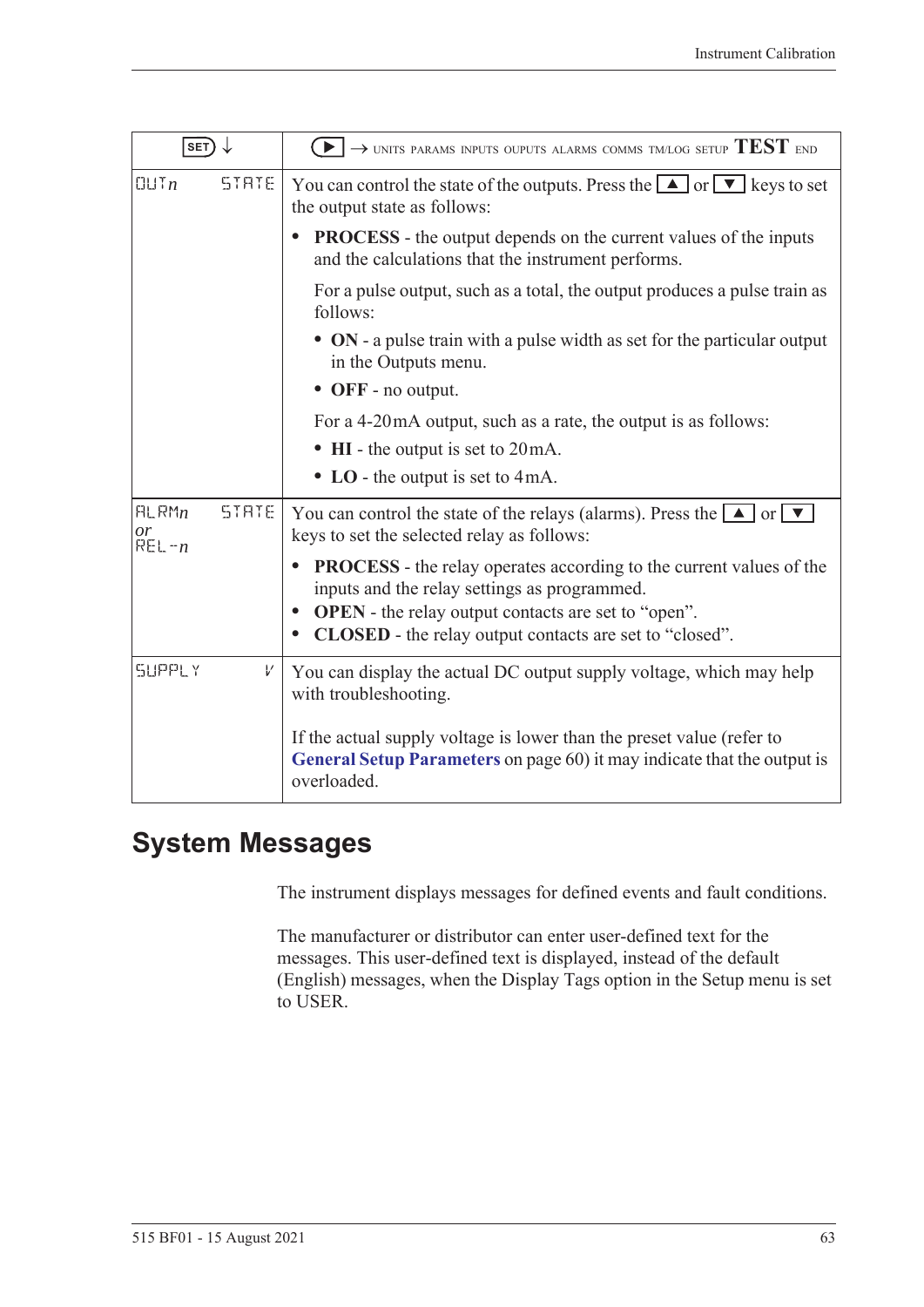| SET ↓ | ▶ → UNITS PARAMS INPUTS OUPUTS ALARMS COMMS TM/LOG SETUP **TEST** END |
|---|---|
| OUT*n* STATE | You can control the state of the outputs. Press the ▲ or ▼ keys to set the output state as follows:<br>• **PROCESS** - the output depends on the current values of the inputs and the calculations that the instrument performs.<br>For a pulse output, such as a total, the output produces a pulse train as follows:<br>• **ON** - a pulse train with a pulse width as set for the particular output in the Outputs menu.<br>• **OFF** - no output.<br>For a 4-20mA output, such as a rate, the output is as follows:<br>• **HI** - the output is set to 20mA.<br>• **LO** - the output is set to 4mA. |
| ALRM*n* STATE<br>*or*<br>REL-*n* | You can control the state of the relays (alarms). Press the ▲ or ▼ keys to set the selected relay as follows:<br>• **PROCESS** - the relay operates according to the current values of the inputs and the relay settings as programmed.<br>• **OPEN** - the relay output contacts are set to "open".<br>• **CLOSED** - the relay output contacts are set to "closed". |
| SUPPLY V | You can display the actual DC output supply voltage, which may help with troubleshooting.<br>If the actual supply voltage is lower than the preset value (refer to **General Setup Parameters** on page 60) it may indicate that the output is overloaded. |

## System Messages

The instrument displays messages for defined events and fault conditions.

The manufacturer or distributor can enter user-defined text for the messages. This user-defined text is displayed, instead of the default (English) messages, when the Display Tags option in the Setup menu is set to USER.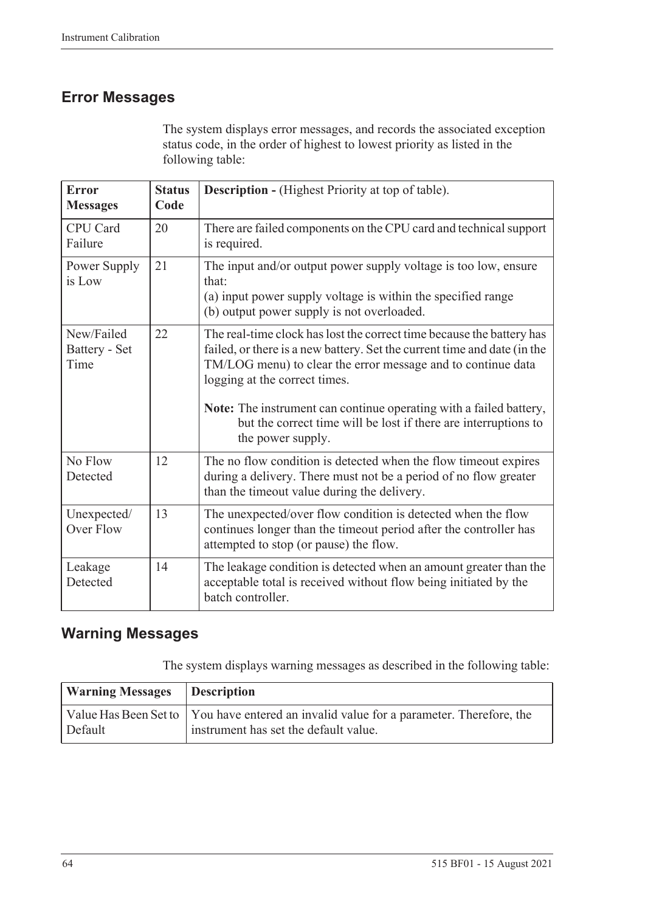## Error Messages

The system displays error messages, and records the associated exception status code, in the order of highest to lowest priority as listed in the following table:

| Error Messages | Status Code | Description - (Highest Priority at top of table). |
|---|---|---|
| CPU Card Failure | 20 | There are failed components on the CPU card and technical support is required. |
| Power Supply is Low | 21 | The input and/or output power supply voltage is too low, ensure that:<br>(a) input power supply voltage is within the specified range<br>(b) output power supply is not overloaded. |
| New/Failed Battery - Set Time | 22 | The real-time clock has lost the correct time because the battery has failed, or there is a new battery. Set the current time and date (in the TM/LOG menu) to clear the error message and to continue data logging at the correct times.<br><br>**Note:** The instrument can continue operating with a failed battery, but the correct time will be lost if there are interruptions to the power supply. |
| No Flow Detected | 12 | The no flow condition is detected when the flow timeout expires during a delivery. There must not be a period of no flow greater than the timeout value during the delivery. |
| Unexpected/ Over Flow | 13 | The unexpected/over flow condition is detected when the flow continues longer than the timeout period after the controller has attempted to stop (or pause) the flow. |
| Leakage Detected | 14 | The leakage condition is detected when an amount greater than the acceptable total is received without flow being initiated by the batch controller. |

## Warning Messages

The system displays warning messages as described in the following table:

| Warning Messages | Description |
|---|---|
| Value Has Been Set to Default | You have entered an invalid value for a parameter. Therefore, the instrument has set the default value. |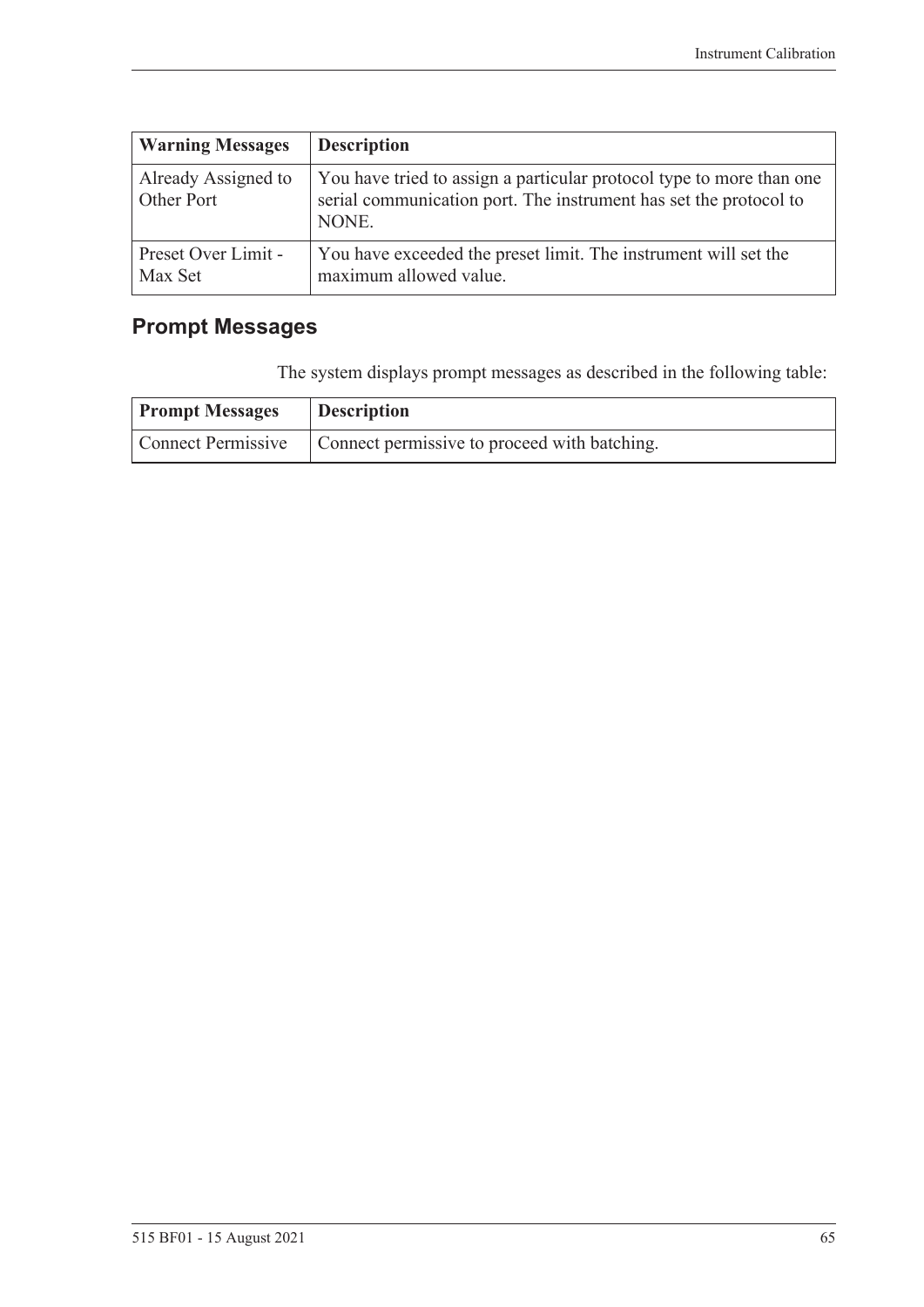| Warning Messages | Description |
|---|---|
| Already Assigned to Other Port | You have tried to assign a particular protocol type to more than one serial communication port. The instrument has set the protocol to NONE. |
| Preset Over Limit - Max Set | You have exceeded the preset limit. The instrument will set the maximum allowed value. |

## Prompt Messages

The system displays prompt messages as described in the following table:

| Prompt Messages | Description |
|---|---|
| Connect Permissive | Connect permissive to proceed with batching. |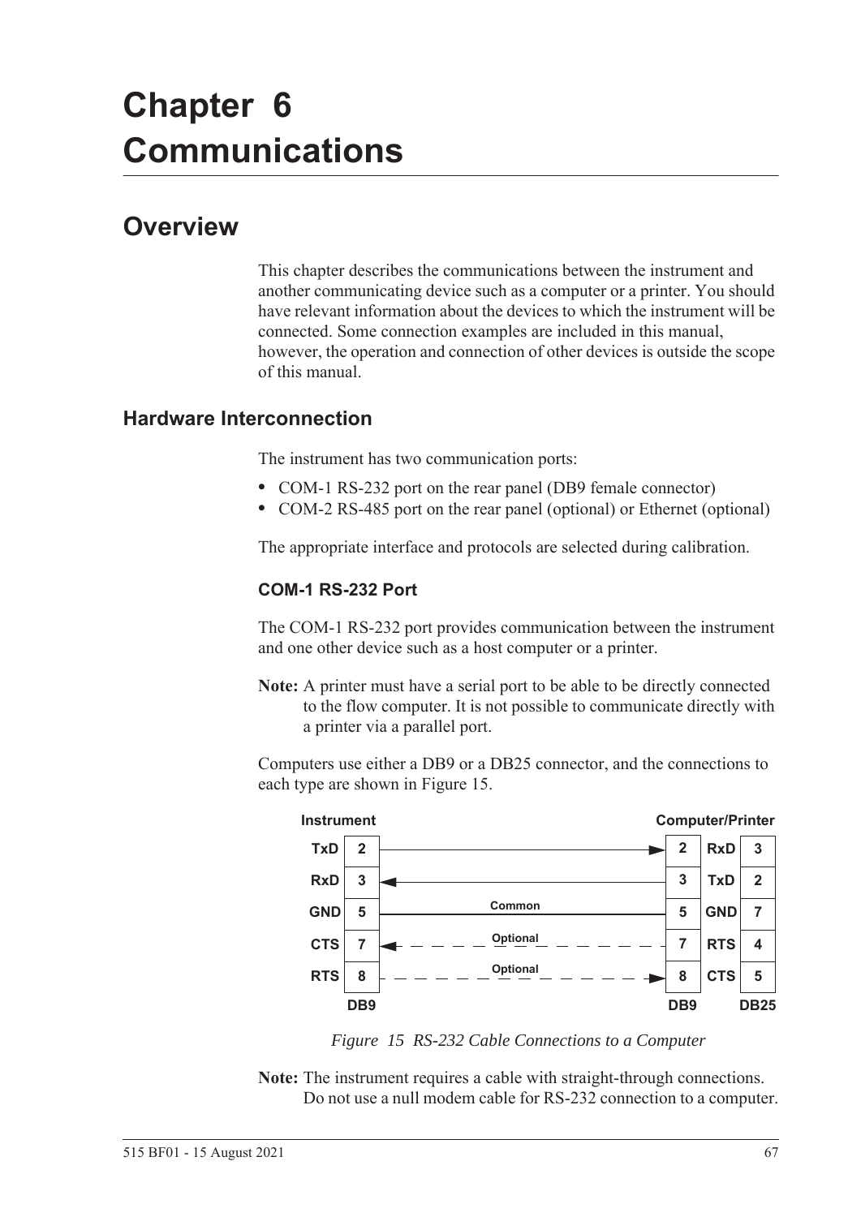# Chapter 6 Communications

## Overview

This chapter describes the communications between the instrument and another communicating device such as a computer or a printer. You should have relevant information about the devices to which the instrument will be connected. Some connection examples are included in this manual, however, the operation and connection of other devices is outside the scope of this manual.

### Hardware Interconnection

The instrument has two communication ports:

- COM-1 RS-232 port on the rear panel (DB9 female connector)
- COM-2 RS-485 port on the rear panel (optional) or Ethernet (optional)

The appropriate interface and protocols are selected during calibration.

#### COM-1 RS-232 Port

The COM-1 RS-232 port provides communication between the instrument and one other device such as a host computer or a printer.

**Note:** A printer must have a serial port to be able to be directly connected to the flow computer. It is not possible to communicate directly with a printer via a parallel port.

Computers use either a DB9 or a DB25 connector, and the connections to each type are shown in Figure 15.

| Instrument | DB9 | Connection | DB9 | Computer/Printer | DB25 |
|---|---|---|---|---|---|
| TxD | 2 | → | 2 | RxD | 3 |
| RxD | 3 | ← | 3 | TxD | 2 |
| GND | 5 | Common | 5 | GND | 7 |
| CTS | 7 | ← Optional | 7 | RTS | 4 |
| RTS | 8 | Optional → | 8 | CTS | 5 |

*Figure 15 RS-232 Cable Connections to a Computer*

**Note:** The instrument requires a cable with straight-through connections. Do not use a null modem cable for RS-232 connection to a computer.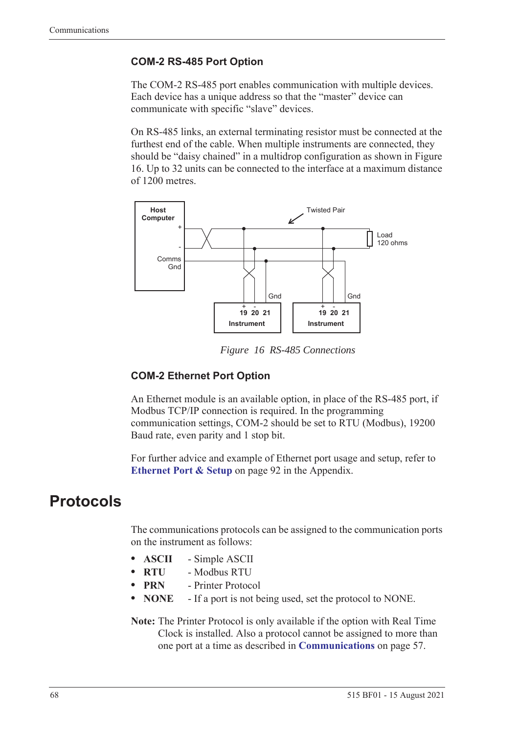### COM-2 RS-485 Port Option

The COM-2 RS-485 port enables communication with multiple devices. Each device has a unique address so that the "master" device can communicate with specific "slave" devices.

On RS-485 links, an external terminating resistor must be connected at the furthest end of the cable. When multiple instruments are connected, they should be "daisy chained" in a multidrop configuration as shown in Figure 16. Up to 32 units can be connected to the interface at a maximum distance of 1200 metres.

*Figure 16 RS-485 Connections*

### COM-2 Ethernet Port Option

An Ethernet module is an available option, in place of the RS-485 port, if Modbus TCP/IP connection is required. In the programming communication settings, COM-2 should be set to RTU (Modbus), 19200 Baud rate, even parity and 1 stop bit.

For further advice and example of Ethernet port usage and setup, refer to **Ethernet Port & Setup** on page 92 in the Appendix.

# Protocols

The communications protocols can be assigned to the communication ports on the instrument as follows:

- **ASCII** - Simple ASCII
- **RTU** - Modbus RTU
- **PRN** - Printer Protocol
- **NONE** - If a port is not being used, set the protocol to NONE.

**Note:** The Printer Protocol is only available if the option with Real Time Clock is installed. Also a protocol cannot be assigned to more than one port at a time as described in **Communications** on page 57.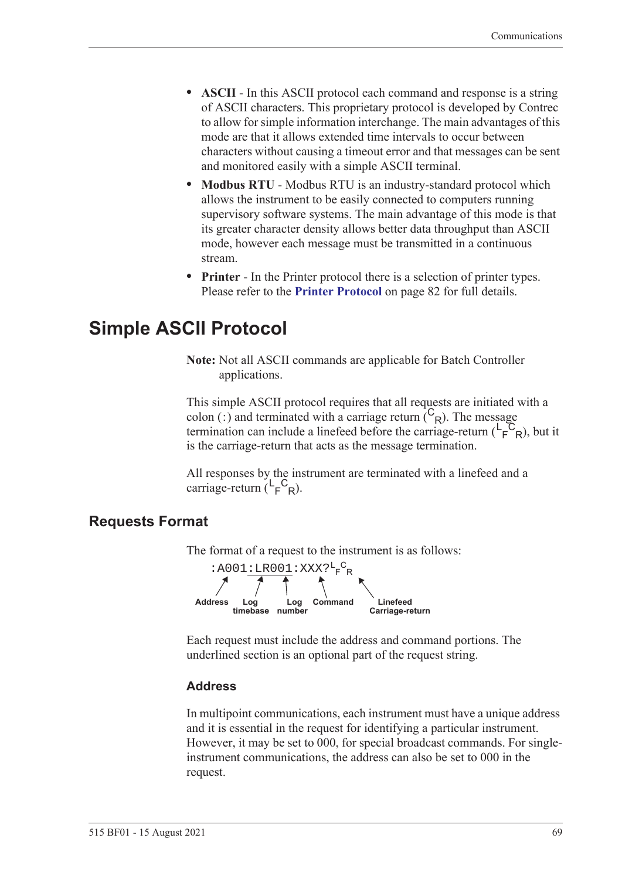- **ASCII** - In this ASCII protocol each command and response is a string of ASCII characters. This proprietary protocol is developed by Contrec to allow for simple information interchange. The main advantages of this mode are that it allows extended time intervals to occur between characters without causing a timeout error and that messages can be sent and monitored easily with a simple ASCII terminal.
- **Modbus RTU** - Modbus RTU is an industry-standard protocol which allows the instrument to be easily connected to computers running supervisory software systems. The main advantage of this mode is that its greater character density allows better data throughput than ASCII mode, however each message must be transmitted in a continuous stream.
- **Printer** - In the Printer protocol there is a selection of printer types. Please refer to the **Printer Protocol** on page 82 for full details.

# Simple ASCII Protocol

**Note:** Not all ASCII commands are applicable for Batch Controller applications.

This simple ASCII protocol requires that all requests are initiated with a colon (:) and terminated with a carriage return ($^{C}{}_{R}$). The message termination can include a linefeed before the carriage-return ($^{L}{}_{F}{}^{C}{}_{R}$), but it is the carriage-return that acts as the message termination.

All responses by the instrument are terminated with a linefeed and a carriage-return ($^{L}{}_{F}{}^{C}{}_{R}$).

## Requests Format

The format of a request to the instrument is as follows:

```
:A001:LR001:XXX?LFCR
```

Address — Log timebase — Log number — Command — Linefeed Carriage-return

Each request must include the address and command portions. The underlined section is an optional part of the request string.

### Address

In multipoint communications, each instrument must have a unique address and it is essential in the request for identifying a particular instrument. However, it may be set to 000, for special broadcast commands. For single-instrument communications, the address can also be set to 000 in the request.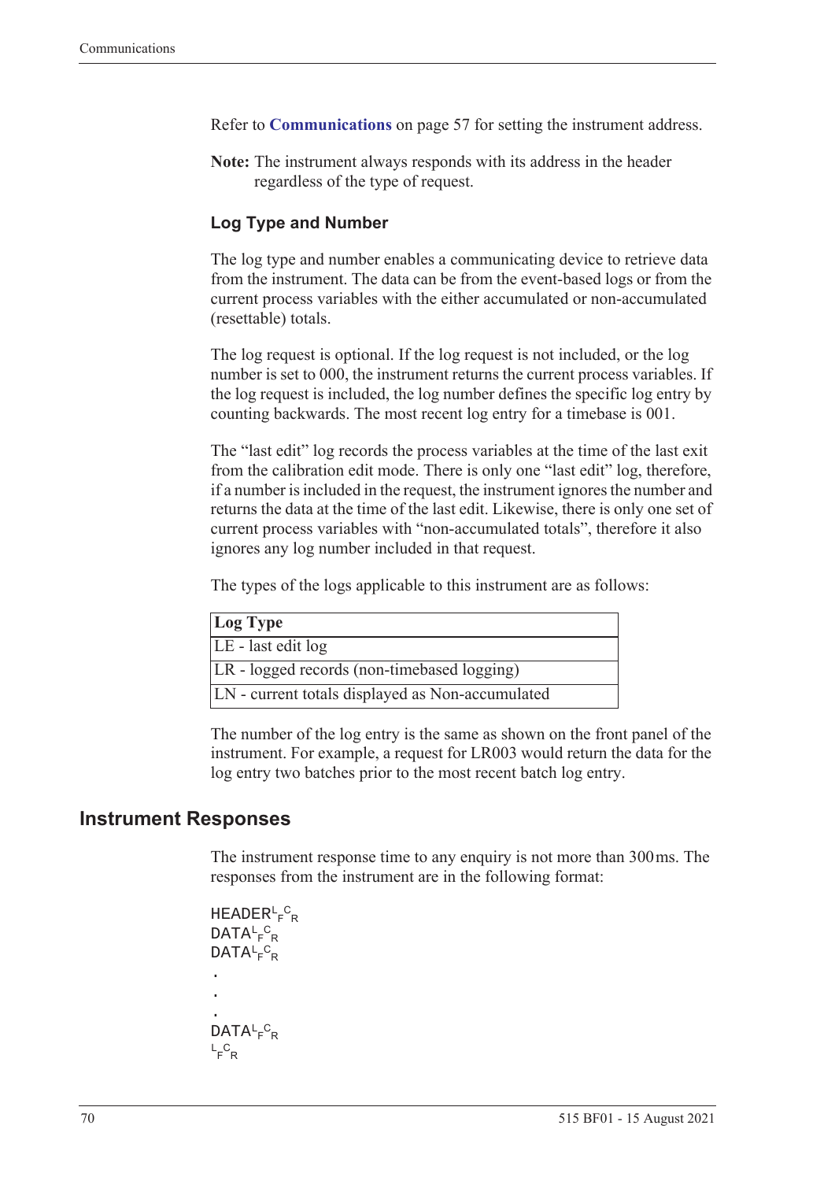Refer to **Communications** on page 57 for setting the instrument address.

**Note:** The instrument always responds with its address in the header regardless of the type of request.

### Log Type and Number

The log type and number enables a communicating device to retrieve data from the instrument. The data can be from the event-based logs or from the current process variables with the either accumulated or non-accumulated (resettable) totals.

The log request is optional. If the log request is not included, or the log number is set to 000, the instrument returns the current process variables. If the log request is included, the log number defines the specific log entry by counting backwards. The most recent log entry for a timebase is 001.

The "last edit" log records the process variables at the time of the last exit from the calibration edit mode. There is only one "last edit" log, therefore, if a number is included in the request, the instrument ignores the number and returns the data at the time of the last edit. Likewise, there is only one set of current process variables with "non-accumulated totals", therefore it also ignores any log number included in that request.

The types of the logs applicable to this instrument are as follows:

| Log Type |
|---|
| LE - last edit log |
| LR - logged records (non-timebased logging) |
| LN - current totals displayed as Non-accumulated |

The number of the log entry is the same as shown on the front panel of the instrument. For example, a request for LR003 would return the data for the log entry two batches prior to the most recent batch log entry.

## Instrument Responses

The instrument response time to any enquiry is not more than 300 ms. The responses from the instrument are in the following format:

```
HEADER LF CR
DATA LF CR
DATA LF CR
.
.
.
DATA LF CR
LF CR
```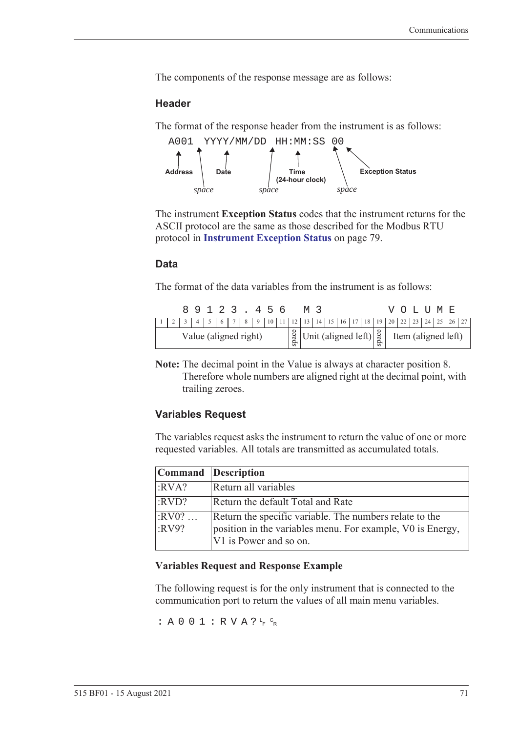The components of the response message are as follows:

### Header

The format of the response header from the instrument is as follows:

```
A001 YYYY/MM/DD HH:MM:SS 00
```

- Address
- space
- Date
- space
- Time (24-hour clock)
- space
- Exception Status

The instrument **Exception Status** codes that the instrument returns for the ASCII protocol are the same as those described for the Modbus RTU protocol in **Instrument Exception Status** on page 79.

### Data

The format of the data variables from the instrument is as follows:

| 1 | 2 | 3 | 4 | 5 | 6 | 7 | 8 | 9 | 10 | 11 | 12 | 13 | 14 | 15 | 16 | 17 | 18 | 19 | 20 | 22 | 23 | 24 | 25 | 26 | 27 |
|---|---|---|---|---|---|---|---|---|---|---|---|---|---|---|---|---|---|---|---|---|---|---|---|---|---|
| | | 8 | 9 | 1 | 2 | 3 | . | 4 | 5 | 6 | | M | 3 | | | | | | V | O | L | U | M | E | |
| Value (aligned right) | | | | | | | | | | | space | Unit (aligned left) | | | | | | space | Item (aligned left) | | | | | | |

**Note:** The decimal point in the Value is always at character position 8. Therefore whole numbers are aligned right at the decimal point, with trailing zeroes.

### Variables Request

The variables request asks the instrument to return the value of one or more requested variables. All totals are transmitted as accumulated totals.

| Command | Description |
|---|---|
| :RVA? | Return all variables |
| :RVD? | Return the default Total and Rate |
| :RV0? … :RV9? | Return the specific variable. The numbers relate to the position in the variables menu. For example, V0 is Energy, V1 is Power and so on. |

**Variables Request and Response Example**

The following request is for the only instrument that is connected to the communication port to return the values of all main menu variables.

```
:A001:RVA?LFCR
```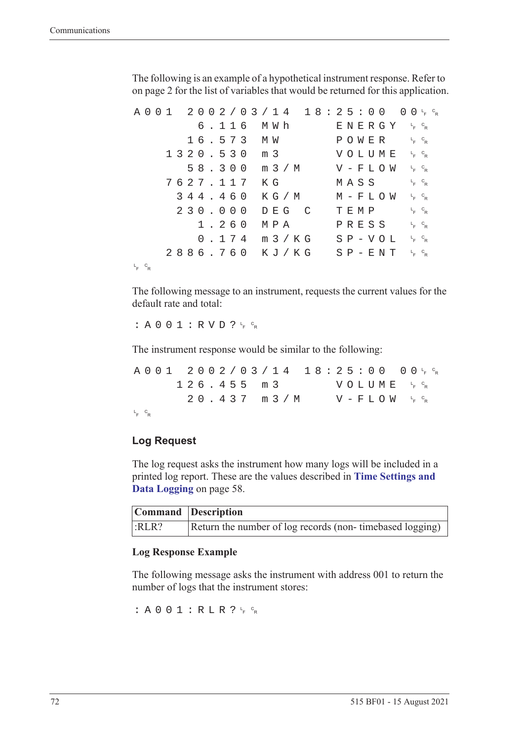The following is an example of a hypothetical instrument response. Refer to on page 2 for the list of variables that would be returned for this application.

```
A001  2002/03/14  18:25:00  00 LF CR
        6.116  MWh      ENERGY  LF CR
       16.573  MW       POWER   LF CR
     1320.530  m3       VOLUME  LF CR
       58.300  m3/M     V-FLOW  LF CR
     7627.117  KG       MASS    LF CR
      344.460  KG/M     M-FLOW  LF CR
      230.000  DEG C    TEMP    LF CR
        1.260  MPA      PRESS   LF CR
        0.174  m3/KG    SP-VOL  LF CR
     2886.760  KJ/KG    SP-ENT  LF CR
LF CR
```

The following message to an instrument, requests the current values for the default rate and total:

```
:A001:RVD? LF CR
```

The instrument response would be similar to the following:

```
A001  2002/03/14  18:25:00  00 LF CR
      126.455  m3       VOLUME  LF CR
       20.437  m3/M     V-FLOW  LF CR
LF CR
```

### Log Request

The log request asks the instrument how many logs will be included in a printed log report. These are the values described in **Time Settings and Data Logging** on page 58.

| Command | Description |
|---|---|
| :RLR? | Return the number of log records (non- timebased logging) |

#### Log Response Example

The following message asks the instrument with address 001 to return the number of logs that the instrument stores:

```
:A001:RLR? LF CR
```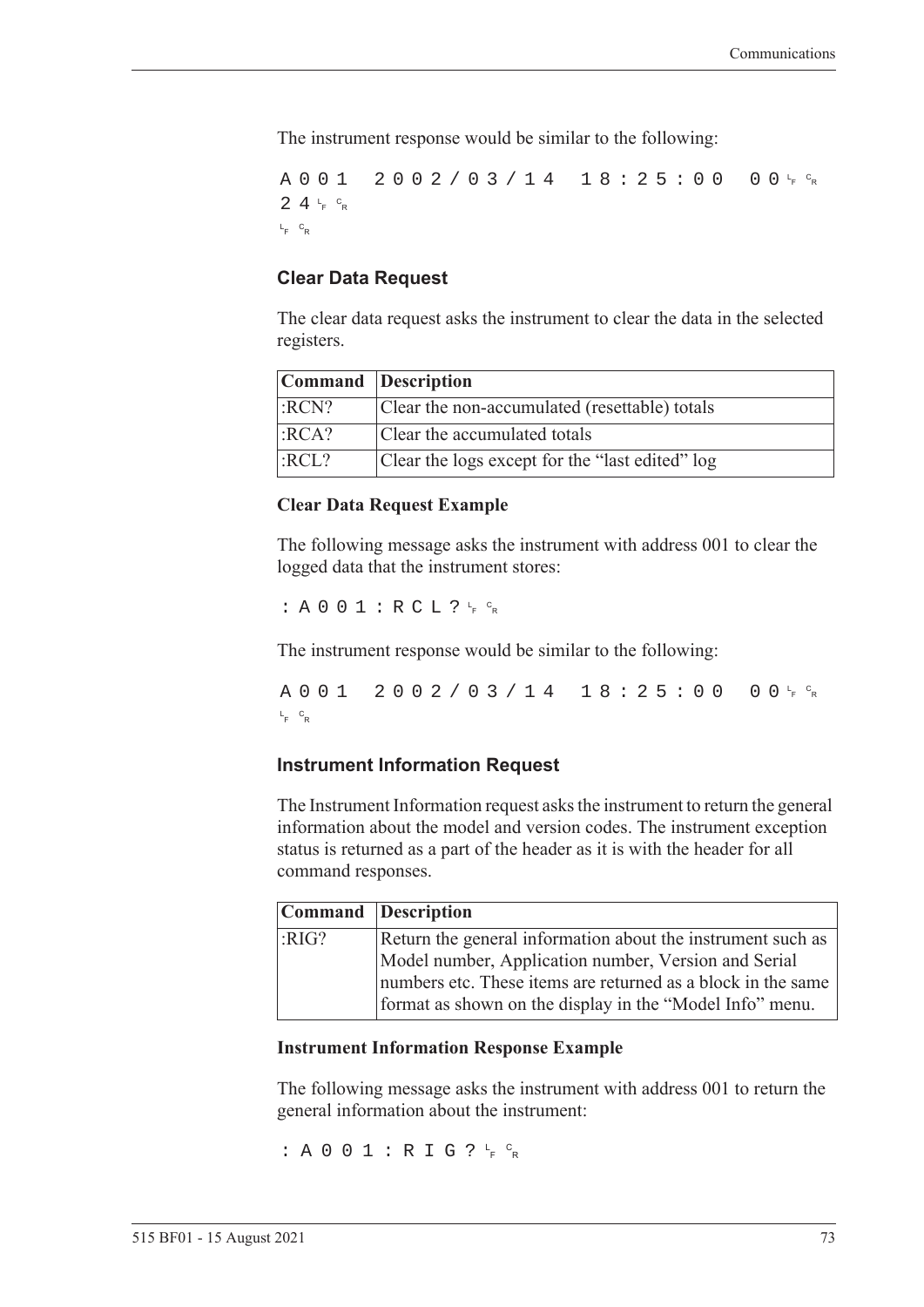The instrument response would be similar to the following:

```
A001  2002/03/14  18:25:00  00LF CR
24LF CR
LF CR
```

### Clear Data Request

The clear data request asks the instrument to clear the data in the selected registers.

| Command | Description |
|---|---|
| :RCN? | Clear the non-accumulated (resettable) totals |
| :RCA? | Clear the accumulated totals |
| :RCL? | Clear the logs except for the “last edited” log |

#### Clear Data Request Example

The following message asks the instrument with address 001 to clear the logged data that the instrument stores:

```
:A001:RCL?LF CR
```

The instrument response would be similar to the following:

```
A001  2002/03/14  18:25:00  00LF CR
LF CR
```

### Instrument Information Request

The Instrument Information request asks the instrument to return the general information about the model and version codes. The instrument exception status is returned as a part of the header as it is with the header for all command responses.

| Command | Description |
|---|---|
| :RIG? | Return the general information about the instrument such as Model number, Application number, Version and Serial numbers etc. These items are returned as a block in the same format as shown on the display in the “Model Info” menu. |

#### Instrument Information Response Example

The following message asks the instrument with address 001 to return the general information about the instrument:

```
:A001:RIG?LF CR
```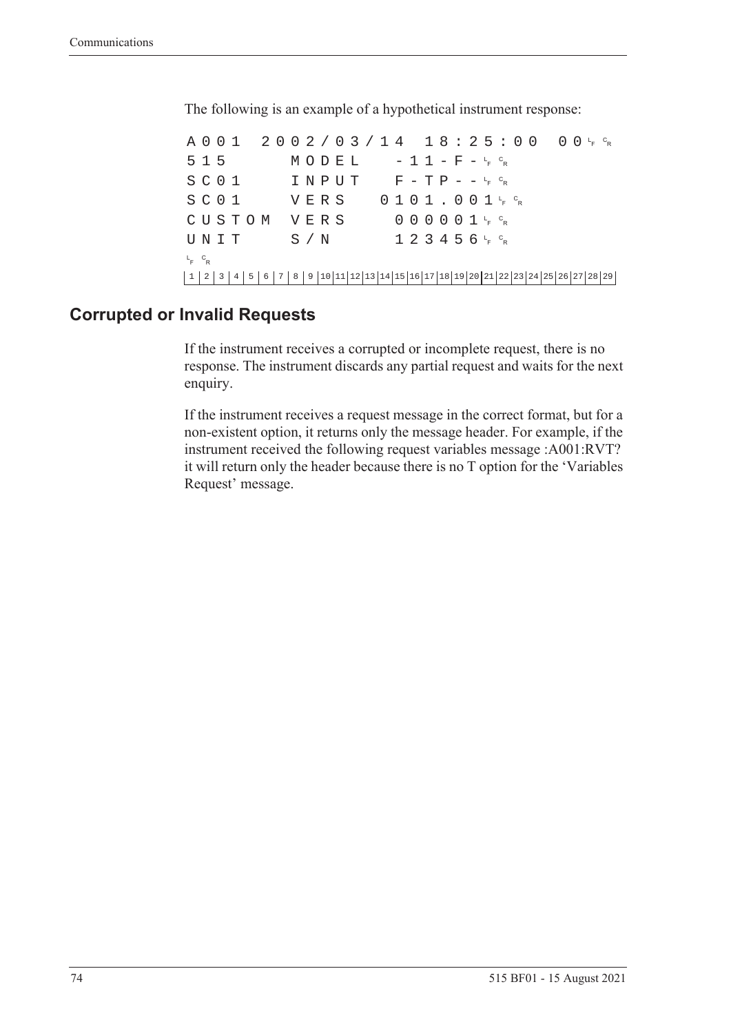The following is an example of a hypothetical instrument response:

```
A001  2002/03/14  18:25:00  00 LF CR
515     MODEL    -11-F- LF CR
SC01    INPUT    F-TP-- LF CR
SC01    VERS   0101.001 LF CR
CUSTOM  VERS     000001 LF CR
UNIT    S/N      123456 LF CR
LF CR
1 2 3 4 5 6 7 8 9 10 11 12 13 14 15 16 17 18 19 20 21 22 23 24 25 26 27 28 29
```

## Corrupted or Invalid Requests

If the instrument receives a corrupted or incomplete request, there is no response. The instrument discards any partial request and waits for the next enquiry.

If the instrument receives a request message in the correct format, but for a non-existent option, it returns only the message header. For example, if the instrument received the following request variables message :A001:RVT? it will return only the header because there is no T option for the 'Variables Request' message.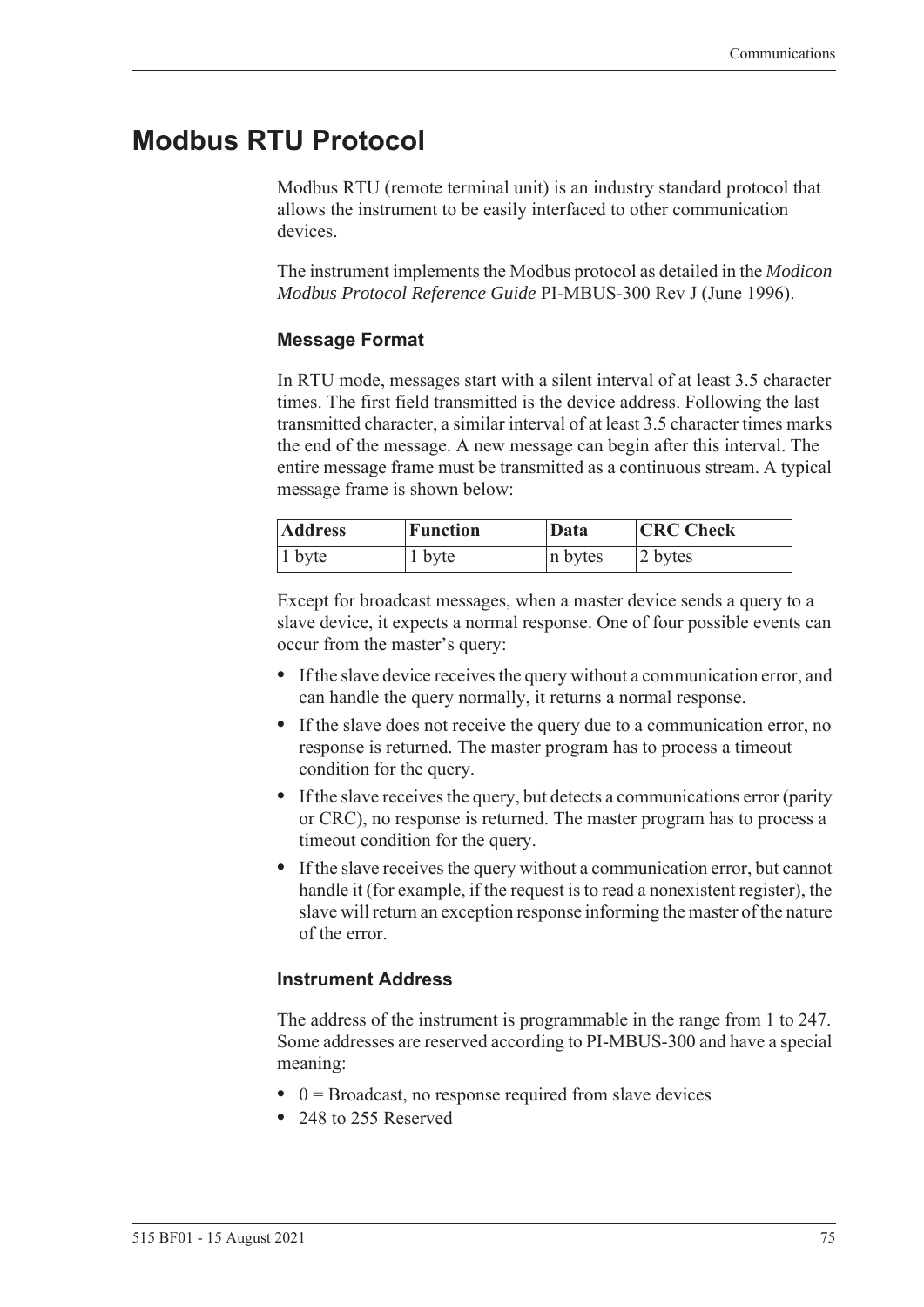# Modbus RTU Protocol

Modbus RTU (remote terminal unit) is an industry standard protocol that allows the instrument to be easily interfaced to other communication devices.

The instrument implements the Modbus protocol as detailed in the *Modicon Modbus Protocol Reference Guide* PI-MBUS-300 Rev J (June 1996).

### Message Format

In RTU mode, messages start with a silent interval of at least 3.5 character times. The first field transmitted is the device address. Following the last transmitted character, a similar interval of at least 3.5 character times marks the end of the message. A new message can begin after this interval. The entire message frame must be transmitted as a continuous stream. A typical message frame is shown below:

| Address | Function | Data | CRC Check |
|---|---|---|---|
| 1 byte | 1 byte | n bytes | 2 bytes |

Except for broadcast messages, when a master device sends a query to a slave device, it expects a normal response. One of four possible events can occur from the master's query:

- If the slave device receives the query without a communication error, and can handle the query normally, it returns a normal response.
- If the slave does not receive the query due to a communication error, no response is returned. The master program has to process a timeout condition for the query.
- If the slave receives the query, but detects a communications error (parity or CRC), no response is returned. The master program has to process a timeout condition for the query.
- If the slave receives the query without a communication error, but cannot handle it (for example, if the request is to read a nonexistent register), the slave will return an exception response informing the master of the nature of the error.

### Instrument Address

The address of the instrument is programmable in the range from 1 to 247. Some addresses are reserved according to PI-MBUS-300 and have a special meaning:

- 0 = Broadcast, no response required from slave devices
- 248 to 255 Reserved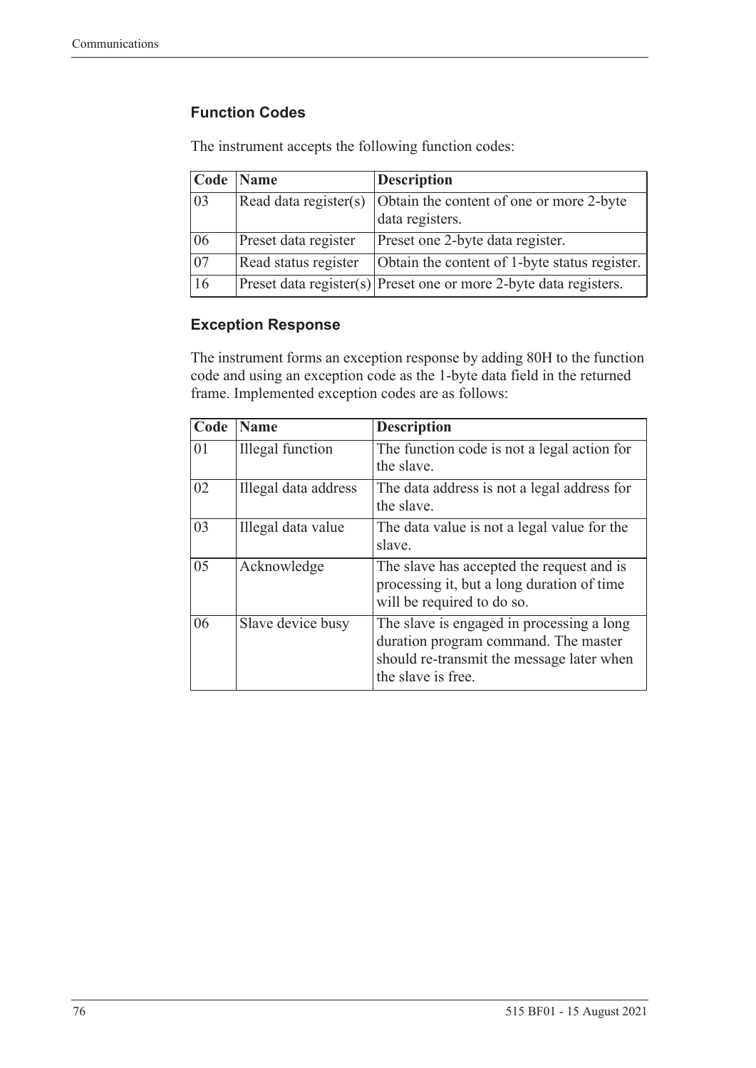### Function Codes

The instrument accepts the following function codes:

| Code | Name | Description |
|---|---|---|
| 03 | Read data register(s) | Obtain the content of one or more 2-byte data registers. |
| 06 | Preset data register | Preset one 2-byte data register. |
| 07 | Read status register | Obtain the content of 1-byte status register. |
| 16 | Preset data register(s) | Preset one or more 2-byte data registers. |

### Exception Response

The instrument forms an exception response by adding 80H to the function code and using an exception code as the 1-byte data field in the returned frame. Implemented exception codes are as follows:

| Code | Name | Description |
|---|---|---|
| 01 | Illegal function | The function code is not a legal action for the slave. |
| 02 | Illegal data address | The data address is not a legal address for the slave. |
| 03 | Illegal data value | The data value is not a legal value for the slave. |
| 05 | Acknowledge | The slave has accepted the request and is processing it, but a long duration of time will be required to do so. |
| 06 | Slave device busy | The slave is engaged in processing a long duration program command. The master should re-transmit the message later when the slave is free. |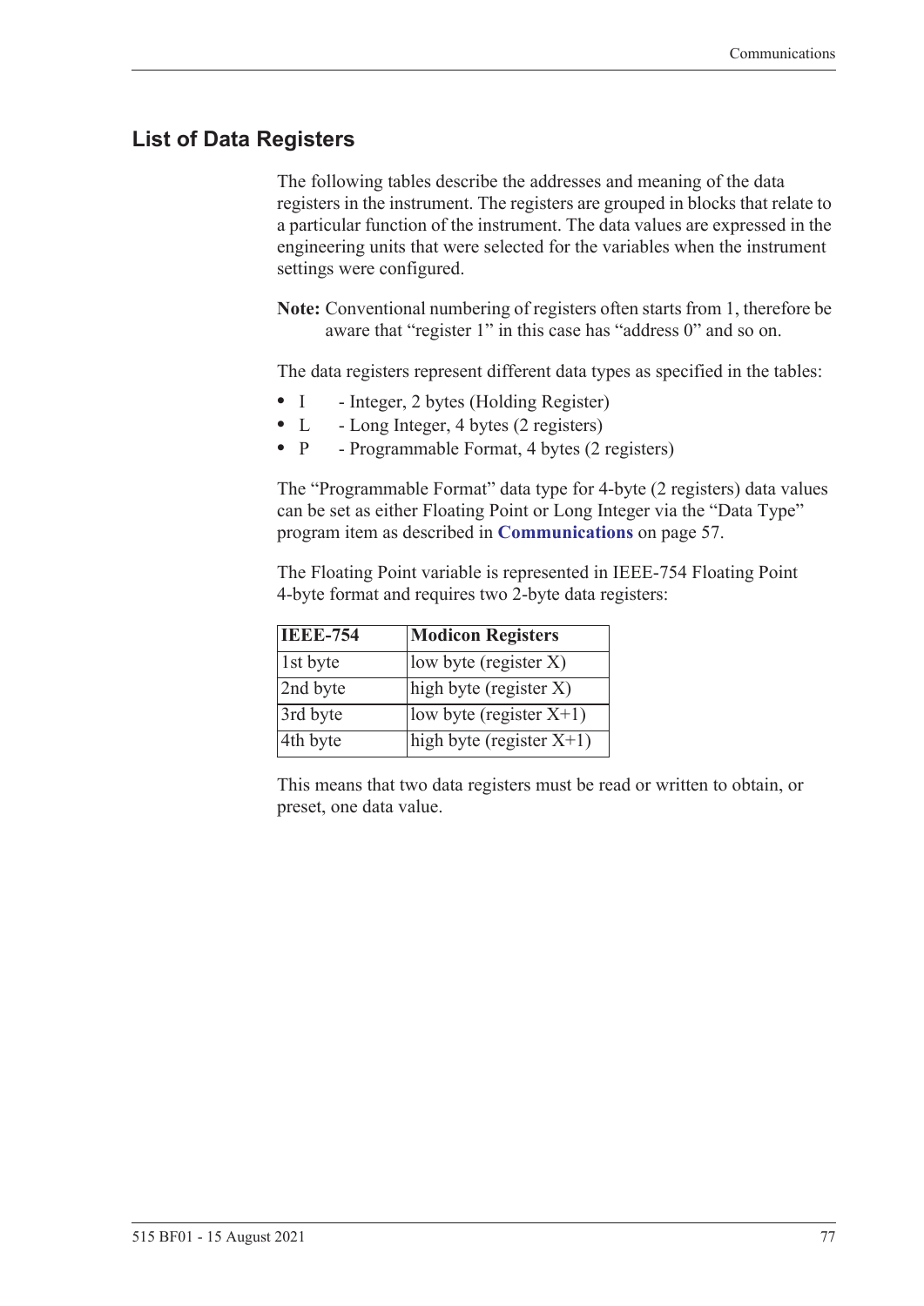## List of Data Registers

The following tables describe the addresses and meaning of the data registers in the instrument. The registers are grouped in blocks that relate to a particular function of the instrument. The data values are expressed in the engineering units that were selected for the variables when the instrument settings were configured.

**Note:** Conventional numbering of registers often starts from 1, therefore be aware that "register 1" in this case has "address 0" and so on.

The data registers represent different data types as specified in the tables:

- I - Integer, 2 bytes (Holding Register)
- L - Long Integer, 4 bytes (2 registers)
- P - Programmable Format, 4 bytes (2 registers)

The "Programmable Format" data type for 4-byte (2 registers) data values can be set as either Floating Point or Long Integer via the "Data Type" program item as described in **Communications** on page 57.

The Floating Point variable is represented in IEEE-754 Floating Point 4-byte format and requires two 2-byte data registers:

| IEEE-754 | Modicon Registers |
|---|---|
| 1st byte | low byte (register X) |
| 2nd byte | high byte (register X) |
| 3rd byte | low byte (register X+1) |
| 4th byte | high byte (register X+1) |

This means that two data registers must be read or written to obtain, or preset, one data value.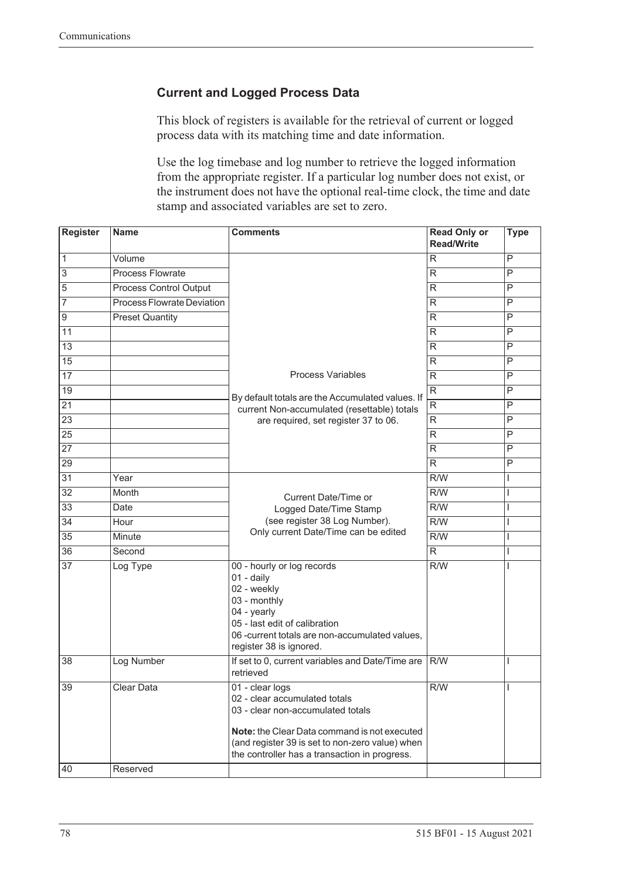### Current and Logged Process Data

This block of registers is available for the retrieval of current or logged process data with its matching time and date information.

Use the log timebase and log number to retrieve the logged information from the appropriate register. If a particular log number does not exist, or the instrument does not have the optional real-time clock, the time and date stamp and associated variables are set to zero.

| Register | Name | Comments | Read Only or Read/Write | Type |
|---|---|---|---|---|
| 1 | Volume | Process Variables<br><br>By default totals are the Accumulated values. If current Non-accumulated (resettable) totals are required, set register 37 to 06. | R | P |
| 3 | Process Flowrate | | R | P |
| 5 | Process Control Output | | R | P |
| 7 | Process Flowrate Deviation | | R | P |
| 9 | Preset Quantity | | R | P |
| 11 | | | R | P |
| 13 | | | R | P |
| 15 | | | R | P |
| 17 | | | R | P |
| 19 | | | R | P |
| 21 | | | R | P |
| 23 | | | R | P |
| 25 | | | R | P |
| 27 | | | R | P |
| 29 | | | R | P |
| 31 | Year | Current Date/Time or Logged Date/Time Stamp (see register 38 Log Number). Only current Date/Time can be edited | R/W | I |
| 32 | Month | | R/W | I |
| 33 | Date | | R/W | I |
| 34 | Hour | | R/W | I |
| 35 | Minute | | R/W | I |
| 36 | Second | | R | I |
| 37 | Log Type | 00 - hourly or log records<br>01 - daily<br>02 - weekly<br>03 - monthly<br>04 - yearly<br>05 - last edit of calibration<br>06 -current totals are non-accumulated values, register 38 is ignored. | R/W | I |
| 38 | Log Number | If set to 0, current variables and Date/Time are retrieved | R/W | I |
| 39 | Clear Data | 01 - clear logs<br>02 - clear accumulated totals<br>03 - clear non-accumulated totals<br><br>**Note:** the Clear Data command is not executed (and register 39 is set to non-zero value) when the controller has a transaction in progress. | R/W | I |
| 40 | Reserved | | | |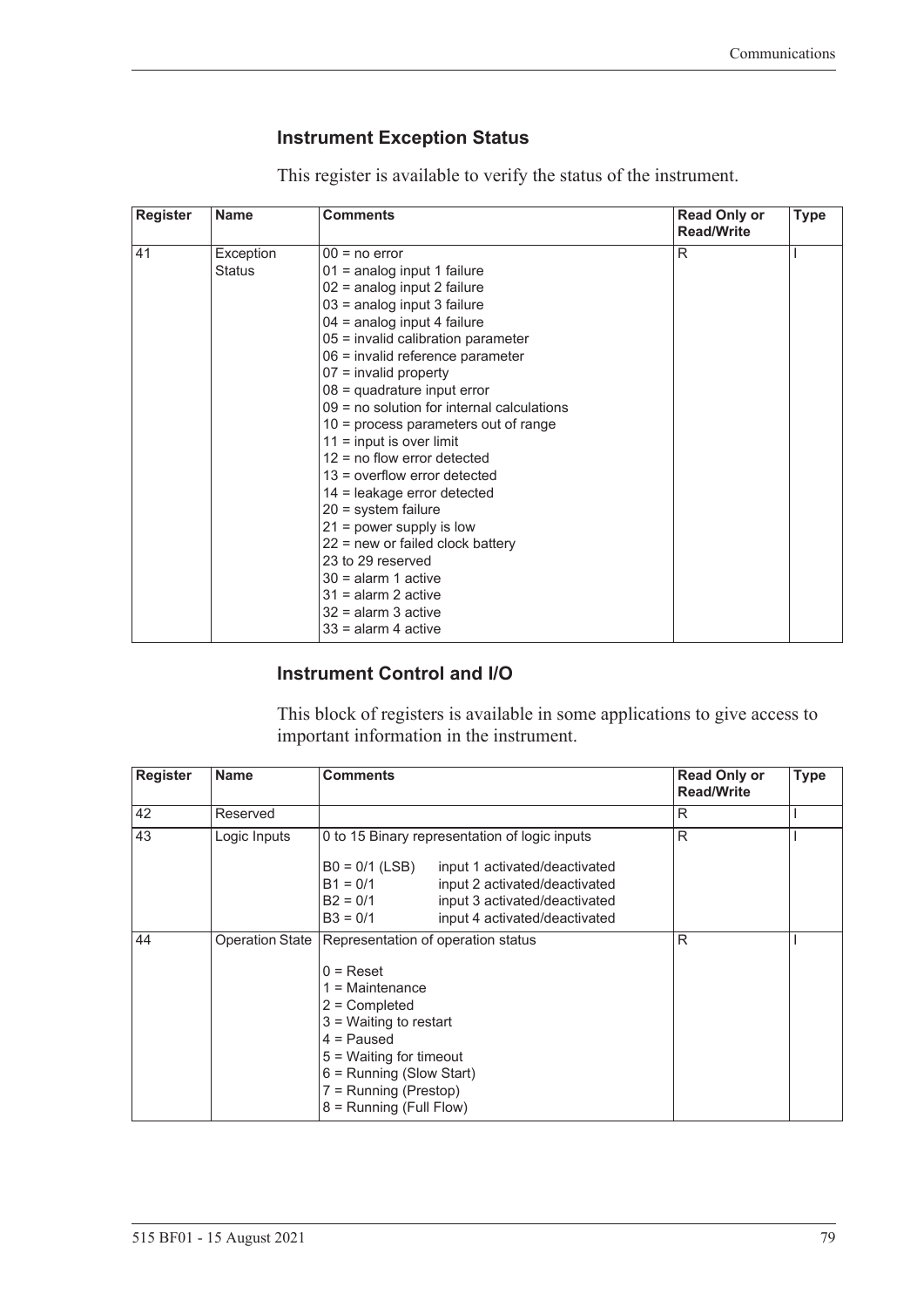### Instrument Exception Status

This register is available to verify the status of the instrument.

| Register | Name | Comments | Read Only or Read/Write | Type |
|---|---|---|---|---|
| 41 | Exception Status | 00 = no error<br>01 = analog input 1 failure<br>02 = analog input 2 failure<br>03 = analog input 3 failure<br>04 = analog input 4 failure<br>05 = invalid calibration parameter<br>06 = invalid reference parameter<br>07 = invalid property<br>08 = quadrature input error<br>09 = no solution for internal calculations<br>10 = process parameters out of range<br>11 = input is over limit<br>12 = no flow error detected<br>13 = overflow error detected<br>14 = leakage error detected<br>20 = system failure<br>21 = power supply is low<br>22 = new or failed clock battery<br>23 to 29 reserved<br>30 = alarm 1 active<br>31 = alarm 2 active<br>32 = alarm 3 active<br>33 = alarm 4 active | R | I |

### Instrument Control and I/O

This block of registers is available in some applications to give access to important information in the instrument.

| Register | Name | Comments | Read Only or Read/Write | Type |
|---|---|---|---|---|
| 42 | Reserved | | R | I |
| 43 | Logic Inputs | 0 to 15 Binary representation of logic inputs<br><br>B0 = 0/1 (LSB) input 1 activated/deactivated<br>B1 = 0/1 input 2 activated/deactivated<br>B2 = 0/1 input 3 activated/deactivated<br>B3 = 0/1 input 4 activated/deactivated | R | I |
| 44 | Operation State | Representation of operation status<br><br>0 = Reset<br>1 = Maintenance<br>2 = Completed<br>3 = Waiting to restart<br>4 = Paused<br>5 = Waiting for timeout<br>6 = Running (Slow Start)<br>7 = Running (Prestop)<br>8 = Running (Full Flow) | R | I |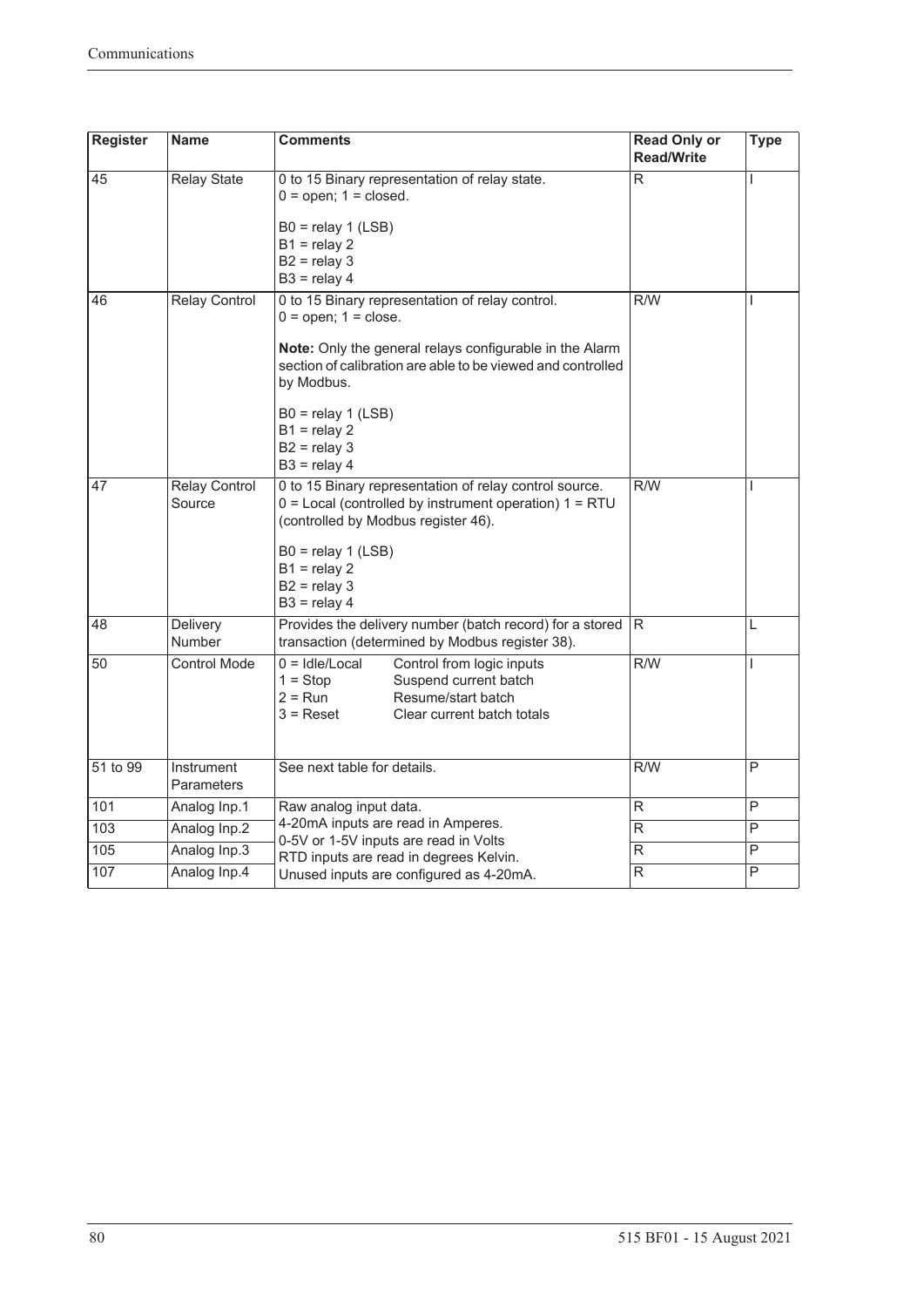| Register | Name | Comments | Read Only or Read/Write | Type |
|---|---|---|---|---|
| 45 | Relay State | 0 to 15 Binary representation of relay state.<br>0 = open; 1 = closed.<br><br>B0 = relay 1 (LSB)<br>B1 = relay 2<br>B2 = relay 3<br>B3 = relay 4 | R | I |
| 46 | Relay Control | 0 to 15 Binary representation of relay control.<br>0 = open; 1 = close.<br><br>**Note:** Only the general relays configurable in the Alarm section of calibration are able to be viewed and controlled by Modbus.<br><br>B0 = relay 1 (LSB)<br>B1 = relay 2<br>B2 = relay 3<br>B3 = relay 4 | R/W | I |
| 47 | Relay Control Source | 0 to 15 Binary representation of relay control source.<br>0 = Local (controlled by instrument operation) 1 = RTU (controlled by Modbus register 46).<br><br>B0 = relay 1 (LSB)<br>B1 = relay 2<br>B2 = relay 3<br>B3 = relay 4 | R/W | I |
| 48 | Delivery Number | Provides the delivery number (batch record) for a stored transaction (determined by Modbus register 38). | R | L |
| 50 | Control Mode | 0 = Idle/Local — Control from logic inputs<br>1 = Stop — Suspend current batch<br>2 = Run — Resume/start batch<br>3 = Reset — Clear current batch totals | R/W | I |
| 51 to 99 | Instrument Parameters | See next table for details. | R/W | P |
| 101 | Analog Inp.1 | Raw analog input data.<br>4-20mA inputs are read in Amperes.<br>0-5V or 1-5V inputs are read in Volts<br>RTD inputs are read in degrees Kelvin.<br>Unused inputs are configured as 4-20mA. | R | P |
| 103 | Analog Inp.2 | | R | P |
| 105 | Analog Inp.3 | | R | P |
| 107 | Analog Inp.4 | | R | P |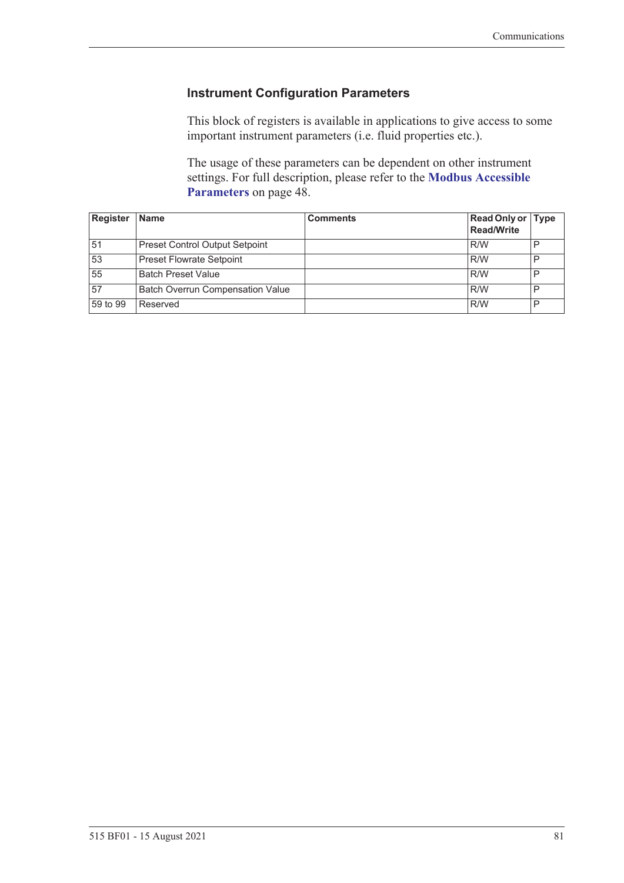### Instrument Configuration Parameters

This block of registers is available in applications to give access to some important instrument parameters (i.e. fluid properties etc.).

The usage of these parameters can be dependent on other instrument settings. For full description, please refer to the **Modbus Accessible Parameters** on page 48.

| Register | Name | Comments | Read Only or Read/Write | Type |
|---|---|---|---|---|
| 51 | Preset Control Output Setpoint | | R/W | P |
| 53 | Preset Flowrate Setpoint | | R/W | P |
| 55 | Batch Preset Value | | R/W | P |
| 57 | Batch Overrun Compensation Value | | R/W | P |
| 59 to 99 | Reserved | | R/W | P |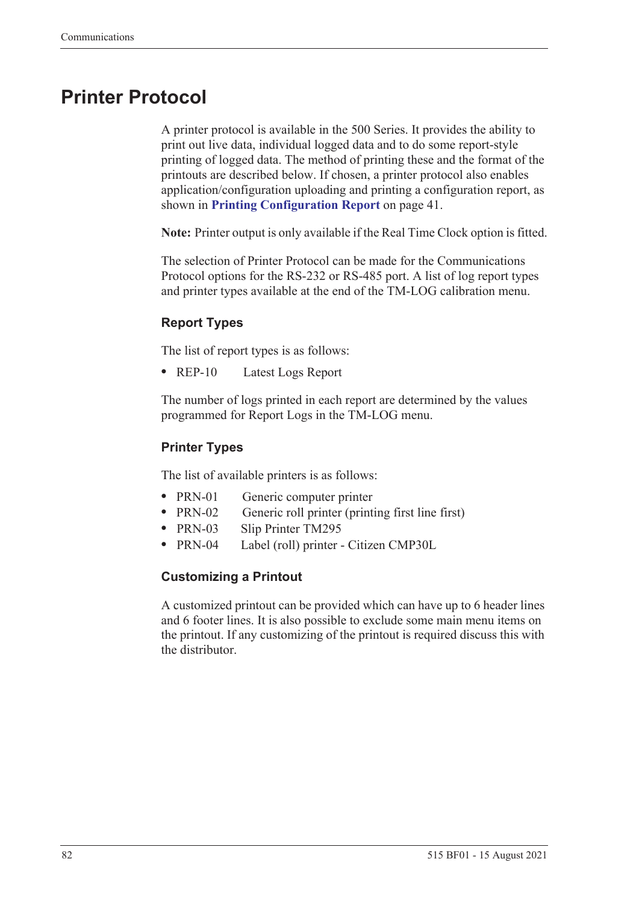# Printer Protocol

A printer protocol is available in the 500 Series. It provides the ability to print out live data, individual logged data and to do some report-style printing of logged data. The method of printing these and the format of the printouts are described below. If chosen, a printer protocol also enables application/configuration uploading and printing a configuration report, as shown in **Printing Configuration Report** on page 41.

**Note:** Printer output is only available if the Real Time Clock option is fitted.

The selection of Printer Protocol can be made for the Communications Protocol options for the RS-232 or RS-485 port. A list of log report types and printer types available at the end of the TM-LOG calibration menu.

### Report Types

The list of report types is as follows:

- REP-10 Latest Logs Report

The number of logs printed in each report are determined by the values programmed for Report Logs in the TM-LOG menu.

### Printer Types

The list of available printers is as follows:

- PRN-01 Generic computer printer
- PRN-02 Generic roll printer (printing first line first)
- PRN-03 Slip Printer TM295
- PRN-04 Label (roll) printer - Citizen CMP30L

### Customizing a Printout

A customized printout can be provided which can have up to 6 header lines and 6 footer lines. It is also possible to exclude some main menu items on the printout. If any customizing of the printout is required discuss this with the distributor.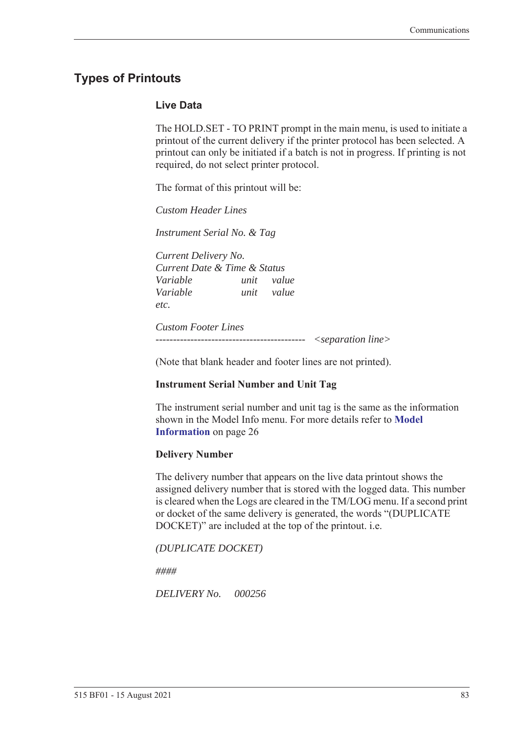## Types of Printouts

### Live Data

The HOLD.SET - TO PRINT prompt in the main menu, is used to initiate a printout of the current delivery if the printer protocol has been selected. A printout can only be initiated if a batch is not in progress. If printing is not required, do not select printer protocol.

The format of this printout will be:

*Custom Header Lines*

*Instrument Serial No. & Tag*

*Current Delivery No.*
*Current Date & Time & Status*
*Variable unit value*
*Variable unit value*
*etc.*

*Custom Footer Lines*
------------------------------------------- *<separation line>*

(Note that blank header and footer lines are not printed).

**Instrument Serial Number and Unit Tag**

The instrument serial number and unit tag is the same as the information shown in the Model Info menu. For more details refer to **Model Information** on page 26

**Delivery Number**

The delivery number that appears on the live data printout shows the assigned delivery number that is stored with the logged data. This number is cleared when the Logs are cleared in the TM/LOG menu. If a second print or docket of the same delivery is generated, the words "(DUPLICATE DOCKET)" are included at the top of the printout. i.e.

*(DUPLICATE DOCKET)*

*####*

*DELIVERY No. 000256*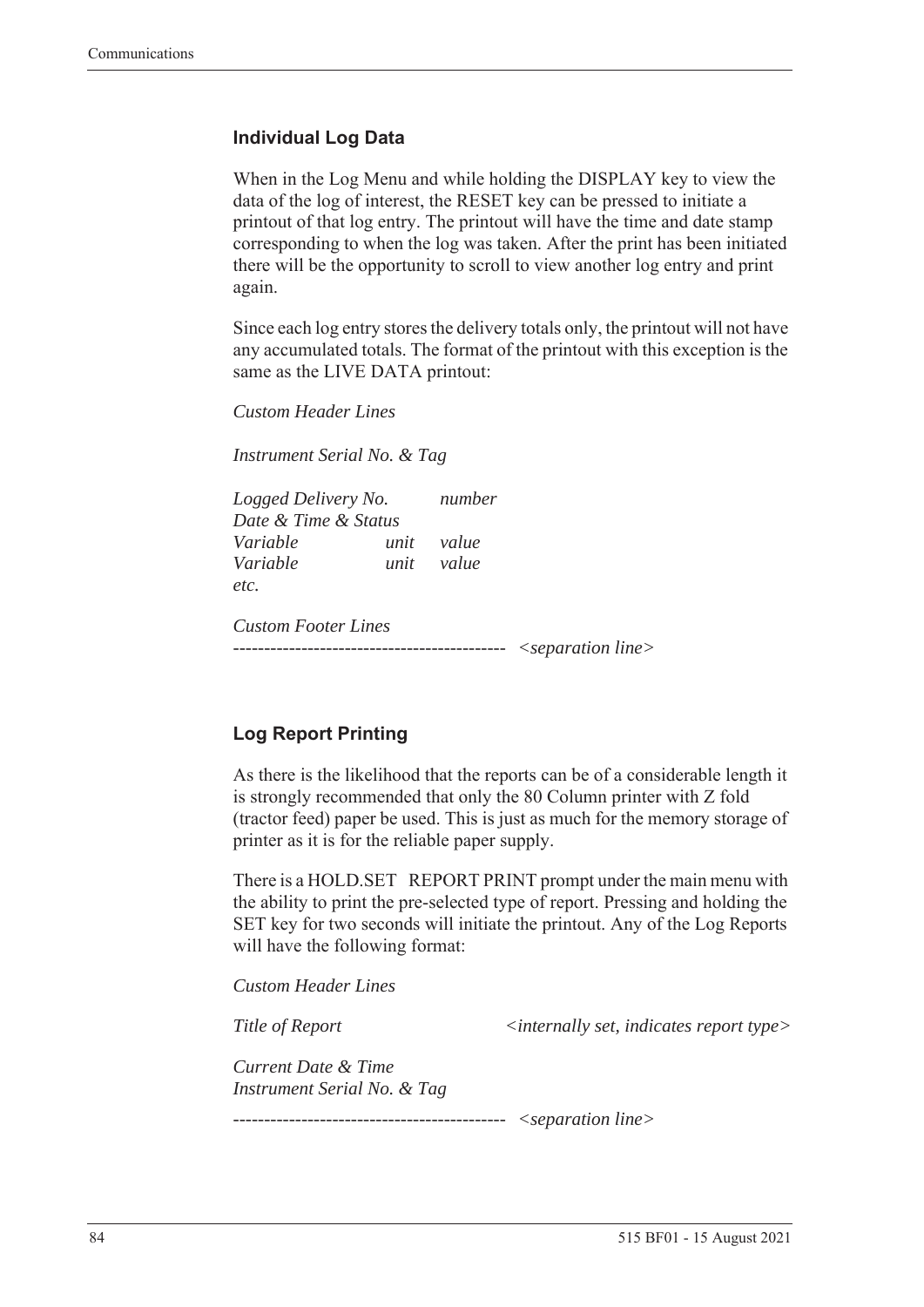### Individual Log Data

When in the Log Menu and while holding the DISPLAY key to view the data of the log of interest, the RESET key can be pressed to initiate a printout of that log entry. The printout will have the time and date stamp corresponding to when the log was taken. After the print has been initiated there will be the opportunity to scroll to view another log entry and print again.

Since each log entry stores the delivery totals only, the printout will not have any accumulated totals. The format of the printout with this exception is the same as the LIVE DATA printout:

*Custom Header Lines*

*Instrument Serial No. & Tag*

*Logged Delivery No.* *number*
*Date & Time & Status*
*Variable* *unit* *value*
*Variable* *unit* *value*
*etc.*

*Custom Footer Lines*
-------------------------------------------- *<separation line>*

### Log Report Printing

As there is the likelihood that the reports can be of a considerable length it is strongly recommended that only the 80 Column printer with Z fold (tractor feed) paper be used. This is just as much for the memory storage of printer as it is for the reliable paper supply.

There is a HOLD.SET REPORT PRINT prompt under the main menu with the ability to print the pre-selected type of report. Pressing and holding the SET key for two seconds will initiate the printout. Any of the Log Reports will have the following format:

*Custom Header Lines*

*Title of Report* *<internally set, indicates report type>*

*Current Date & Time*
*Instrument Serial No. & Tag*

-------------------------------------------- *<separation line>*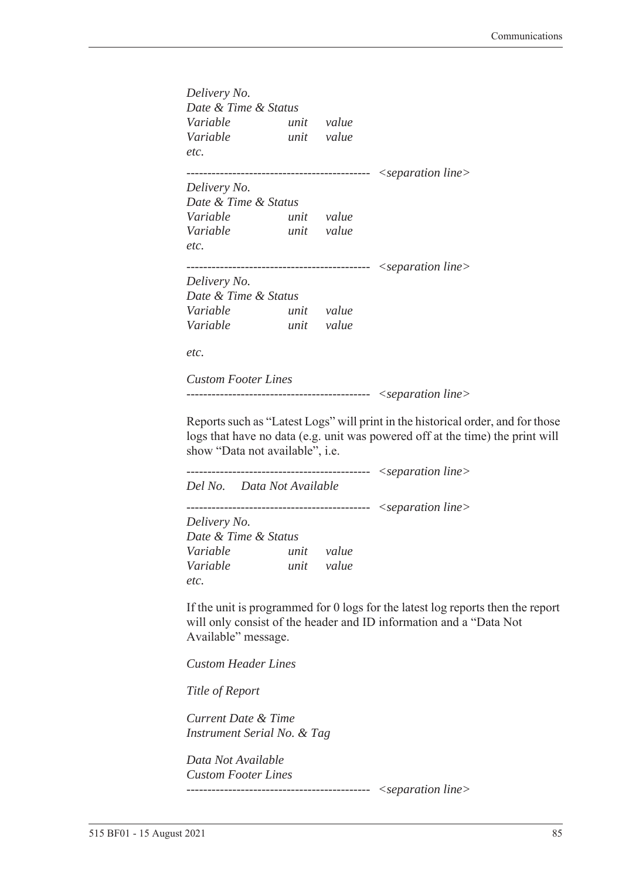*Delivery No.*
*Date & Time & Status*
*Variable unit value*
*Variable unit value*
*etc.*

------------------------------------------- *<separation line>*
*Delivery No.*
*Date & Time & Status*
*Variable unit value*
*Variable unit value*
*etc.*

------------------------------------------- *<separation line>*
*Delivery No.*
*Date & Time & Status*
*Variable unit value*
*Variable unit value*

*etc.*

*Custom Footer Lines*
------------------------------------------- *<separation line>*

Reports such as "Latest Logs" will print in the historical order, and for those logs that have no data (e.g. unit was powered off at the time) the print will show "Data not available", i.e.

------------------------------------------- *<separation line>*
*Del No. Data Not Available*

------------------------------------------- *<separation line>*
*Delivery No.*
*Date & Time & Status*
*Variable unit value*
*Variable unit value*
*etc.*

If the unit is programmed for 0 logs for the latest log reports then the report will only consist of the header and ID information and a "Data Not Available" message.

*Custom Header Lines*

*Title of Report*

*Current Date & Time*
*Instrument Serial No. & Tag*

*Data Not Available*
*Custom Footer Lines*
------------------------------------------- *<separation line>*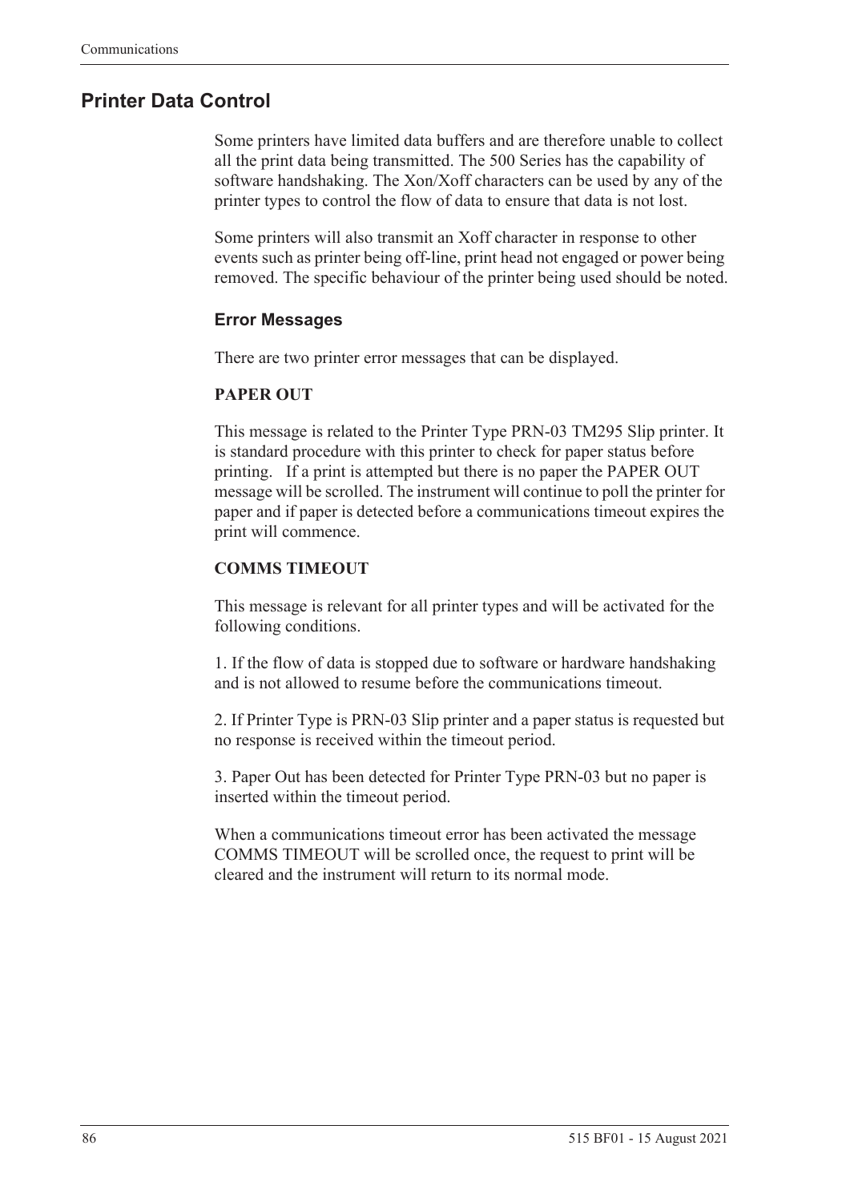## Printer Data Control

Some printers have limited data buffers and are therefore unable to collect all the print data being transmitted. The 500 Series has the capability of software handshaking. The Xon/Xoff characters can be used by any of the printer types to control the flow of data to ensure that data is not lost.

Some printers will also transmit an Xoff character in response to other events such as printer being off-line, print head not engaged or power being removed. The specific behaviour of the printer being used should be noted.

### Error Messages

There are two printer error messages that can be displayed.

**PAPER OUT**

This message is related to the Printer Type PRN-03 TM295 Slip printer. It is standard procedure with this printer to check for paper status before printing. If a print is attempted but there is no paper the PAPER OUT message will be scrolled. The instrument will continue to poll the printer for paper and if paper is detected before a communications timeout expires the print will commence.

**COMMS TIMEOUT**

This message is relevant for all printer types and will be activated for the following conditions.

1. If the flow of data is stopped due to software or hardware handshaking and is not allowed to resume before the communications timeout.

2. If Printer Type is PRN-03 Slip printer and a paper status is requested but no response is received within the timeout period.

3. Paper Out has been detected for Printer Type PRN-03 but no paper is inserted within the timeout period.

When a communications timeout error has been activated the message COMMS TIMEOUT will be scrolled once, the request to print will be cleared and the instrument will return to its normal mode.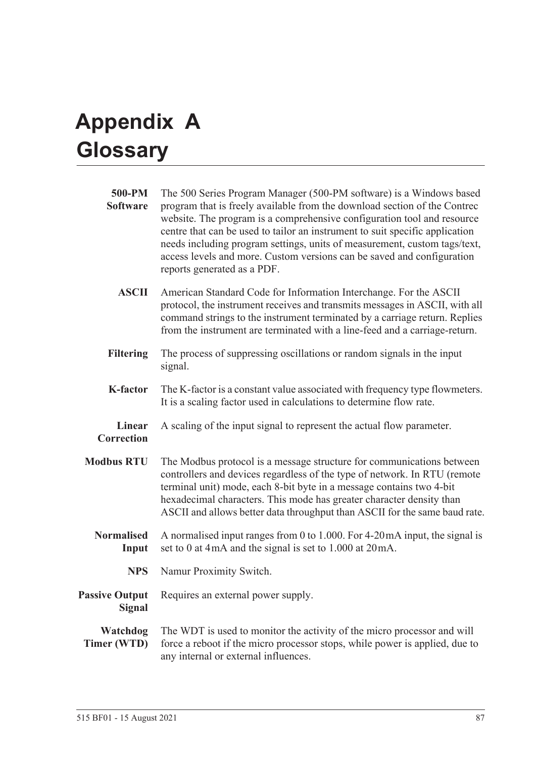# Appendix A Glossary

**500-PM Software** The 500 Series Program Manager (500-PM software) is a Windows based program that is freely available from the download section of the Contrec website. The program is a comprehensive configuration tool and resource centre that can be used to tailor an instrument to suit specific application needs including program settings, units of measurement, custom tags/text, access levels and more. Custom versions can be saved and configuration reports generated as a PDF.

**ASCII** American Standard Code for Information Interchange. For the ASCII protocol, the instrument receives and transmits messages in ASCII, with all command strings to the instrument terminated by a carriage return. Replies from the instrument are terminated with a line-feed and a carriage-return.

**Filtering** The process of suppressing oscillations or random signals in the input signal.

**K-factor** The K-factor is a constant value associated with frequency type flowmeters. It is a scaling factor used in calculations to determine flow rate.

**Linear Correction** A scaling of the input signal to represent the actual flow parameter.

**Modbus RTU** The Modbus protocol is a message structure for communications between controllers and devices regardless of the type of network. In RTU (remote terminal unit) mode, each 8-bit byte in a message contains two 4-bit hexadecimal characters. This mode has greater character density than ASCII and allows better data throughput than ASCII for the same baud rate.

**Normalised Input** A normalised input ranges from 0 to 1.000. For 4-20 mA input, the signal is set to 0 at 4 mA and the signal is set to 1.000 at 20 mA.

**NPS** Namur Proximity Switch.

**Passive Output Signal** Requires an external power supply.

**Watchdog Timer (WTD)** The WDT is used to monitor the activity of the micro processor and will force a reboot if the micro processor stops, while power is applied, due to any internal or external influences.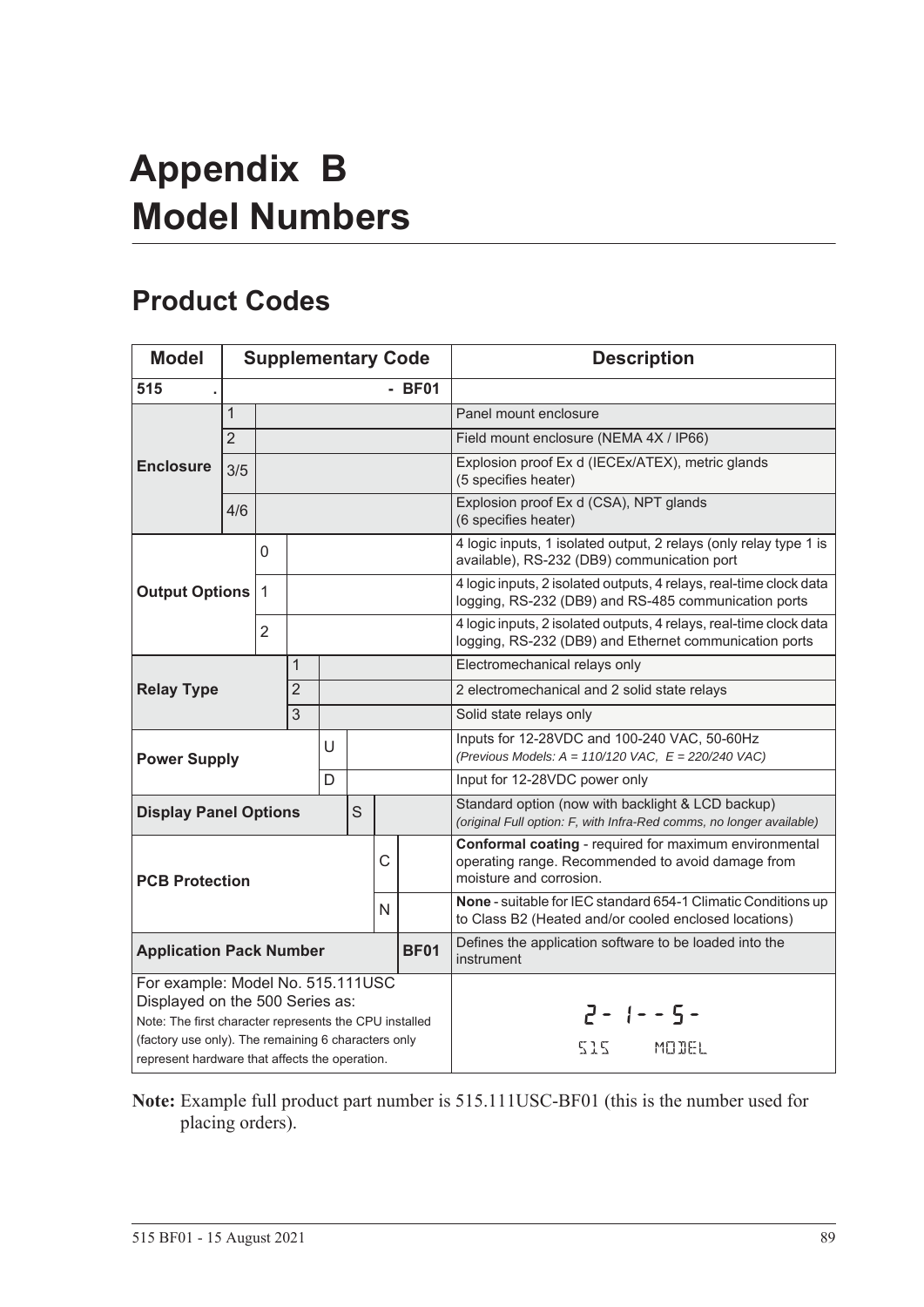# Appendix B Model Numbers

## Product Codes

| Model | Supplementary Code | | | | | | | Description |
|---|---|---|---|---|---|---|---|---|
| **515** | **.** | | | | | | **- BF01** | |
| **Enclosure** | 1 | | | | | | | Panel mount enclosure |
| | 2 | | | | | | | Field mount enclosure (NEMA 4X / IP66) |
| | 3/5 | | | | | | | Explosion proof Ex d (IECEx/ATEX), metric glands (5 specifies heater) |
| | 4/6 | | | | | | | Explosion proof Ex d (CSA), NPT glands (6 specifies heater) |
| **Output Options** | | 0 | | | | | | 4 logic inputs, 1 isolated output, 2 relays (only relay type 1 is available), RS-232 (DB9) communication port |
| | | 1 | | | | | | 4 logic inputs, 2 isolated outputs, 4 relays, real-time clock data logging, RS-232 (DB9) and RS-485 communication ports |
| | | 2 | | | | | | 4 logic inputs, 2 isolated outputs, 4 relays, real-time clock data logging, RS-232 (DB9) and Ethernet communication ports |
| **Relay Type** | | | 1 | | | | | Electromechanical relays only |
| | | | 2 | | | | | 2 electromechanical and 2 solid state relays |
| | | | 3 | | | | | Solid state relays only |
| **Power Supply** | | | | U | | | | Inputs for 12-28VDC and 100-240 VAC, 50-60Hz *(Previous Models: A = 110/120 VAC, E = 220/240 VAC)* |
| | | | | D | | | | Input for 12-28VDC power only |
| **Display Panel Options** | | | | | S | | | Standard option (now with backlight & LCD backup) *(original Full option: F, with Infra-Red comms, no longer available)* |
| **PCB Protection** | | | | | | C | | **Conformal coating** - required for maximum environmental operating range. Recommended to avoid damage from moisture and corrosion. |
| | | | | | | N | | **None** - suitable for IEC standard 654-1 Climatic Conditions up to Class B2 (Heated and/or cooled enclosed locations) |
| **Application Pack Number** | | | | | | | **BF01** | Defines the application software to be loaded into the instrument |
| For example: Model No. 515.111USC Displayed on the 500 Series as: Note: The first character represents the CPU installed (factory use only). The remaining 6 characters only represent hardware that affects the operation. | | | | | | | | 2- 1--5- 515 MODEL |

**Note:** Example full product part number is 515.111USC-BF01 (this is the number used for placing orders).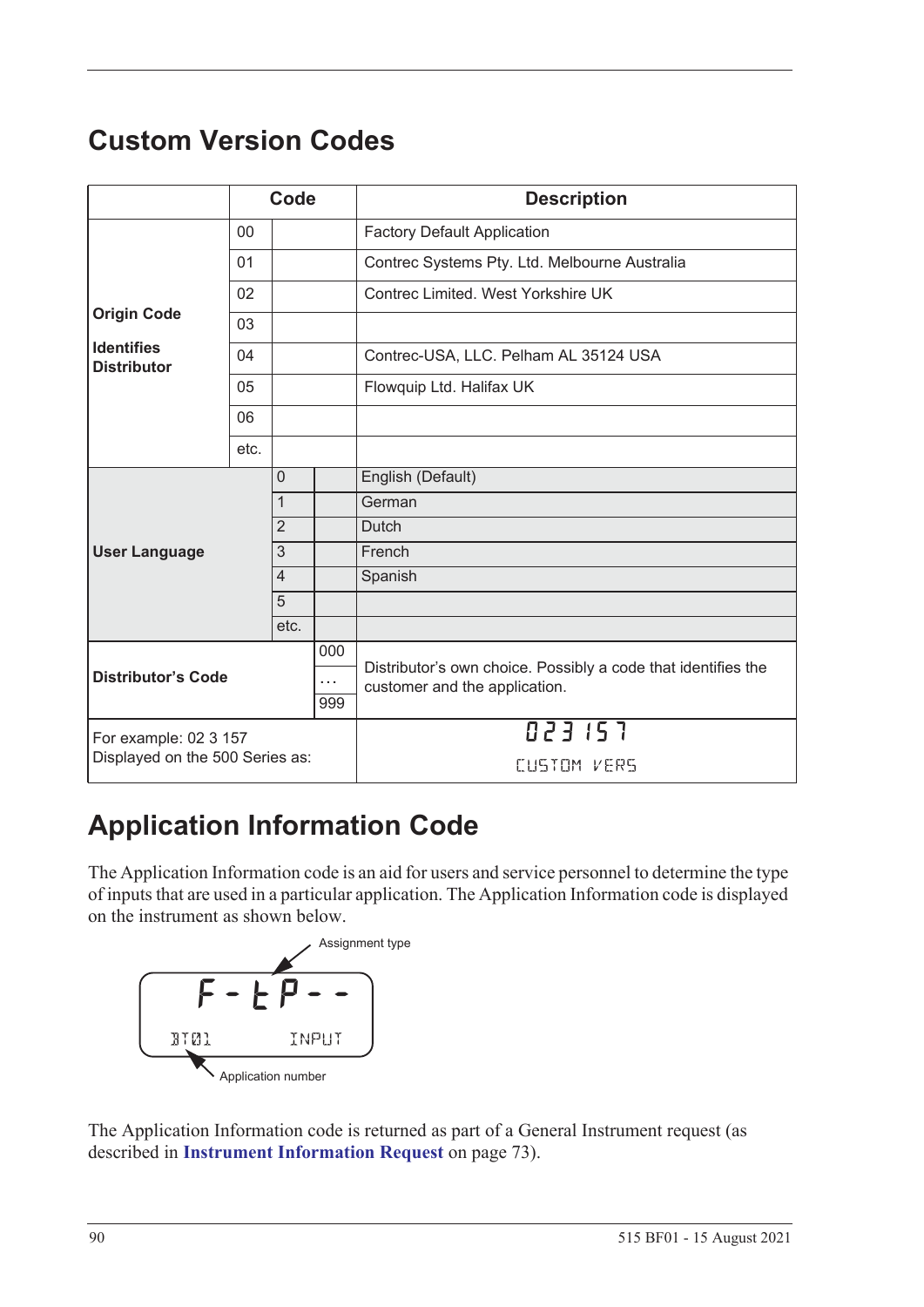# Custom Version Codes

| | Code | | | Description |
|---|---|---|---|---|
| **Origin Code** **Identifies Distributor** | 00 | | | Factory Default Application |
| | 01 | | | Contrec Systems Pty. Ltd. Melbourne Australia |
| | 02 | | | Contrec Limited. West Yorkshire UK |
| | 03 | | | |
| | 04 | | | Contrec-USA, LLC. Pelham AL 35124 USA |
| | 05 | | | Flowquip Ltd. Halifax UK |
| | 06 | | | |
| | etc. | | | |
| **User Language** | | 0 | | English (Default) |
| | | 1 | | German |
| | | 2 | | Dutch |
| | | 3 | | French |
| | | 4 | | Spanish |
| | | 5 | | |
| | | etc. | | |
| **Distributor's Code** | | | 000 … 999 | Distributor's own choice. Possibly a code that identifies the customer and the application. |
| For example: 02 3 157 Displayed on the 500 Series as: | | | | 023 157 CUSTOM VERS |

# Application Information Code

The Application Information code is an aid for users and service personnel to determine the type of inputs that are used in a particular application. The Application Information code is displayed on the instrument as shown below.

```
F-tP--
BT01        INPUT
```

Assignment type

Application number

The Application Information code is returned as part of a General Instrument request (as described in **Instrument Information Request** on page 73).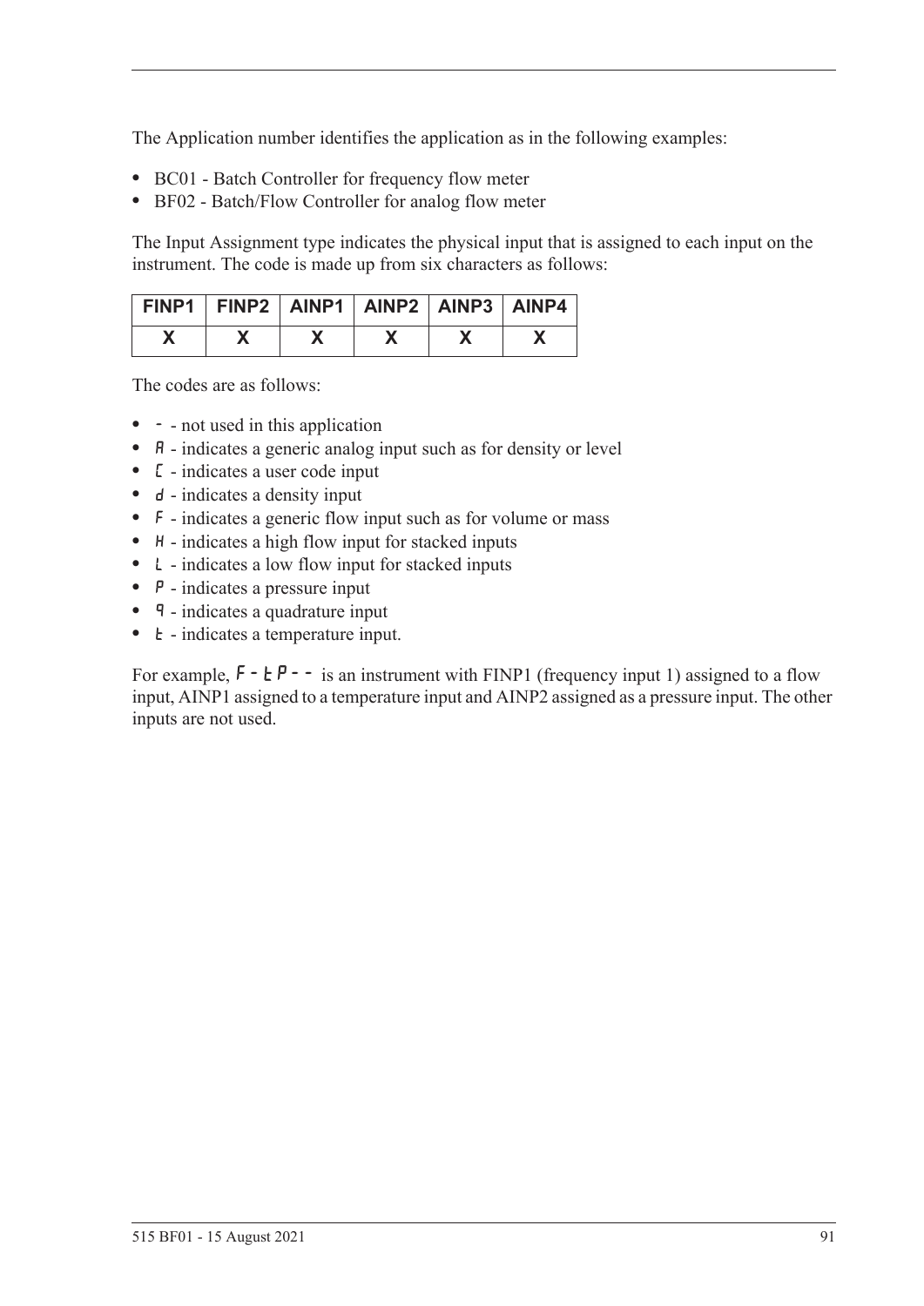The Application number identifies the application as in the following examples:

- BC01 - Batch Controller for frequency flow meter
- BF02 - Batch/Flow Controller for analog flow meter

The Input Assignment type indicates the physical input that is assigned to each input on the instrument. The code is made up from six characters as follows:

| FINP1 | FINP2 | AINP1 | AINP2 | AINP3 | AINP4 |
|---|---|---|---|---|---|
| X | X | X | X | X | X |

The codes are as follows:

- - - not used in this application
- A - indicates a generic analog input such as for density or level
- C - indicates a user code input
- d - indicates a density input
- F - indicates a generic flow input such as for volume or mass
- H - indicates a high flow input for stacked inputs
- L - indicates a low flow input for stacked inputs
- P - indicates a pressure input
- q - indicates a quadrature input
- t - indicates a temperature input.

For example, F-tP-- is an instrument with FINP1 (frequency input 1) assigned to a flow input, AINP1 assigned to a temperature input and AINP2 assigned as a pressure input. The other inputs are not used.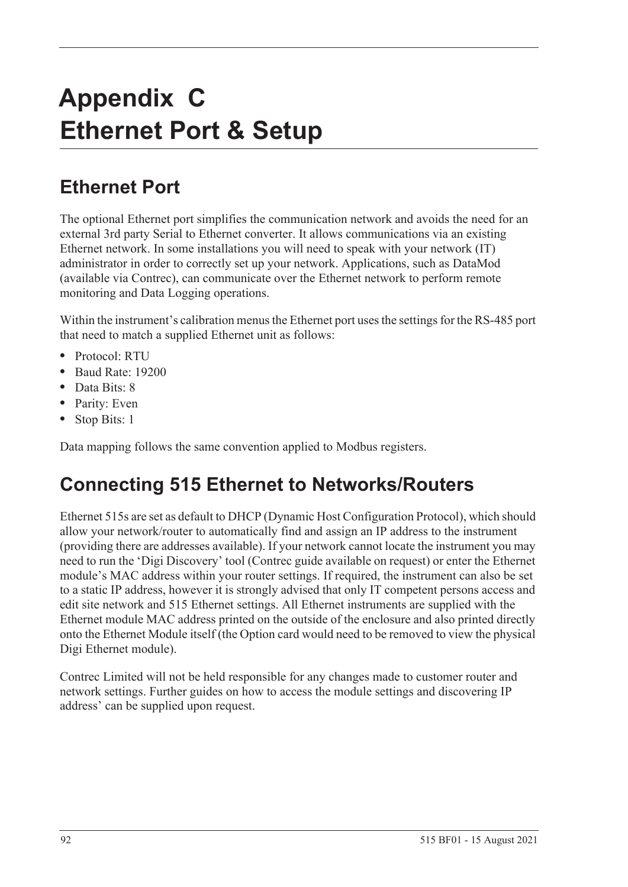# Appendix C
# Ethernet Port & Setup

## Ethernet Port

The optional Ethernet port simplifies the communication network and avoids the need for an external 3rd party Serial to Ethernet converter. It allows communications via an existing Ethernet network. In some installations you will need to speak with your network (IT) administrator in order to correctly set up your network. Applications, such as DataMod (available via Contrec), can communicate over the Ethernet network to perform remote monitoring and Data Logging operations.

Within the instrument's calibration menus the Ethernet port uses the settings for the RS-485 port that need to match a supplied Ethernet unit as follows:

- Protocol: RTU
- Baud Rate: 19200
- Data Bits: 8
- Parity: Even
- Stop Bits: 1

Data mapping follows the same convention applied to Modbus registers.

## Connecting 515 Ethernet to Networks/Routers

Ethernet 515s are set as default to DHCP (Dynamic Host Configuration Protocol), which should allow your network/router to automatically find and assign an IP address to the instrument (providing there are addresses available). If your network cannot locate the instrument you may need to run the 'Digi Discovery' tool (Contrec guide available on request) or enter the Ethernet module's MAC address within your router settings. If required, the instrument can also be set to a static IP address, however it is strongly advised that only IT competent persons access and edit site network and 515 Ethernet settings. All Ethernet instruments are supplied with the Ethernet module MAC address printed on the outside of the enclosure and also printed directly onto the Ethernet Module itself (the Option card would need to be removed to view the physical Digi Ethernet module).

Contrec Limited will not be held responsible for any changes made to customer router and network settings. Further guides on how to access the module settings and discovering IP address' can be supplied upon request.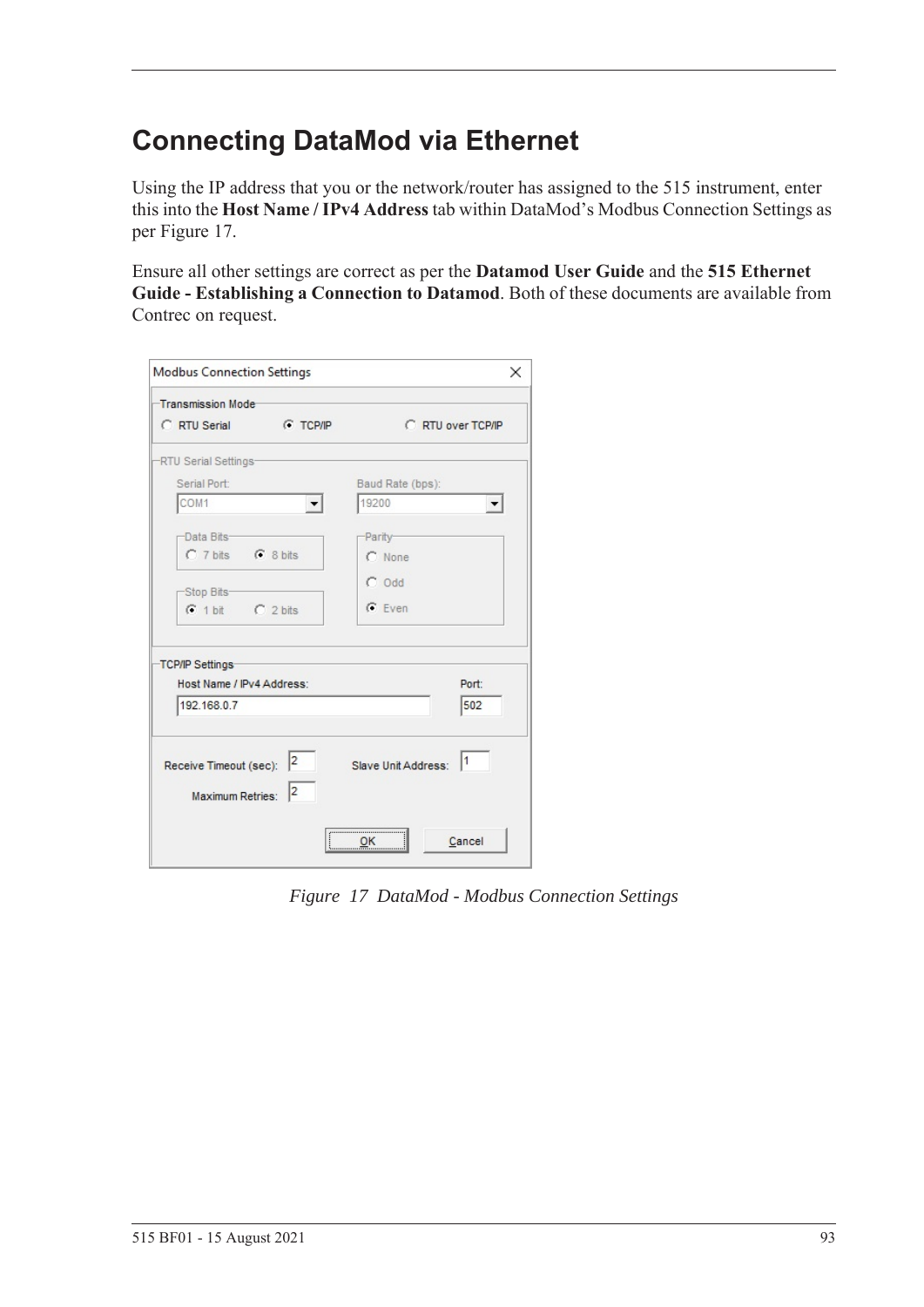# Connecting DataMod via Ethernet

Using the IP address that you or the network/router has assigned to the 515 instrument, enter this into the **Host Name / IPv4 Address** tab within DataMod's Modbus Connection Settings as per Figure 17.

Ensure all other settings are correct as per the **Datamod User Guide** and the **515 Ethernet Guide - Establishing a Connection to Datamod**. Both of these documents are available from Contrec on request.

*Figure 17 DataMod - Modbus Connection Settings*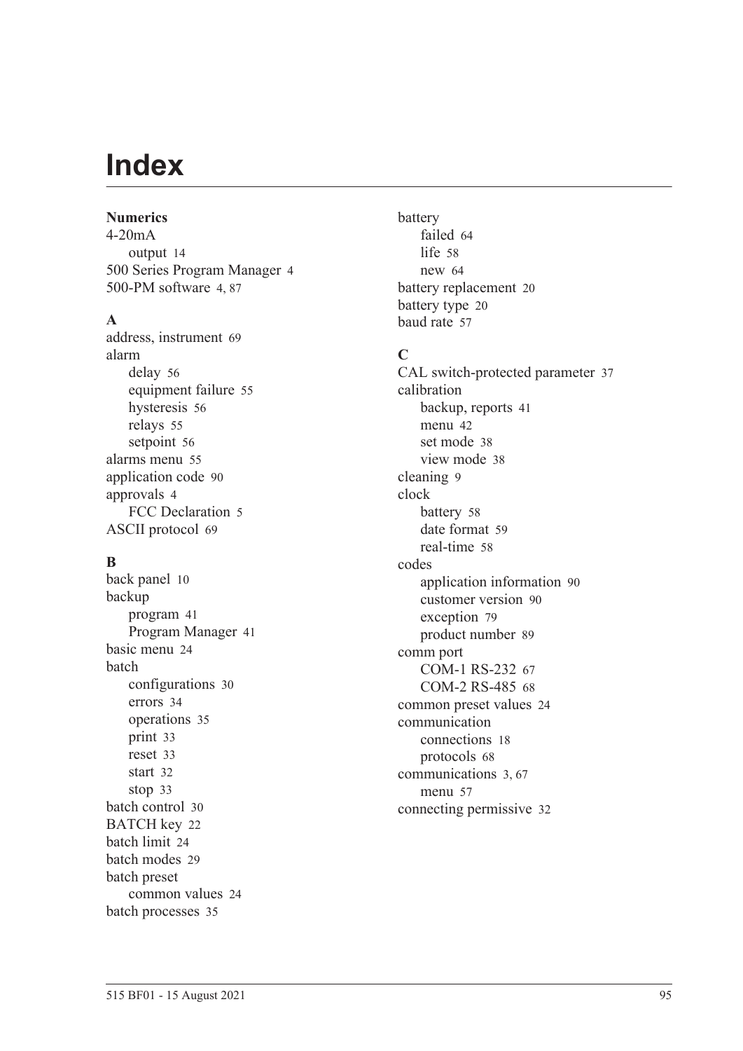# Index

**Numerics**

4-20mA
    output 14
500 Series Program Manager 4
500-PM software 4, 87

**A**

address, instrument 69
alarm
    delay 56
    equipment failure 55
    hysteresis 56
    relays 55
    setpoint 56
alarms menu 55
application code 90
approvals 4
    FCC Declaration 5
ASCII protocol 69

**B**

back panel 10
backup
    program 41
    Program Manager 41
basic menu 24
batch
    configurations 30
    errors 34
    operations 35
    print 33
    reset 33
    start 32
    stop 33
batch control 30
BATCH key 22
batch limit 24
batch modes 29
batch preset
    common values 24
batch processes 35
battery
    failed 64
    life 58
    new 64
battery replacement 20
battery type 20
baud rate 57

**C**

CAL switch-protected parameter 37
calibration
    backup, reports 41
    menu 42
    set mode 38
    view mode 38
cleaning 9
clock
    battery 58
    date format 59
    real-time 58
codes
    application information 90
    customer version 90
    exception 79
    product number 89
comm port
    COM-1 RS-232 67
    COM-2 RS-485 68
common preset values 24
communication
    connections 18
    protocols 68
communications 3, 67
    menu 57
connecting permissive 32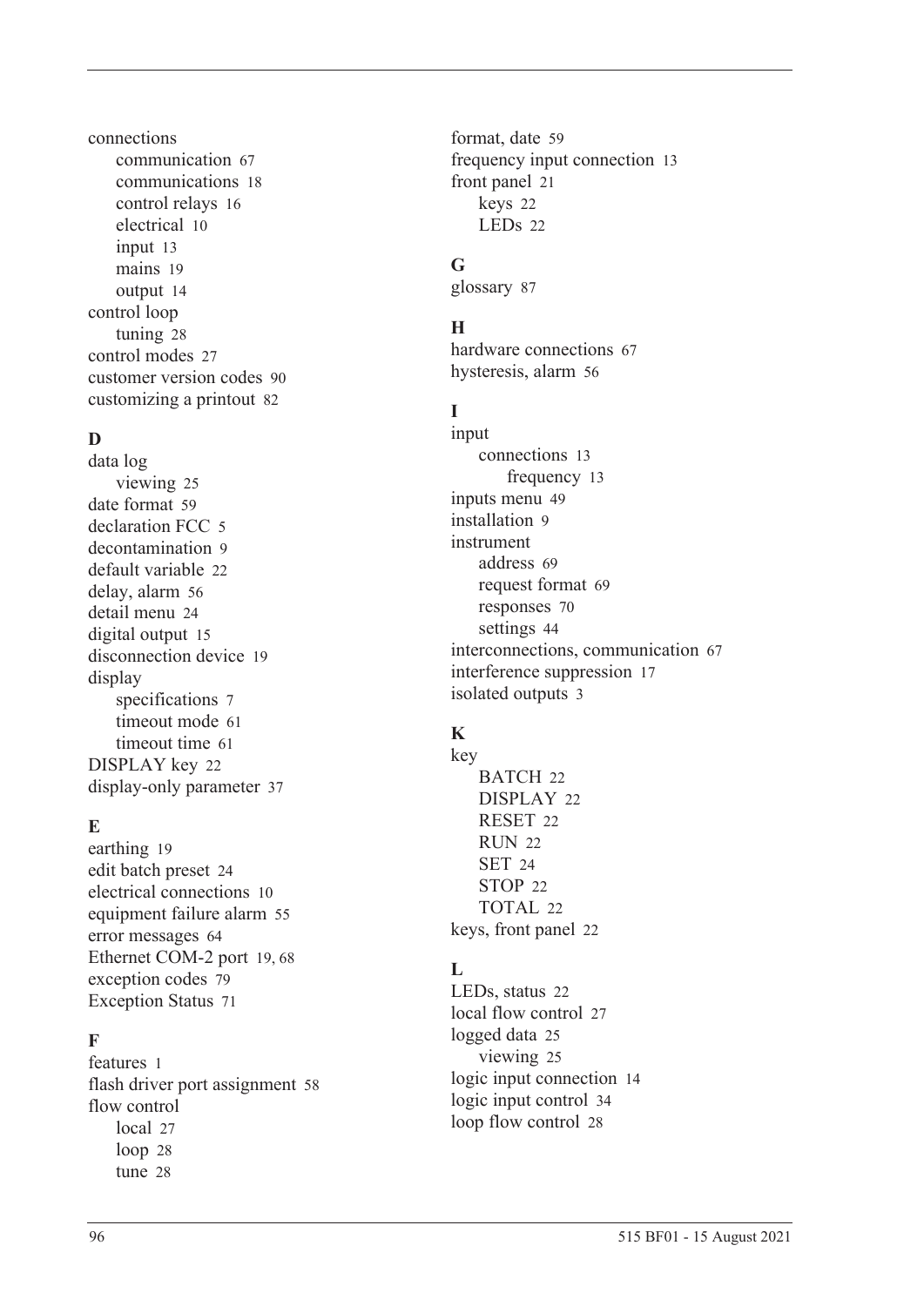connections
- communication 67
- communications 18
- control relays 16
- electrical 10
- input 13
- mains 19
- output 14

control loop
- tuning 28

control modes 27
customer version codes 90
customizing a printout 82

### D

data log
- viewing 25

date format 59
declaration FCC 5
decontamination 9
default variable 22
delay, alarm 56
detail menu 24
digital output 15
disconnection device 19
display
- specifications 7
- timeout mode 61
- timeout time 61

DISPLAY key 22
display-only parameter 37

### E

earthing 19
edit batch preset 24
electrical connections 10
equipment failure alarm 55
error messages 64
Ethernet COM-2 port 19, 68
exception codes 79
Exception Status 71

### F

features 1
flash driver port assignment 58
flow control
- local 27
- loop 28
- tune 28

format, date 59
frequency input connection 13
front panel 21
- keys 22
- LEDs 22

### G

glossary 87

### H

hardware connections 67
hysteresis, alarm 56

### I

input
- connections 13
  - frequency 13

inputs menu 49
installation 9
instrument
- address 69
- request format 69
- responses 70
- settings 44

interconnections, communication 67
interference suppression 17
isolated outputs 3

### K

key
- BATCH 22
- DISPLAY 22
- RESET 22
- RUN 22
- SET 24
- STOP 22
- TOTAL 22

keys, front panel 22

### L

LEDs, status 22
local flow control 27
logged data 25
- viewing 25

logic input connection 14
logic input control 34
loop flow control 28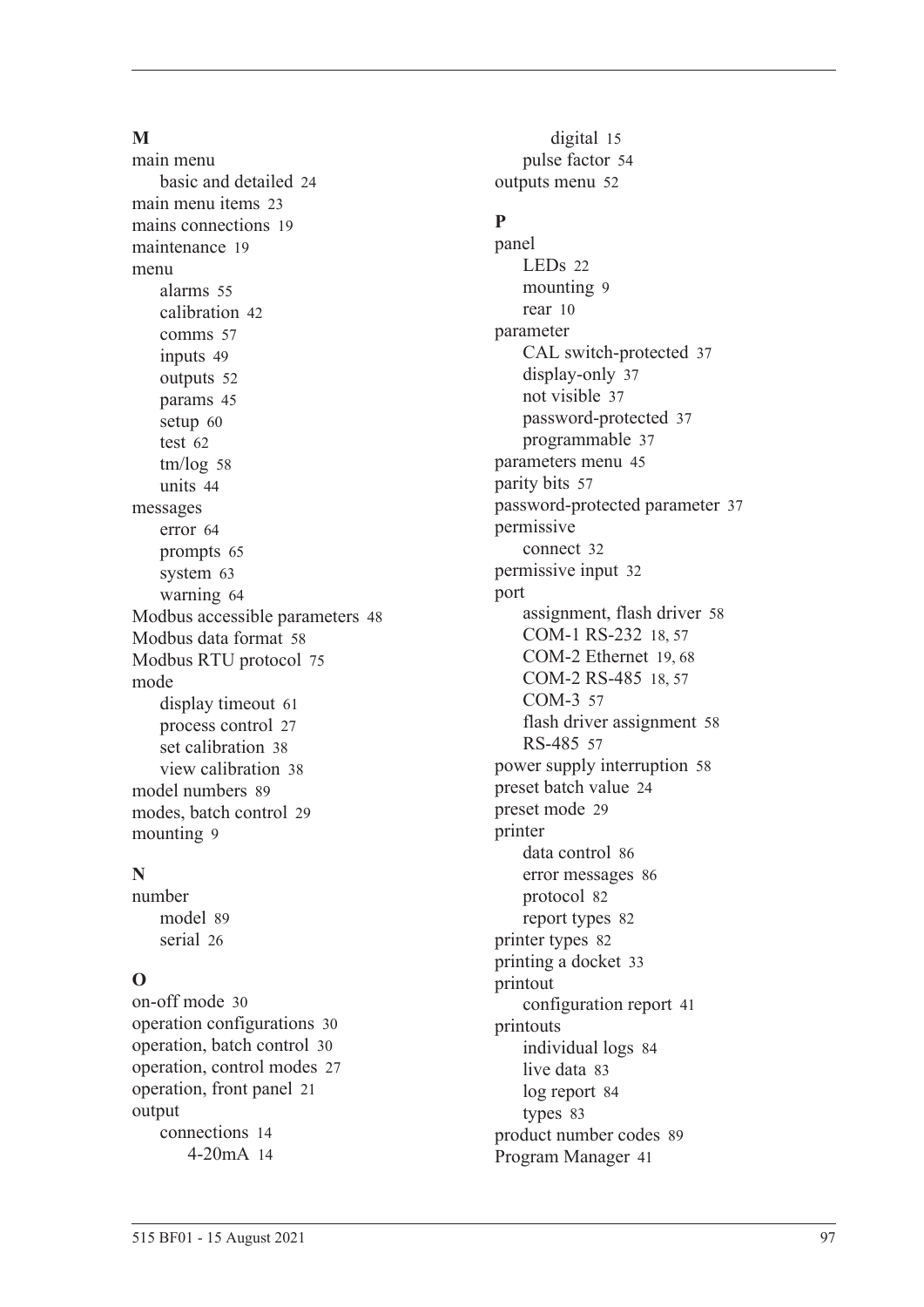**M**

main menu
- basic and detailed 24

main menu items 23
mains connections 19
maintenance 19
menu
- alarms 55
- calibration 42
- comms 57
- inputs 49
- outputs 52
- params 45
- setup 60
- test 62
- tm/log 58
- units 44

messages
- error 64
- prompts 65
- system 63
- warning 64

Modbus accessible parameters 48
Modbus data format 58
Modbus RTU protocol 75
mode
- display timeout 61
- process control 27
- set calibration 38
- view calibration 38

model numbers 89
modes, batch control 29
mounting 9

**N**

number
- model 89
- serial 26

**O**

on-off mode 30
operation configurations 30
operation, batch control 30
operation, control modes 27
operation, front panel 21
output
- connections 14
  - 4-20mA 14
  - digital 15
- pulse factor 54

outputs menu 52

**P**

panel
- LEDs 22
- mounting 9
- rear 10

parameter
- CAL switch-protected 37
- display-only 37
- not visible 37
- password-protected 37
- programmable 37

parameters menu 45
parity bits 57
password-protected parameter 37
permissive
- connect 32

permissive input 32
port
- assignment, flash driver 58
- COM-1 RS-232 18, 57
- COM-2 Ethernet 19, 68
- COM-2 RS-485 18, 57
- COM-3 57
- flash driver assignment 58
- RS-485 57

power supply interruption 58
preset batch value 24
preset mode 29
printer
- data control 86
- error messages 86
- protocol 82
- report types 82

printer types 82
printing a docket 33
printout
- configuration report 41

printouts
- individual logs 84
- live data 83
- log report 84
- types 83

product number codes 89
Program Manager 41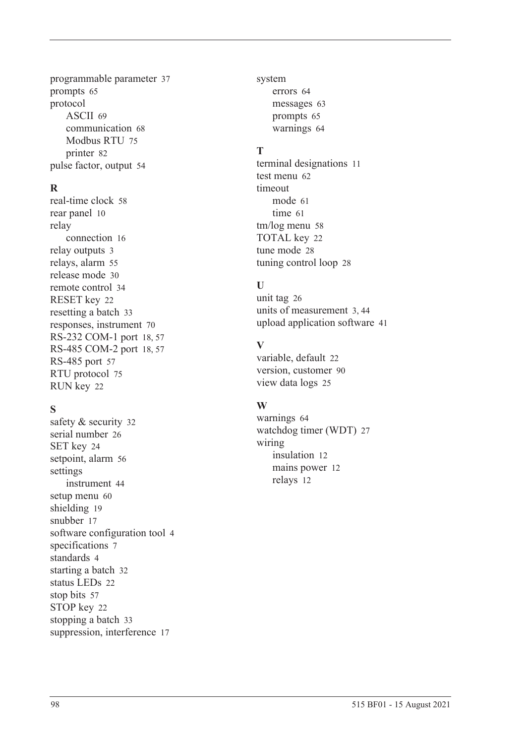programmable parameter 37
prompts 65
protocol
  ASCII 69
  communication 68
  Modbus RTU 75
  printer 82
pulse factor, output 54

**R**

real-time clock 58
rear panel 10
relay
  connection 16
relay outputs 3
relays, alarm 55
release mode 30
remote control 34
RESET key 22
resetting a batch 33
responses, instrument 70
RS-232 COM-1 port 18, 57
RS-485 COM-2 port 18, 57
RS-485 port 57
RTU protocol 75
RUN key 22

**S**

safety & security 32
serial number 26
SET key 24
setpoint, alarm 56
settings
  instrument 44
setup menu 60
shielding 19
snubber 17
software configuration tool 4
specifications 7
standards 4
starting a batch 32
status LEDs 22
stop bits 57
STOP key 22
stopping a batch 33
suppression, interference 17

system
  errors 64
  messages 63
  prompts 65
  warnings 64

**T**

terminal designations 11
test menu 62
timeout
  mode 61
  time 61
tm/log menu 58
TOTAL key 22
tune mode 28
tuning control loop 28

**U**

unit tag 26
units of measurement 3, 44
upload application software 41

**V**

variable, default 22
version, customer 90
view data logs 25

**W**

warnings 64
watchdog timer (WDT) 27
wiring
  insulation 12
  mains power 12
  relays 12